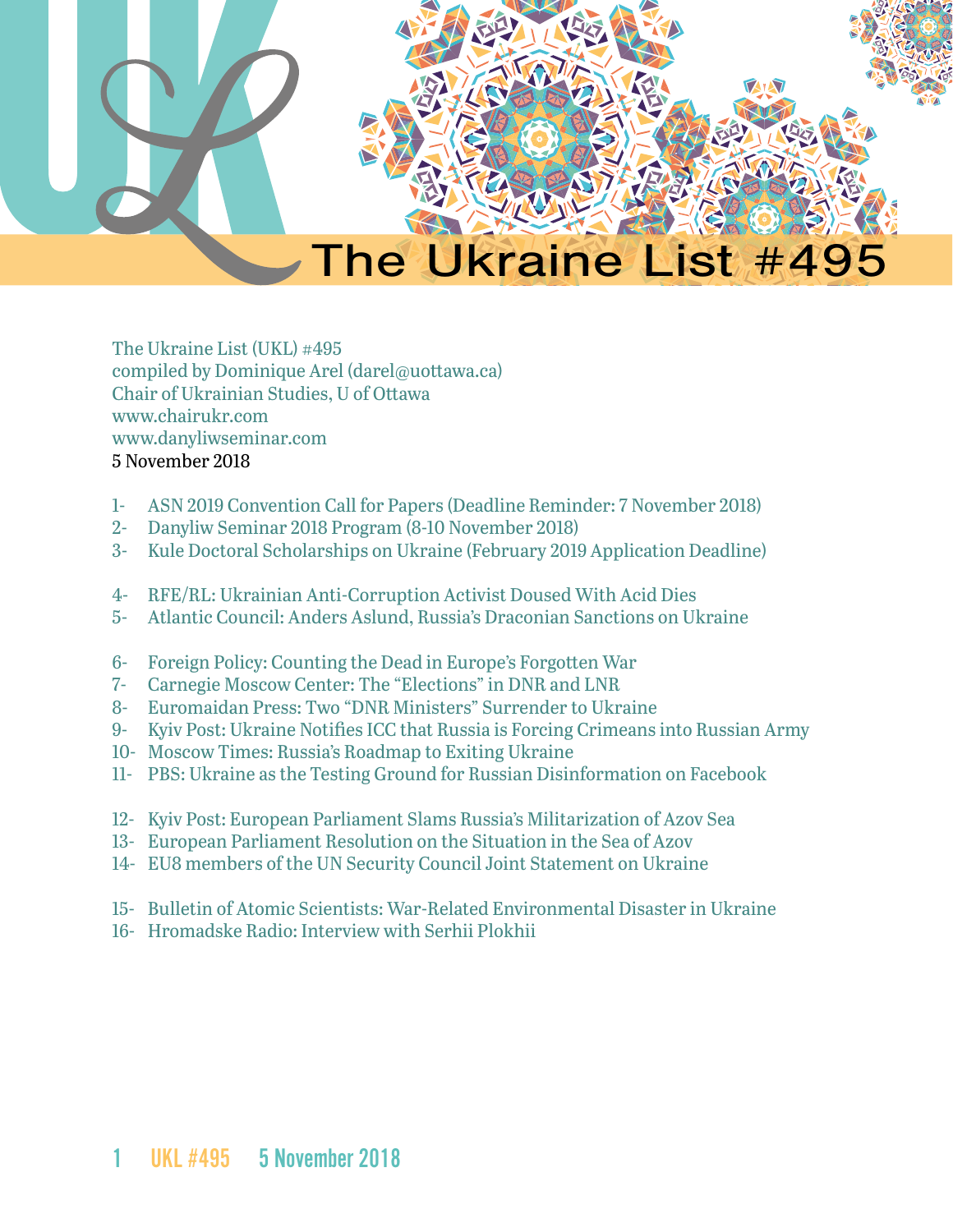# The Ukraine List #495

The Ukraine List (UKL) #495
compiled by Dominique Arel (darel@uottawa.ca)
Chair of Ukrainian Studies, U of Ottawa
www.chairukr.com
www.danyliwseminar.com
5 November 2018

1- ASN 2019 Convention Call for Papers (Deadline Reminder: 7 November 2018)
2- Danyliw Seminar 2018 Program (8-10 November 2018)
3- Kule Doctoral Scholarships on Ukraine (February 2019 Application Deadline)

4- RFE/RL: Ukrainian Anti-Corruption Activist Doused With Acid Dies
5- Atlantic Council: Anders Aslund, Russia's Draconian Sanctions on Ukraine

6- Foreign Policy: Counting the Dead in Europe's Forgotten War
7- Carnegie Moscow Center: The "Elections" in DNR and LNR
8- Euromaidan Press: Two "DNR Ministers" Surrender to Ukraine
9- Kyiv Post: Ukraine Notifies ICC that Russia is Forcing Crimeans into Russian Army
10- Moscow Times: Russia's Roadmap to Exiting Ukraine
11- PBS: Ukraine as the Testing Ground for Russian Disinformation on Facebook

12- Kyiv Post: European Parliament Slams Russia's Militarization of Azov Sea
13- European Parliament Resolution on the Situation in the Sea of Azov
14- EU8 members of the UN Security Council Joint Statement on Ukraine

15- Bulletin of Atomic Scientists: War-Related Environmental Disaster in Ukraine
16- Hromadske Radio: Interview with Serhii Plokhii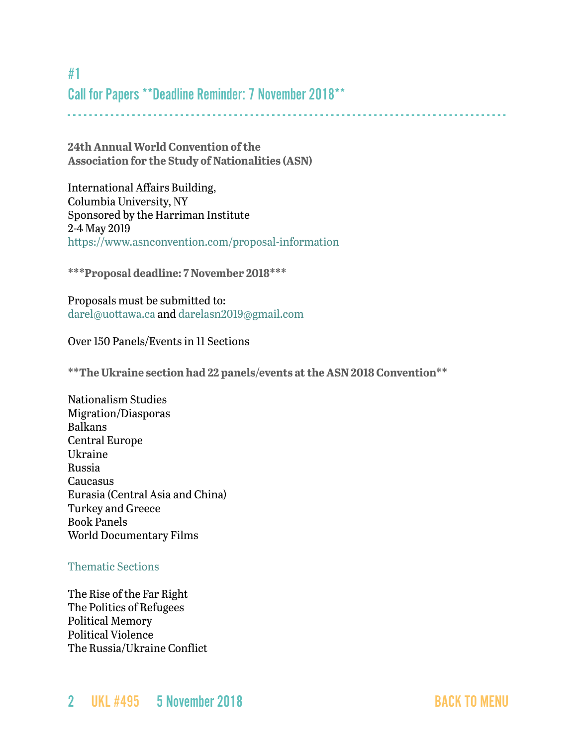## #1

## Call for Papers **Deadline Reminder: 7 November 2018**

**24th Annual World Convention of the Association for the Study of Nationalities (ASN)**

International Affairs Building,
Columbia University, NY
Sponsored by the Harriman Institute
2-4 May 2019
https://www.asnconvention.com/proposal-information

*****Proposal deadline: 7 November 2018*****

Proposals must be submitted to:
darel@uottawa.ca and darelasn2019@gmail.com

Over 150 Panels/Events in 11 Sections

****The Ukraine section had 22 panels/events at the ASN 2018 Convention****

Nationalism Studies
Migration/Diasporas
Balkans
Central Europe
Ukraine
Russia
Caucasus
Eurasia (Central Asia and China)
Turkey and Greece
Book Panels
World Documentary Films

Thematic Sections

The Rise of the Far Right
The Politics of Refugees
Political Memory
Political Violence
The Russia/Ukraine Conflict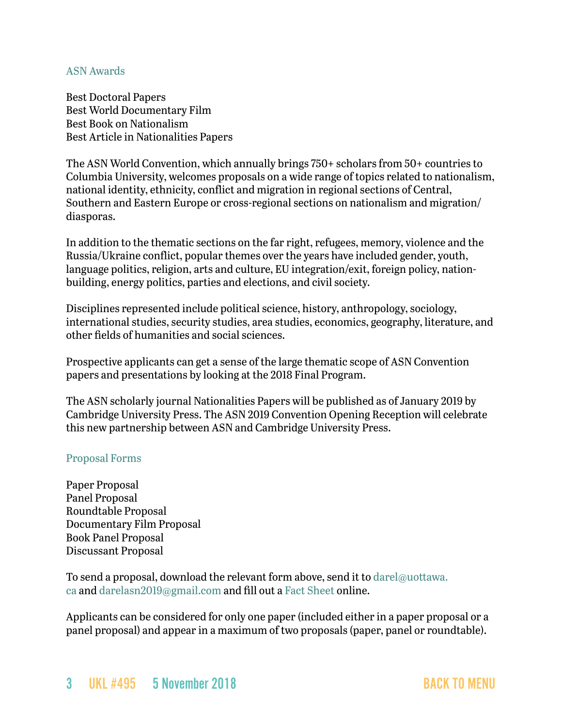## ASN Awards

Best Doctoral Papers
Best World Documentary Film
Best Book on Nationalism
Best Article in Nationalities Papers

The ASN World Convention, which annually brings 750+ scholars from 50+ countries to Columbia University, welcomes proposals on a wide range of topics related to nationalism, national identity, ethnicity, conflict and migration in regional sections of Central, Southern and Eastern Europe or cross-regional sections on nationalism and migration/diasporas.

In addition to the thematic sections on the far right, refugees, memory, violence and the Russia/Ukraine conflict, popular themes over the years have included gender, youth, language politics, religion, arts and culture, EU integration/exit, foreign policy, nation-building, energy politics, parties and elections, and civil society.

Disciplines represented include political science, history, anthropology, sociology, international studies, security studies, area studies, economics, geography, literature, and other fields of humanities and social sciences.

Prospective applicants can get a sense of the large thematic scope of ASN Convention papers and presentations by looking at the 2018 Final Program.

The ASN scholarly journal Nationalities Papers will be published as of January 2019 by Cambridge University Press. The ASN 2019 Convention Opening Reception will celebrate this new partnership between ASN and Cambridge University Press.

## Proposal Forms

Paper Proposal
Panel Proposal
Roundtable Proposal
Documentary Film Proposal
Book Panel Proposal
Discussant Proposal

To send a proposal, download the relevant form above, send it to darel@uottawa.ca and darelasn2019@gmail.com and fill out a Fact Sheet online.

Applicants can be considered for only one paper (included either in a paper proposal or a panel proposal) and appear in a maximum of two proposals (paper, panel or roundtable).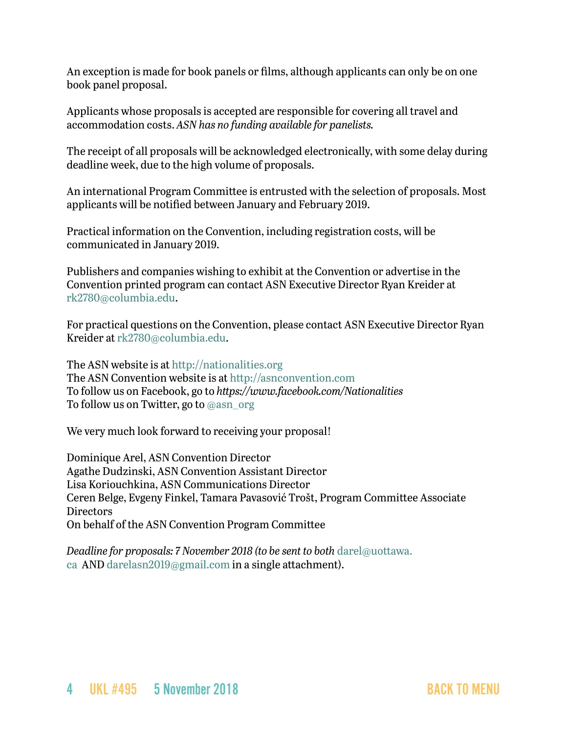An exception is made for book panels or films, although applicants can only be on one book panel proposal.

Applicants whose proposals is accepted are responsible for covering all travel and accommodation costs. *ASN has no funding available for panelists.*

The receipt of all proposals will be acknowledged electronically, with some delay during deadline week, due to the high volume of proposals.

An international Program Committee is entrusted with the selection of proposals. Most applicants will be notified between January and February 2019.

Practical information on the Convention, including registration costs, will be communicated in January 2019.

Publishers and companies wishing to exhibit at the Convention or advertise in the Convention printed program can contact ASN Executive Director Ryan Kreider at rk2780@columbia.edu.

For practical questions on the Convention, please contact ASN Executive Director Ryan Kreider at rk2780@columbia.edu.

The ASN website is at http://nationalities.org
The ASN Convention website is at http://asnconvention.com
To follow us on Facebook, go to *https://www.facebook.com/Nationalities*
To follow us on Twitter, go to @asn_org

We very much look forward to receiving your proposal!

Dominique Arel, ASN Convention Director
Agathe Dudzinski, ASN Convention Assistant Director
Lisa Koriouchkina, ASN Communications Director
Ceren Belge, Evgeny Finkel, Tamara Pavasović Trošt, Program Committee Associate Directors
On behalf of the ASN Convention Program Committee

*Deadline for proposals: 7 November 2018 (to be sent to both* darel@uottawa.ca AND darelasn2019@gmail.com in a single attachment).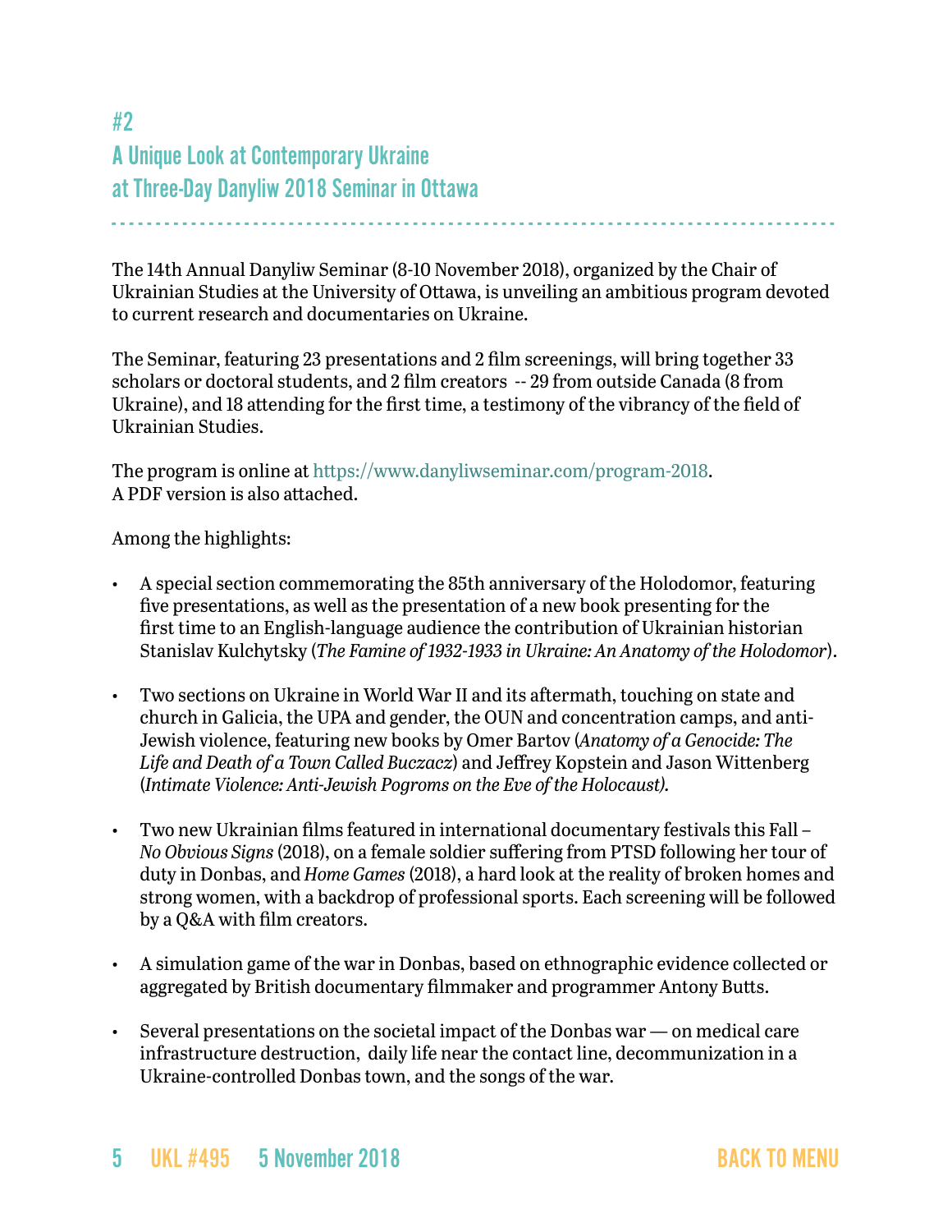## #2
## A Unique Look at Contemporary Ukraine at Three-Day Danyliw 2018 Seminar in Ottawa

The 14th Annual Danyliw Seminar (8-10 November 2018), organized by the Chair of Ukrainian Studies at the University of Ottawa, is unveiling an ambitious program devoted to current research and documentaries on Ukraine.

The Seminar, featuring 23 presentations and 2 film screenings, will bring together 33 scholars or doctoral students, and 2 film creators -- 29 from outside Canada (8 from Ukraine), and 18 attending for the first time, a testimony of the vibrancy of the field of Ukrainian Studies.

The program is online at https://www.danyliwseminar.com/program-2018.
A PDF version is also attached.

Among the highlights:

- A special section commemorating the 85th anniversary of the Holodomor, featuring five presentations, as well as the presentation of a new book presenting for the first time to an English-language audience the contribution of Ukrainian historian Stanislav Kulchytsky (*The Famine of 1932-1933 in Ukraine: An Anatomy of the Holodomor*).

- Two sections on Ukraine in World War II and its aftermath, touching on state and church in Galicia, the UPA and gender, the OUN and concentration camps, and anti-Jewish violence, featuring new books by Omer Bartov (*Anatomy of a Genocide: The Life and Death of a Town Called Buczacz*) and Jeffrey Kopstein and Jason Wittenberg (*Intimate Violence: Anti-Jewish Pogroms on the Eve of the Holocaust).*

- Two new Ukrainian films featured in international documentary festivals this Fall – *No Obvious Signs* (2018), on a female soldier suffering from PTSD following her tour of duty in Donbas, and *Home Games* (2018), a hard look at the reality of broken homes and strong women, with a backdrop of professional sports. Each screening will be followed by a Q&A with film creators.

- A simulation game of the war in Donbas, based on ethnographic evidence collected or aggregated by British documentary filmmaker and programmer Antony Butts.

- Several presentations on the societal impact of the Donbas war — on medical care infrastructure destruction, daily life near the contact line, decommunization in a Ukraine-controlled Donbas town, and the songs of the war.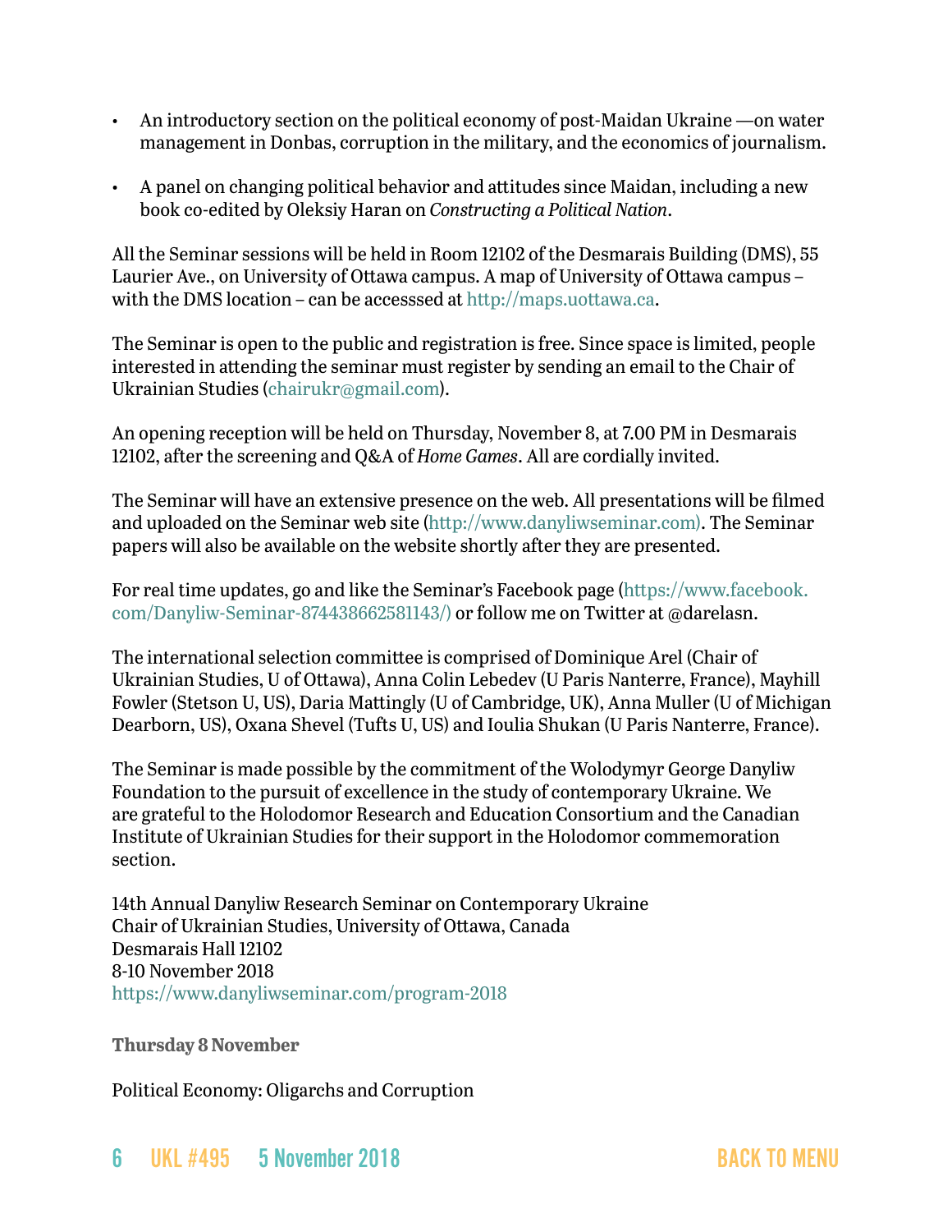- An introductory section on the political economy of post-Maidan Ukraine —on water management in Donbas, corruption in the military, and the economics of journalism.
- A panel on changing political behavior and attitudes since Maidan, including a new book co-edited by Oleksiy Haran on *Constructing a Political Nation*.

All the Seminar sessions will be held in Room 12102 of the Desmarais Building (DMS), 55 Laurier Ave., on University of Ottawa campus. A map of University of Ottawa campus – with the DMS location – can be accesssed at http://maps.uottawa.ca.

The Seminar is open to the public and registration is free. Since space is limited, people interested in attending the seminar must register by sending an email to the Chair of Ukrainian Studies (chairukr@gmail.com).

An opening reception will be held on Thursday, November 8, at 7.00 PM in Desmarais 12102, after the screening and Q&A of *Home Games*. All are cordially invited.

The Seminar will have an extensive presence on the web. All presentations will be filmed and uploaded on the Seminar web site (http://www.danyliwseminar.com). The Seminar papers will also be available on the website shortly after they are presented.

For real time updates, go and like the Seminar's Facebook page (https://www.facebook.com/Danyliw-Seminar-874438662581143/) or follow me on Twitter at @darelasn.

The international selection committee is comprised of Dominique Arel (Chair of Ukrainian Studies, U of Ottawa), Anna Colin Lebedev (U Paris Nanterre, France), Mayhill Fowler (Stetson U, US), Daria Mattingly (U of Cambridge, UK), Anna Muller (U of Michigan Dearborn, US), Oxana Shevel (Tufts U, US) and Ioulia Shukan (U Paris Nanterre, France).

The Seminar is made possible by the commitment of the Wolodymyr George Danyliw Foundation to the pursuit of excellence in the study of contemporary Ukraine. We are grateful to the Holodomor Research and Education Consortium and the Canadian Institute of Ukrainian Studies for their support in the Holodomor commemoration section.

14th Annual Danyliw Research Seminar on Contemporary Ukraine
Chair of Ukrainian Studies, University of Ottawa, Canada
Desmarais Hall 12102
8-10 November 2018
https://www.danyliwseminar.com/program-2018

**Thursday 8 November**

Political Economy: Oligarchs and Corruption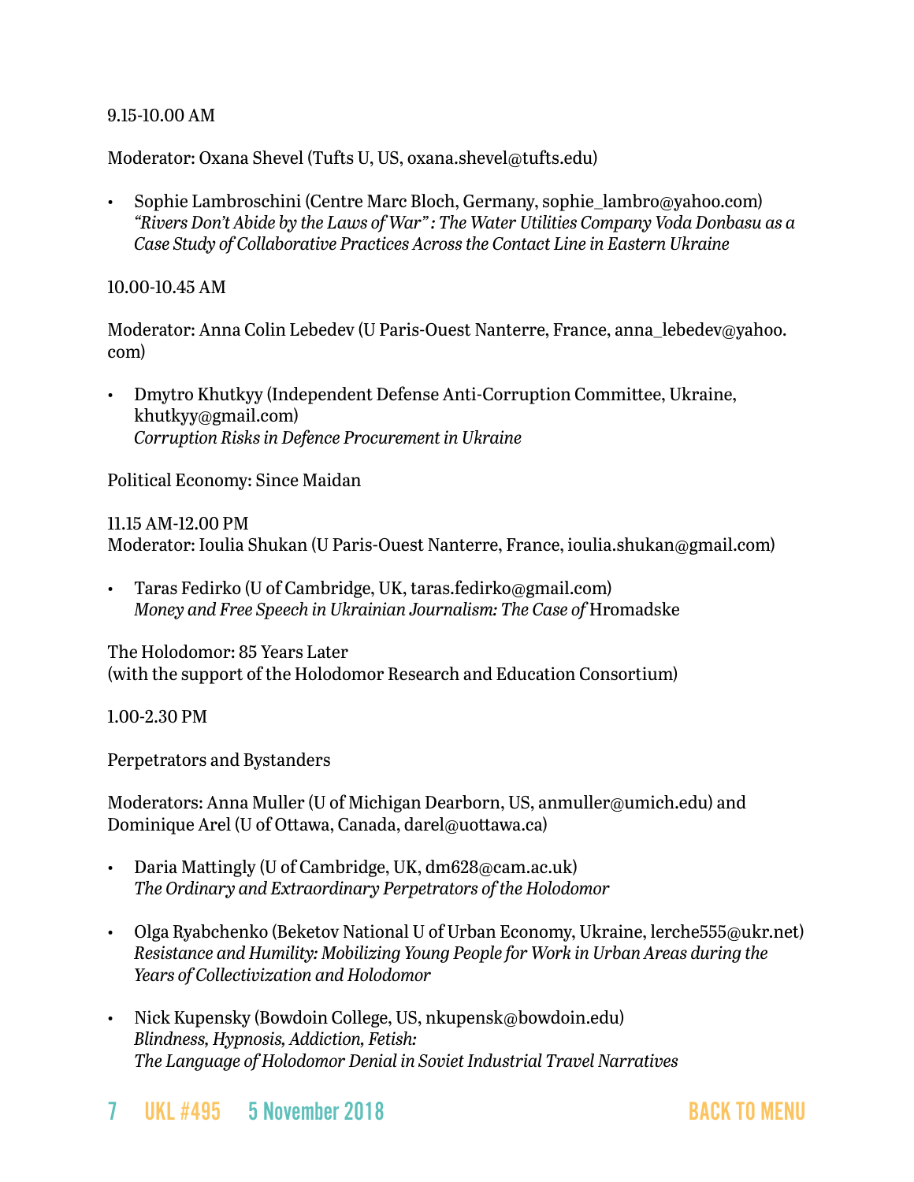9.15-10.00 AM

Moderator: Oxana Shevel (Tufts U, US, oxana.shevel@tufts.edu)

- Sophie Lambroschini (Centre Marc Bloch, Germany, sophie_lambro@yahoo.com)
  *"Rivers Don't Abide by the Laws of War" : The Water Utilities Company Voda Donbasu as a Case Study of Collaborative Practices Across the Contact Line in Eastern Ukraine*

10.00-10.45 AM

Moderator: Anna Colin Lebedev (U Paris-Ouest Nanterre, France, anna_lebedev@yahoo.com)

- Dmytro Khutkyy (Independent Defense Anti-Corruption Committee, Ukraine, khutkyy@gmail.com)
  *Corruption Risks in Defence Procurement in Ukraine*

Political Economy: Since Maidan

11.15 AM-12.00 PM
Moderator: Ioulia Shukan (U Paris-Ouest Nanterre, France, ioulia.shukan@gmail.com)

- Taras Fedirko (U of Cambridge, UK, taras.fedirko@gmail.com)
  *Money and Free Speech in Ukrainian Journalism: The Case of* Hromadske

The Holodomor: 85 Years Later
(with the support of the Holodomor Research and Education Consortium)

1.00-2.30 PM

Perpetrators and Bystanders

Moderators: Anna Muller (U of Michigan Dearborn, US, anmuller@umich.edu) and Dominique Arel (U of Ottawa, Canada, darel@uottawa.ca)

- Daria Mattingly (U of Cambridge, UK, dm628@cam.ac.uk)
  *The Ordinary and Extraordinary Perpetrators of the Holodomor*

- Olga Ryabchenko (Beketov National U of Urban Economy, Ukraine, lerche555@ukr.net)
  *Resistance and Humility: Mobilizing Young People for Work in Urban Areas during the Years of Collectivization and Holodomor*

- Nick Kupensky (Bowdoin College, US, nkupensk@bowdoin.edu)
  *Blindness, Hypnosis, Addiction, Fetish:*
  *The Language of Holodomor Denial in Soviet Industrial Travel Narratives*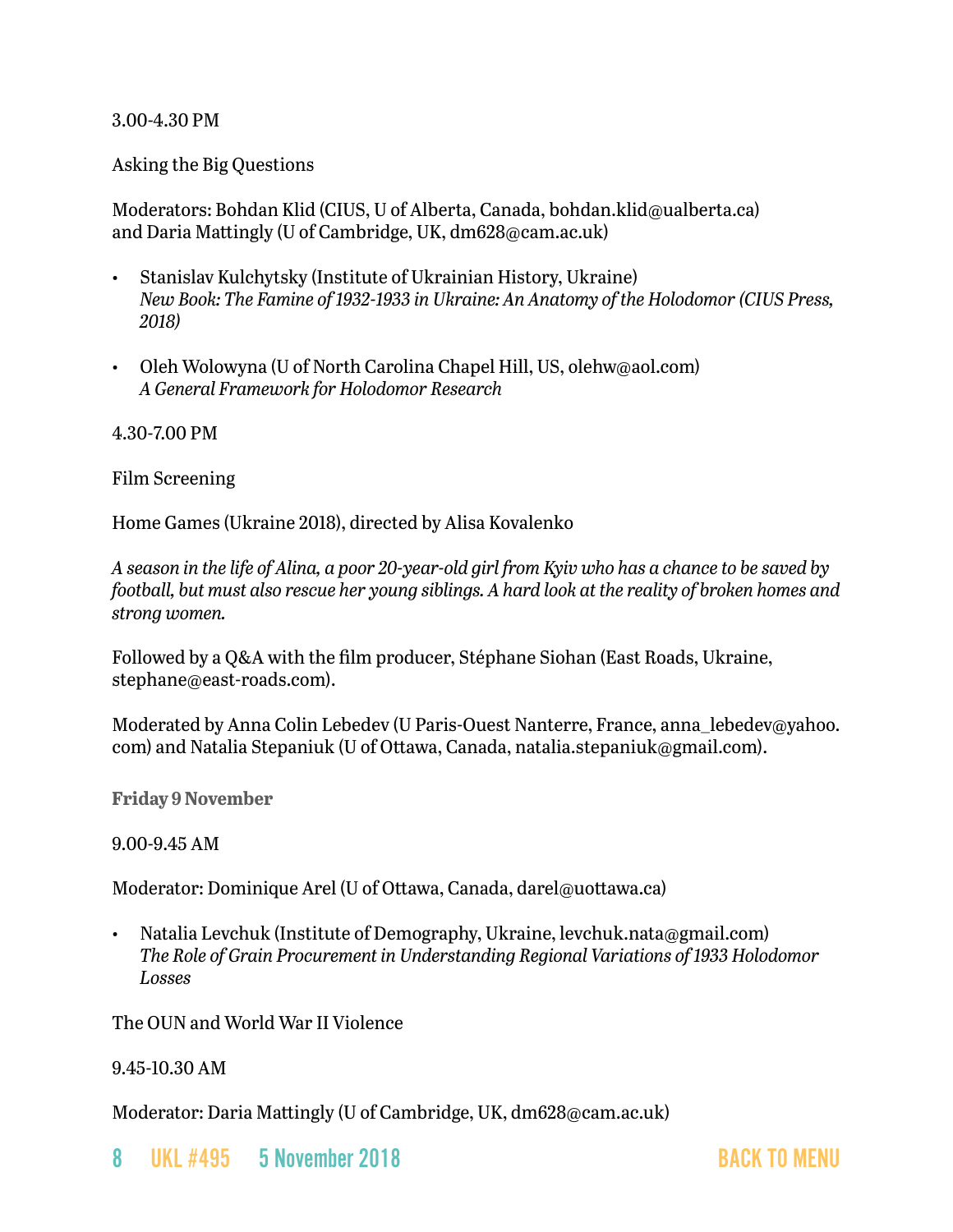3.00-4.30 PM

Asking the Big Questions

Moderators: Bohdan Klid (CIUS, U of Alberta, Canada, bohdan.klid@ualberta.ca) and Daria Mattingly (U of Cambridge, UK, dm628@cam.ac.uk)

- Stanislav Kulchytsky (Institute of Ukrainian History, Ukraine)
  *New Book: The Famine of 1932-1933 in Ukraine: An Anatomy of the Holodomor (CIUS Press, 2018)*
- Oleh Wolowyna (U of North Carolina Chapel Hill, US, olehw@aol.com)
  *A General Framework for Holodomor Research*

4.30-7.00 PM

Film Screening

Home Games (Ukraine 2018), directed by Alisa Kovalenko

*A season in the life of Alina, a poor 20-year-old girl from Kyiv who has a chance to be saved by football, but must also rescue her young siblings. A hard look at the reality of broken homes and strong women.*

Followed by a Q&A with the film producer, Stéphane Siohan (East Roads, Ukraine, stephane@east-roads.com).

Moderated by Anna Colin Lebedev (U Paris-Ouest Nanterre, France, anna_lebedev@yahoo.com) and Natalia Stepaniuk (U of Ottawa, Canada, natalia.stepaniuk@gmail.com).

**Friday 9 November**

9.00-9.45 AM

Moderator: Dominique Arel (U of Ottawa, Canada, darel@uottawa.ca)

- Natalia Levchuk (Institute of Demography, Ukraine, levchuk.nata@gmail.com)
  *The Role of Grain Procurement in Understanding Regional Variations of 1933 Holodomor Losses*

The OUN and World War II Violence

9.45-10.30 AM

Moderator: Daria Mattingly (U of Cambridge, UK, dm628@cam.ac.uk)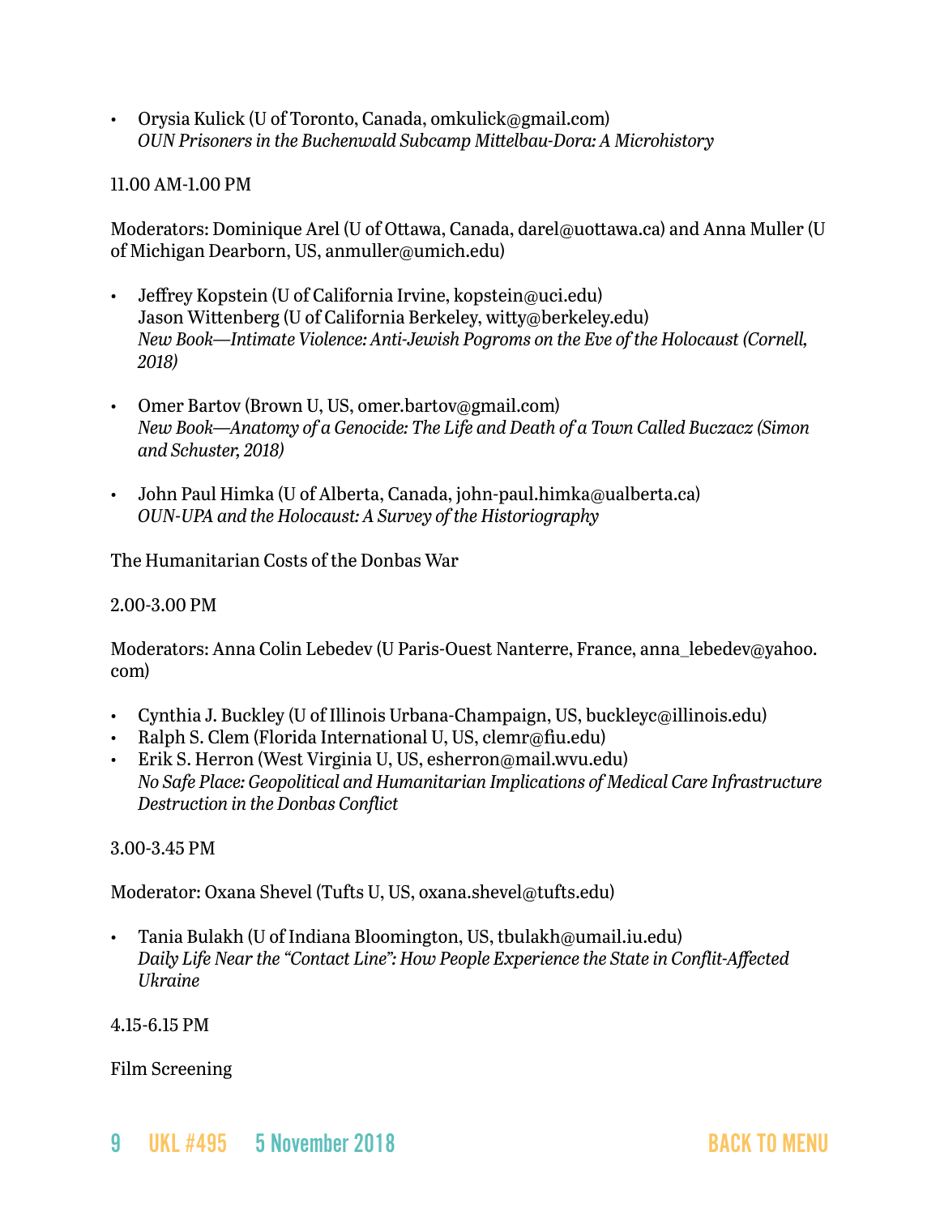- Orysia Kulick (U of Toronto, Canada, omkulick@gmail.com)
  *OUN Prisoners in the Buchenwald Subcamp Mittelbau-Dora: A Microhistory*

11.00 AM-1.00 PM

Moderators: Dominique Arel (U of Ottawa, Canada, darel@uottawa.ca) and Anna Muller (U of Michigan Dearborn, US, anmuller@umich.edu)

- Jeffrey Kopstein (U of California Irvine, kopstein@uci.edu)
  Jason Wittenberg (U of California Berkeley, witty@berkeley.edu)
  *New Book—Intimate Violence: Anti-Jewish Pogroms on the Eve of the Holocaust (Cornell, 2018)*

- Omer Bartov (Brown U, US, omer.bartov@gmail.com)
  *New Book—Anatomy of a Genocide: The Life and Death of a Town Called Buczacz (Simon and Schuster, 2018)*

- John Paul Himka (U of Alberta, Canada, john-paul.himka@ualberta.ca)
  *OUN-UPA and the Holocaust: A Survey of the Historiography*

The Humanitarian Costs of the Donbas War

2.00-3.00 PM

Moderators: Anna Colin Lebedev (U Paris-Ouest Nanterre, France, anna_lebedev@yahoo.com)

- Cynthia J. Buckley (U of Illinois Urbana-Champaign, US, buckleyc@illinois.edu)
- Ralph S. Clem (Florida International U, US, clemr@fiu.edu)
- Erik S. Herron (West Virginia U, US, esherron@mail.wvu.edu)
  *No Safe Place: Geopolitical and Humanitarian Implications of Medical Care Infrastructure Destruction in the Donbas Conflict*

3.00-3.45 PM

Moderator: Oxana Shevel (Tufts U, US, oxana.shevel@tufts.edu)

- Tania Bulakh (U of Indiana Bloomington, US, tbulakh@umail.iu.edu)
  *Daily Life Near the "Contact Line": How People Experience the State in Conflit-Affected Ukraine*

4.15-6.15 PM

Film Screening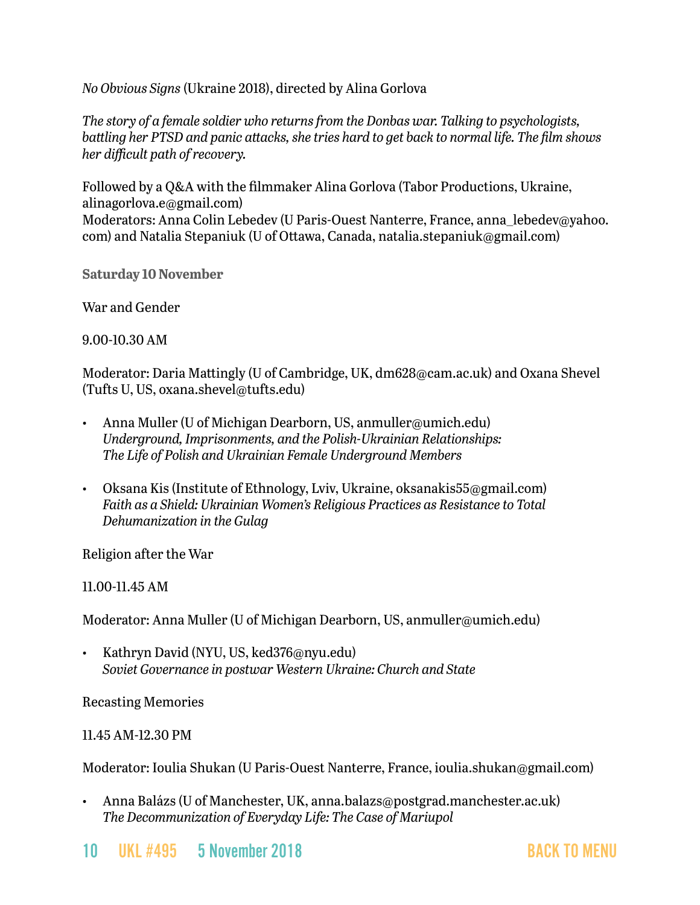*No Obvious Signs* (Ukraine 2018), directed by Alina Gorlova

*The story of a female soldier who returns from the Donbas war. Talking to psychologists, battling her PTSD and panic attacks, she tries hard to get back to normal life. The film shows her difficult path of recovery.*

Followed by a Q&A with the filmmaker Alina Gorlova (Tabor Productions, Ukraine, alinagorlova.e@gmail.com)
Moderators: Anna Colin Lebedev (U Paris-Ouest Nanterre, France, anna_lebedev@yahoo.com) and Natalia Stepaniuk (U of Ottawa, Canada, natalia.stepaniuk@gmail.com)

**Saturday 10 November**

War and Gender

9.00-10.30 AM

Moderator: Daria Mattingly (U of Cambridge, UK, dm628@cam.ac.uk) and Oxana Shevel (Tufts U, US, oxana.shevel@tufts.edu)

- Anna Muller (U of Michigan Dearborn, US, anmuller@umich.edu)
  *Underground, Imprisonments, and the Polish-Ukrainian Relationships: The Life of Polish and Ukrainian Female Underground Members*
- Oksana Kis (Institute of Ethnology, Lviv, Ukraine, oksanakis55@gmail.com)
  *Faith as a Shield: Ukrainian Women's Religious Practices as Resistance to Total Dehumanization in the Gulag*

Religion after the War

11.00-11.45 AM

Moderator: Anna Muller (U of Michigan Dearborn, US, anmuller@umich.edu)

- Kathryn David (NYU, US, ked376@nyu.edu)
  *Soviet Governance in postwar Western Ukraine: Church and State*

Recasting Memories

11.45 AM-12.30 PM

Moderator: Ioulia Shukan (U Paris-Ouest Nanterre, France, ioulia.shukan@gmail.com)

- Anna Balázs (U of Manchester, UK, anna.balazs@postgrad.manchester.ac.uk)
  *The Decommunization of Everyday Life: The Case of Mariupol*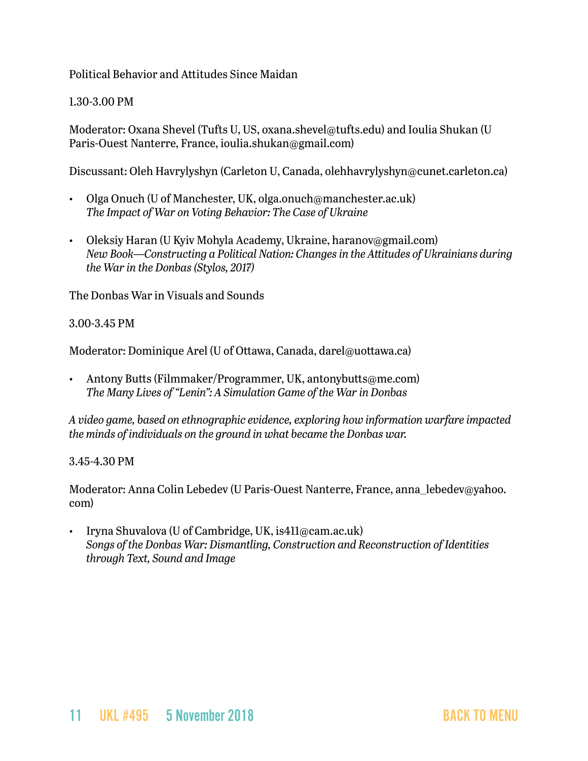Political Behavior and Attitudes Since Maidan

1.30-3.00 PM

Moderator: Oxana Shevel (Tufts U, US, oxana.shevel@tufts.edu) and Ioulia Shukan (U Paris-Ouest Nanterre, France, ioulia.shukan@gmail.com)

Discussant: Oleh Havrylyshyn (Carleton U, Canada, olehhavrylyshyn@cunet.carleton.ca)

- Olga Onuch (U of Manchester, UK, olga.onuch@manchester.ac.uk)
  *The Impact of War on Voting Behavior: The Case of Ukraine*

- Oleksiy Haran (U Kyiv Mohyla Academy, Ukraine, haranov@gmail.com)
  *New Book—Constructing a Political Nation: Changes in the Attitudes of Ukrainians during the War in the Donbas (Stylos, 2017)*

The Donbas War in Visuals and Sounds

3.00-3.45 PM

Moderator: Dominique Arel (U of Ottawa, Canada, darel@uottawa.ca)

- Antony Butts (Filmmaker/Programmer, UK, antonybutts@me.com)
  *The Many Lives of "Lenin": A Simulation Game of the War in Donbas*

*A video game, based on ethnographic evidence, exploring how information warfare impacted the minds of individuals on the ground in what became the Donbas war.*

3.45-4.30 PM

Moderator: Anna Colin Lebedev (U Paris-Ouest Nanterre, France, anna_lebedev@yahoo.com)

- Iryna Shuvalova (U of Cambridge, UK, is411@cam.ac.uk)
  *Songs of the Donbas War: Dismantling, Construction and Reconstruction of Identities through Text, Sound and Image*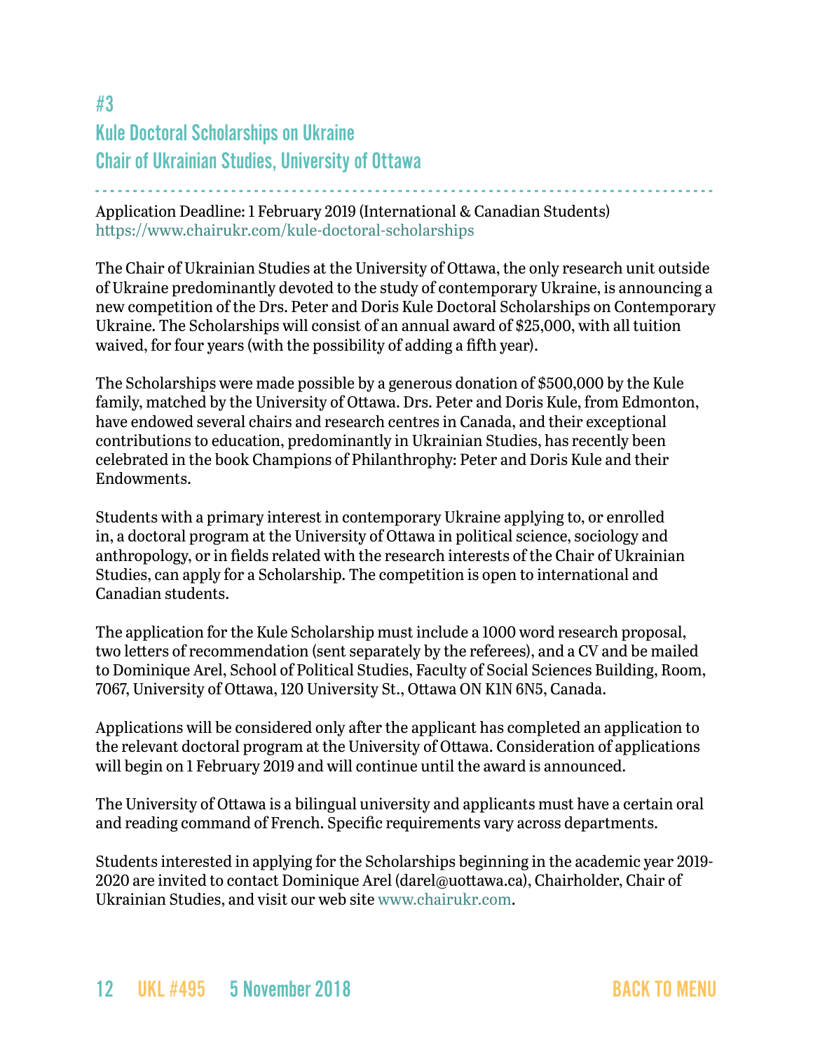## #3

## Kule Doctoral Scholarships on Ukraine
## Chair of Ukrainian Studies, University of Ottawa

Application Deadline: 1 February 2019 (International & Canadian Students)
https://www.chairukr.com/kule-doctoral-scholarships

The Chair of Ukrainian Studies at the University of Ottawa, the only research unit outside of Ukraine predominantly devoted to the study of contemporary Ukraine, is announcing a new competition of the Drs. Peter and Doris Kule Doctoral Scholarships on Contemporary Ukraine. The Scholarships will consist of an annual award of $25,000, with all tuition waived, for four years (with the possibility of adding a fifth year).

The Scholarships were made possible by a generous donation of $500,000 by the Kule family, matched by the University of Ottawa. Drs. Peter and Doris Kule, from Edmonton, have endowed several chairs and research centres in Canada, and their exceptional contributions to education, predominantly in Ukrainian Studies, has recently been celebrated in the book Champions of Philanthropy: Peter and Doris Kule and their Endowments.

Students with a primary interest in contemporary Ukraine applying to, or enrolled in, a doctoral program at the University of Ottawa in political science, sociology and anthropology, or in fields related with the research interests of the Chair of Ukrainian Studies, can apply for a Scholarship. The competition is open to international and Canadian students.

The application for the Kule Scholarship must include a 1000 word research proposal, two letters of recommendation (sent separately by the referees), and a CV and be mailed to Dominique Arel, School of Political Studies, Faculty of Social Sciences Building, Room, 7067, University of Ottawa, 120 University St., Ottawa ON K1N 6N5, Canada.

Applications will be considered only after the applicant has completed an application to the relevant doctoral program at the University of Ottawa. Consideration of applications will begin on 1 February 2019 and will continue until the award is announced.

The University of Ottawa is a bilingual university and applicants must have a certain oral and reading command of French. Specific requirements vary across departments.

Students interested in applying for the Scholarships beginning in the academic year 2019-2020 are invited to contact Dominique Arel (darel@uottawa.ca), Chairholder, Chair of Ukrainian Studies, and visit our web site www.chairukr.com.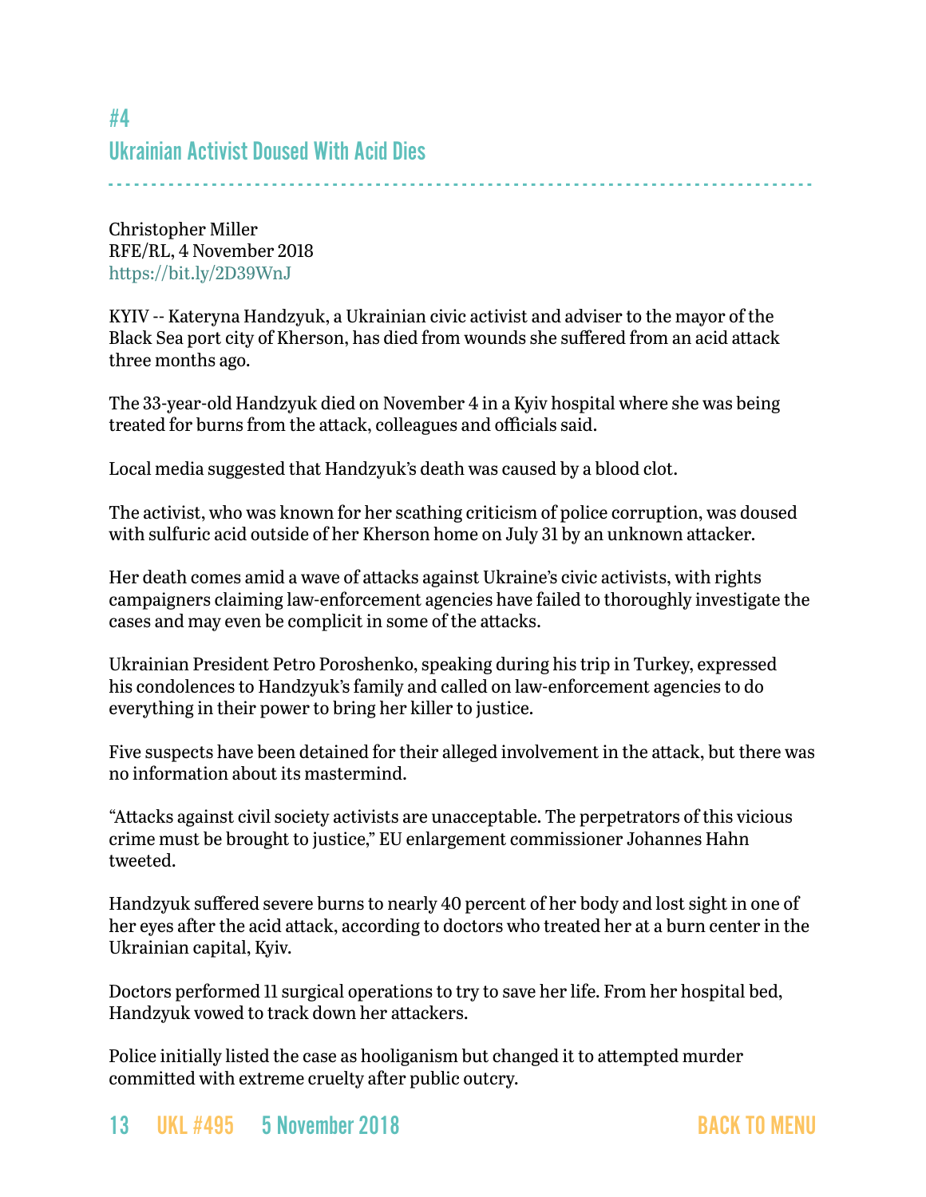## #4
## Ukrainian Activist Doused With Acid Dies

Christopher Miller
RFE/RL, 4 November 2018
https://bit.ly/2D39WnJ

KYIV -- Kateryna Handzyuk, a Ukrainian civic activist and adviser to the mayor of the Black Sea port city of Kherson, has died from wounds she suffered from an acid attack three months ago.

The 33-year-old Handzyuk died on November 4 in a Kyiv hospital where she was being treated for burns from the attack, colleagues and officials said.

Local media suggested that Handzyuk's death was caused by a blood clot.

The activist, who was known for her scathing criticism of police corruption, was doused with sulfuric acid outside of her Kherson home on July 31 by an unknown attacker.

Her death comes amid a wave of attacks against Ukraine's civic activists, with rights campaigners claiming law-enforcement agencies have failed to thoroughly investigate the cases and may even be complicit in some of the attacks.

Ukrainian President Petro Poroshenko, speaking during his trip in Turkey, expressed his condolences to Handzyuk's family and called on law-enforcement agencies to do everything in their power to bring her killer to justice.

Five suspects have been detained for their alleged involvement in the attack, but there was no information about its mastermind.

"Attacks against civil society activists are unacceptable. The perpetrators of this vicious crime must be brought to justice," EU enlargement commissioner Johannes Hahn tweeted.

Handzyuk suffered severe burns to nearly 40 percent of her body and lost sight in one of her eyes after the acid attack, according to doctors who treated her at a burn center in the Ukrainian capital, Kyiv.

Doctors performed 11 surgical operations to try to save her life. From her hospital bed, Handzyuk vowed to track down her attackers.

Police initially listed the case as hooliganism but changed it to attempted murder committed with extreme cruelty after public outcry.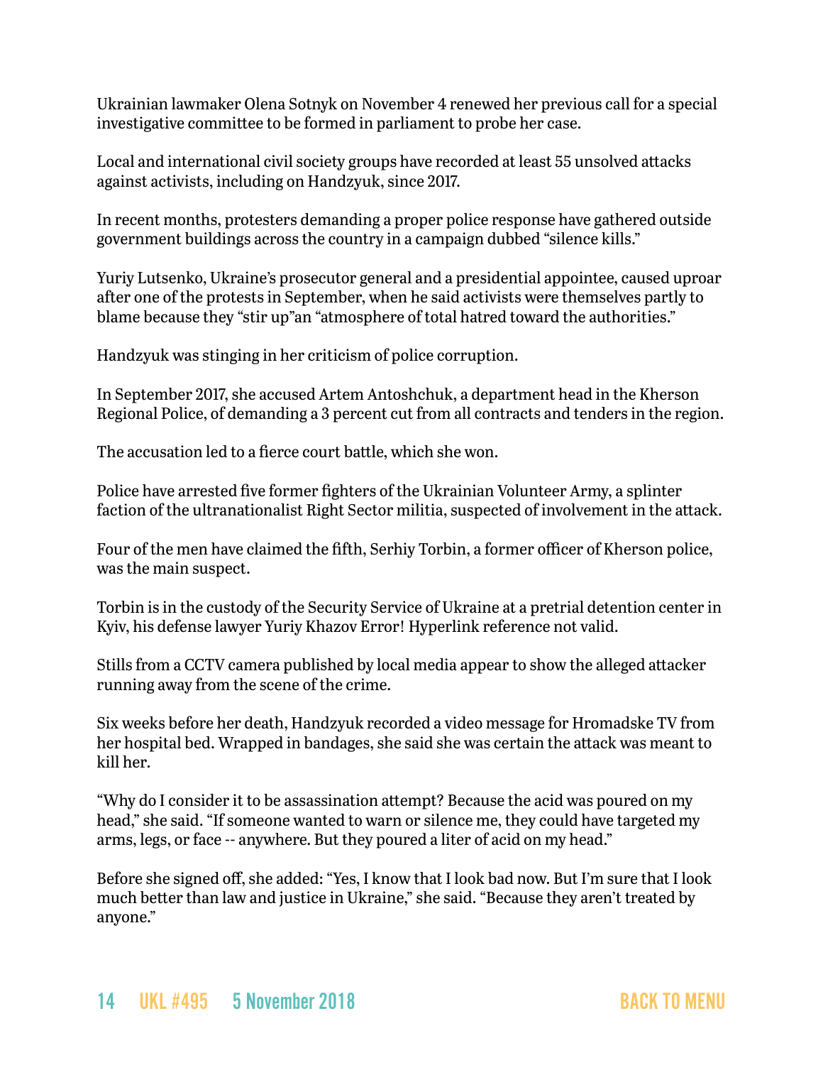Ukrainian lawmaker Olena Sotnyk on November 4 renewed her previous call for a special investigative committee to be formed in parliament to probe her case.

Local and international civil society groups have recorded at least 55 unsolved attacks against activists, including on Handzyuk, since 2017.

In recent months, protesters demanding a proper police response have gathered outside government buildings across the country in a campaign dubbed "silence kills."

Yuriy Lutsenko, Ukraine's prosecutor general and a presidential appointee, caused uproar after one of the protests in September, when he said activists were themselves partly to blame because they "stir up"an "atmosphere of total hatred toward the authorities."

Handzyuk was stinging in her criticism of police corruption.

In September 2017, she accused Artem Antoshchuk, a department head in the Kherson Regional Police, of demanding a 3 percent cut from all contracts and tenders in the region.

The accusation led to a fierce court battle, which she won.

Police have arrested five former fighters of the Ukrainian Volunteer Army, a splinter faction of the ultranationalist Right Sector militia, suspected of involvement in the attack.

Four of the men have claimed the fifth, Serhiy Torbin, a former officer of Kherson police, was the main suspect.

Torbin is in the custody of the Security Service of Ukraine at a pretrial detention center in Kyiv, his defense lawyer Yuriy Khazov Error! Hyperlink reference not valid.

Stills from a CCTV camera published by local media appear to show the alleged attacker running away from the scene of the crime.

Six weeks before her death, Handzyuk recorded a video message for Hromadske TV from her hospital bed. Wrapped in bandages, she said she was certain the attack was meant to kill her.

"Why do I consider it to be assassination attempt? Because the acid was poured on my head," she said. "If someone wanted to warn or silence me, they could have targeted my arms, legs, or face -- anywhere. But they poured a liter of acid on my head."

Before she signed off, she added: "Yes, I know that I look bad now. But I'm sure that I look much better than law and justice in Ukraine," she said. "Because they aren't treated by anyone."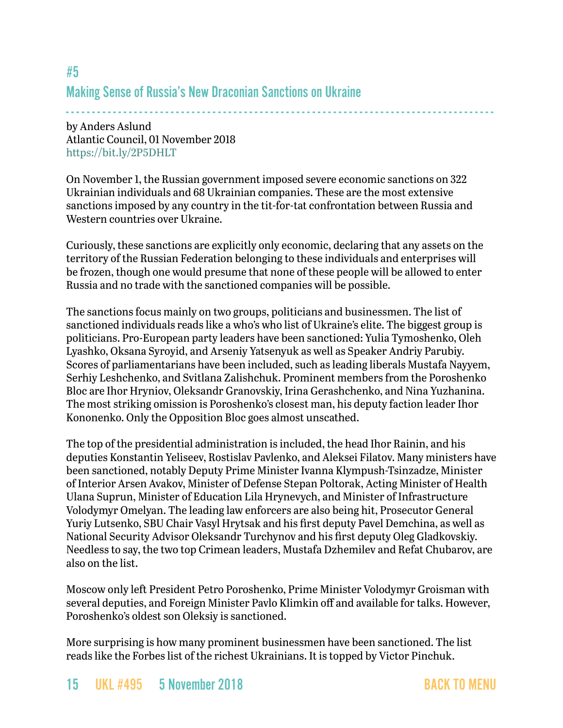## #5

## Making Sense of Russia's New Draconian Sanctions on Ukraine

by Anders Aslund
Atlantic Council, 01 November 2018
https://bit.ly/2P5DHLT

On November 1, the Russian government imposed severe economic sanctions on 322 Ukrainian individuals and 68 Ukrainian companies. These are the most extensive sanctions imposed by any country in the tit-for-tat confrontation between Russia and Western countries over Ukraine.

Curiously, these sanctions are explicitly only economic, declaring that any assets on the territory of the Russian Federation belonging to these individuals and enterprises will be frozen, though one would presume that none of these people will be allowed to enter Russia and no trade with the sanctioned companies will be possible.

The sanctions focus mainly on two groups, politicians and businessmen. The list of sanctioned individuals reads like a who's who list of Ukraine's elite. The biggest group is politicians. Pro-European party leaders have been sanctioned: Yulia Tymoshenko, Oleh Lyashko, Oksana Syroyid, and Arseniy Yatsenyuk as well as Speaker Andriy Parubiy. Scores of parliamentarians have been included, such as leading liberals Mustafa Nayyem, Serhiy Leshchenko, and Svitlana Zalishchuk. Prominent members from the Poroshenko Bloc are Ihor Hryniov, Oleksandr Granovskiy, Irina Gerashchenko, and Nina Yuzhanina. The most striking omission is Poroshenko's closest man, his deputy faction leader Ihor Kononenko. Only the Opposition Bloc goes almost unscathed.

The top of the presidential administration is included, the head Ihor Rainin, and his deputies Konstantin Yeliseev, Rostislav Pavlenko, and Aleksei Filatov. Many ministers have been sanctioned, notably Deputy Prime Minister Ivanna Klympush-Tsinzadze, Minister of Interior Arsen Avakov, Minister of Defense Stepan Poltorak, Acting Minister of Health Ulana Suprun, Minister of Education Lila Hrynevych, and Minister of Infrastructure Volodymyr Omelyan. The leading law enforcers are also being hit, Prosecutor General Yuriy Lutsenko, SBU Chair Vasyl Hrytsak and his first deputy Pavel Demchina, as well as National Security Advisor Oleksandr Turchynov and his first deputy Oleg Gladkovskiy. Needless to say, the two top Crimean leaders, Mustafa Dzhemilev and Refat Chubarov, are also on the list.

Moscow only left President Petro Poroshenko, Prime Minister Volodymyr Groisman with several deputies, and Foreign Minister Pavlo Klimkin off and available for talks. However, Poroshenko's oldest son Oleksiy is sanctioned.

More surprising is how many prominent businessmen have been sanctioned. The list reads like the Forbes list of the richest Ukrainians. It is topped by Victor Pinchuk.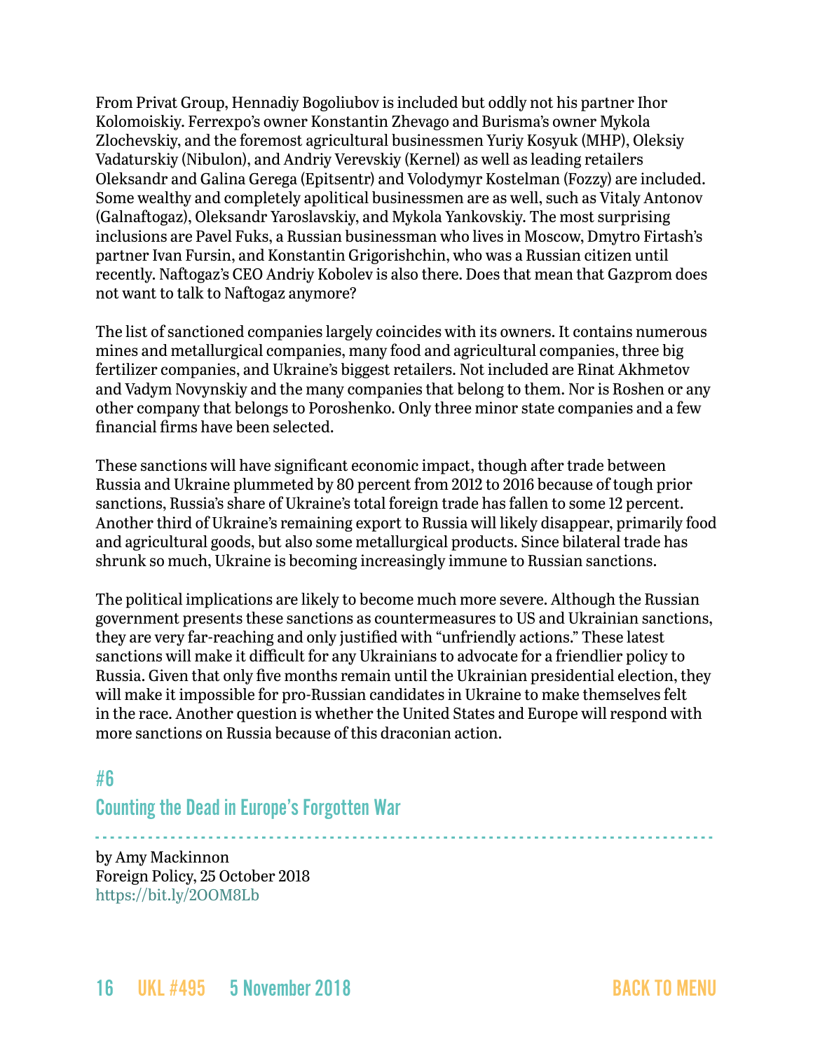From Privat Group, Hennadiy Bogoliubov is included but oddly not his partner Ihor Kolomoiskiy. Ferrexpo's owner Konstantin Zhevago and Burisma's owner Mykola Zlochevskiy, and the foremost agricultural businessmen Yuriy Kosyuk (MHP), Oleksiy Vadaturskiy (Nibulon), and Andriy Verevskiy (Kernel) as well as leading retailers Oleksandr and Galina Gerega (Epitsentr) and Volodymyr Kostelman (Fozzy) are included. Some wealthy and completely apolitical businessmen are as well, such as Vitaly Antonov (Galnaftogaz), Oleksandr Yaroslavskiy, and Mykola Yankovskiy. The most surprising inclusions are Pavel Fuks, a Russian businessman who lives in Moscow, Dmytro Firtash's partner Ivan Fursin, and Konstantin Grigorishchin, who was a Russian citizen until recently. Naftogaz's CEO Andriy Kobolev is also there. Does that mean that Gazprom does not want to talk to Naftogaz anymore?

The list of sanctioned companies largely coincides with its owners. It contains numerous mines and metallurgical companies, many food and agricultural companies, three big fertilizer companies, and Ukraine's biggest retailers. Not included are Rinat Akhmetov and Vadym Novynskiy and the many companies that belong to them. Nor is Roshen or any other company that belongs to Poroshenko. Only three minor state companies and a few financial firms have been selected.

These sanctions will have significant economic impact, though after trade between Russia and Ukraine plummeted by 80 percent from 2012 to 2016 because of tough prior sanctions, Russia's share of Ukraine's total foreign trade has fallen to some 12 percent. Another third of Ukraine's remaining export to Russia will likely disappear, primarily food and agricultural goods, but also some metallurgical products. Since bilateral trade has shrunk so much, Ukraine is becoming increasingly immune to Russian sanctions.

The political implications are likely to become much more severe. Although the Russian government presents these sanctions as countermeasures to US and Ukrainian sanctions, they are very far-reaching and only justified with "unfriendly actions." These latest sanctions will make it difficult for any Ukrainians to advocate for a friendlier policy to Russia. Given that only five months remain until the Ukrainian presidential election, they will make it impossible for pro-Russian candidates in Ukraine to make themselves felt in the race. Another question is whether the United States and Europe will respond with more sanctions on Russia because of this draconian action.

## #6
## Counting the Dead in Europe's Forgotten War

by Amy Mackinnon
Foreign Policy, 25 October 2018
https://bit.ly/2OOM8Lb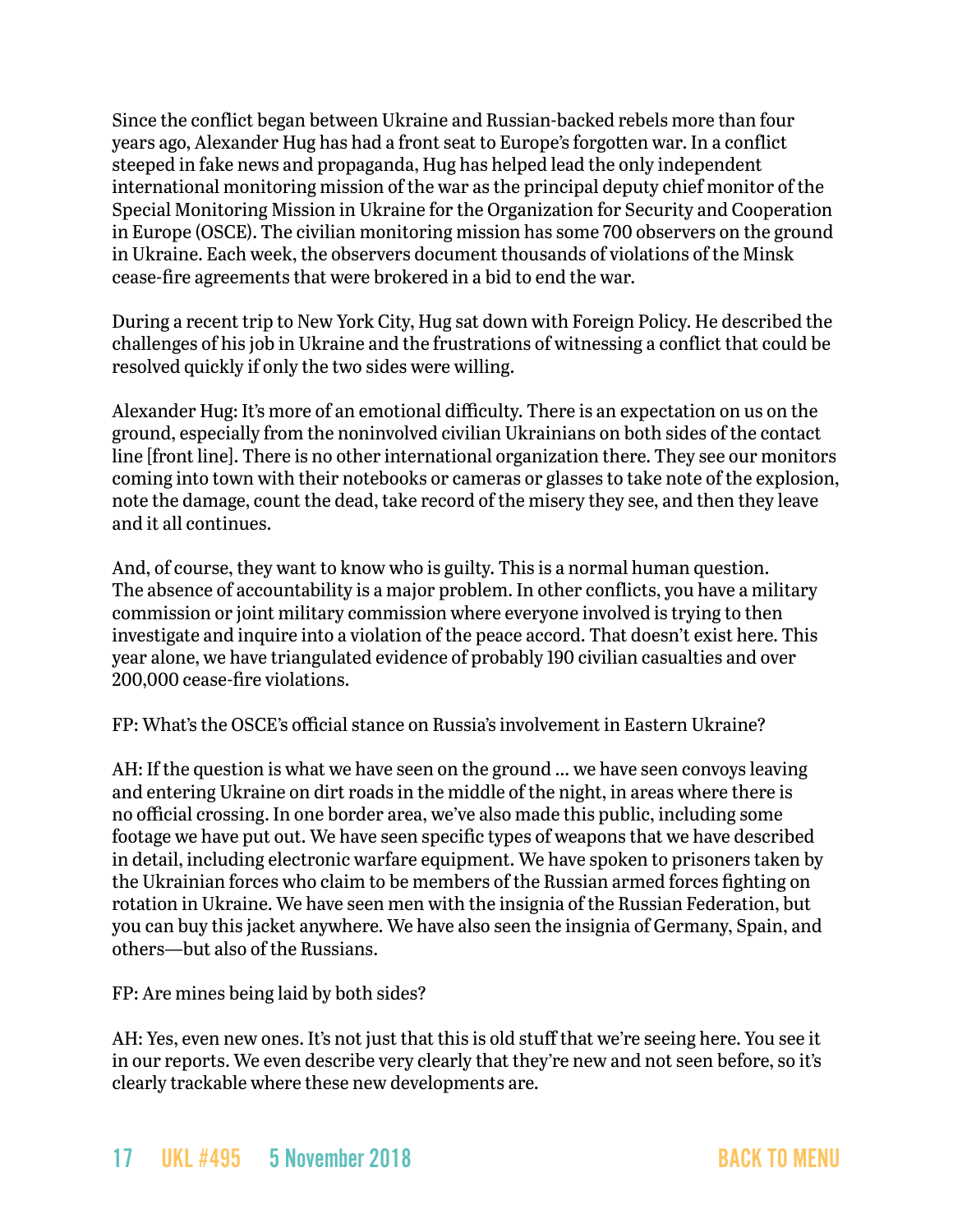Since the conflict began between Ukraine and Russian-backed rebels more than four years ago, Alexander Hug has had a front seat to Europe's forgotten war. In a conflict steeped in fake news and propaganda, Hug has helped lead the only independent international monitoring mission of the war as the principal deputy chief monitor of the Special Monitoring Mission in Ukraine for the Organization for Security and Cooperation in Europe (OSCE). The civilian monitoring mission has some 700 observers on the ground in Ukraine. Each week, the observers document thousands of violations of the Minsk cease-fire agreements that were brokered in a bid to end the war.

During a recent trip to New York City, Hug sat down with Foreign Policy. He described the challenges of his job in Ukraine and the frustrations of witnessing a conflict that could be resolved quickly if only the two sides were willing.

Alexander Hug: It's more of an emotional difficulty. There is an expectation on us on the ground, especially from the noninvolved civilian Ukrainians on both sides of the contact line [front line]. There is no other international organization there. They see our monitors coming into town with their notebooks or cameras or glasses to take note of the explosion, note the damage, count the dead, take record of the misery they see, and then they leave and it all continues.

And, of course, they want to know who is guilty. This is a normal human question. The absence of accountability is a major problem. In other conflicts, you have a military commission or joint military commission where everyone involved is trying to then investigate and inquire into a violation of the peace accord. That doesn't exist here. This year alone, we have triangulated evidence of probably 190 civilian casualties and over 200,000 cease-fire violations.

FP: What's the OSCE's official stance on Russia's involvement in Eastern Ukraine?

AH: If the question is what we have seen on the ground ... we have seen convoys leaving and entering Ukraine on dirt roads in the middle of the night, in areas where there is no official crossing. In one border area, we've also made this public, including some footage we have put out. We have seen specific types of weapons that we have described in detail, including electronic warfare equipment. We have spoken to prisoners taken by the Ukrainian forces who claim to be members of the Russian armed forces fighting on rotation in Ukraine. We have seen men with the insignia of the Russian Federation, but you can buy this jacket anywhere. We have also seen the insignia of Germany, Spain, and others—but also of the Russians.

FP: Are mines being laid by both sides?

AH: Yes, even new ones. It's not just that this is old stuff that we're seeing here. You see it in our reports. We even describe very clearly that they're new and not seen before, so it's clearly trackable where these new developments are.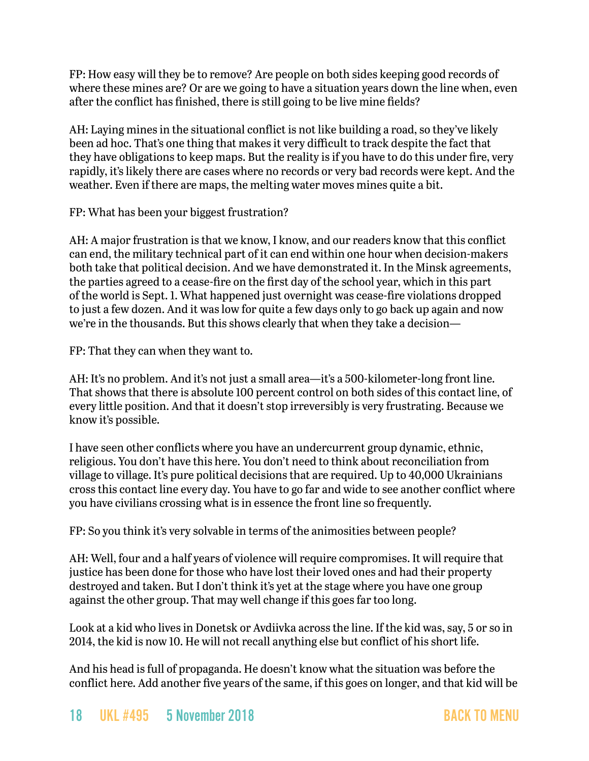FP: How easy will they be to remove? Are people on both sides keeping good records of where these mines are? Or are we going to have a situation years down the line when, even after the conflict has finished, there is still going to be live mine fields?

AH: Laying mines in the situational conflict is not like building a road, so they've likely been ad hoc. That's one thing that makes it very difficult to track despite the fact that they have obligations to keep maps. But the reality is if you have to do this under fire, very rapidly, it's likely there are cases where no records or very bad records were kept. And the weather. Even if there are maps, the melting water moves mines quite a bit.

FP: What has been your biggest frustration?

AH: A major frustration is that we know, I know, and our readers know that this conflict can end, the military technical part of it can end within one hour when decision-makers both take that political decision. And we have demonstrated it. In the Minsk agreements, the parties agreed to a cease-fire on the first day of the school year, which in this part of the world is Sept. 1. What happened just overnight was cease-fire violations dropped to just a few dozen. And it was low for quite a few days only to go back up again and now we're in the thousands. But this shows clearly that when they take a decision—

FP: That they can when they want to.

AH: It's no problem. And it's not just a small area—it's a 500-kilometer-long front line. That shows that there is absolute 100 percent control on both sides of this contact line, of every little position. And that it doesn't stop irreversibly is very frustrating. Because we know it's possible.

I have seen other conflicts where you have an undercurrent group dynamic, ethnic, religious. You don't have this here. You don't need to think about reconciliation from village to village. It's pure political decisions that are required. Up to 40,000 Ukrainians cross this contact line every day. You have to go far and wide to see another conflict where you have civilians crossing what is in essence the front line so frequently.

FP: So you think it's very solvable in terms of the animosities between people?

AH: Well, four and a half years of violence will require compromises. It will require that justice has been done for those who have lost their loved ones and had their property destroyed and taken. But I don't think it's yet at the stage where you have one group against the other group. That may well change if this goes far too long.

Look at a kid who lives in Donetsk or Avdiivka across the line. If the kid was, say, 5 or so in 2014, the kid is now 10. He will not recall anything else but conflict of his short life.

And his head is full of propaganda. He doesn't know what the situation was before the conflict here. Add another five years of the same, if this goes on longer, and that kid will be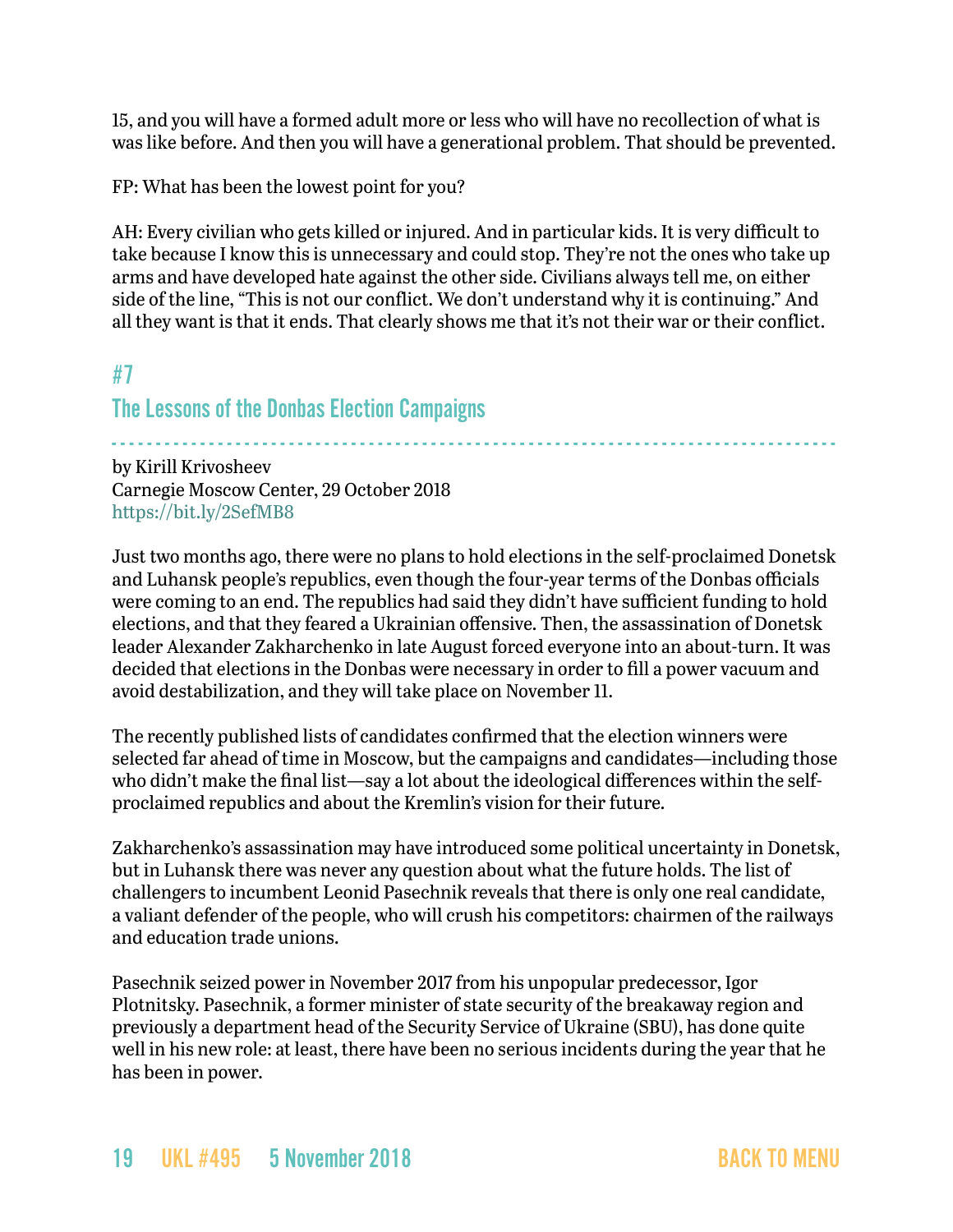15, and you will have a formed adult more or less who will have no recollection of what is was like before. And then you will have a generational problem. That should be prevented.

FP: What has been the lowest point for you?

AH: Every civilian who gets killed or injured. And in particular kids. It is very difficult to take because I know this is unnecessary and could stop. They're not the ones who take up arms and have developed hate against the other side. Civilians always tell me, on either side of the line, "This is not our conflict. We don't understand why it is continuing." And all they want is that it ends. That clearly shows me that it's not their war or their conflict.

## #7

## The Lessons of the Donbas Election Campaigns

by Kirill Krivosheev
Carnegie Moscow Center, 29 October 2018
https://bit.ly/2SefMB8

Just two months ago, there were no plans to hold elections in the self-proclaimed Donetsk and Luhansk people's republics, even though the four-year terms of the Donbas officials were coming to an end. The republics had said they didn't have sufficient funding to hold elections, and that they feared a Ukrainian offensive. Then, the assassination of Donetsk leader Alexander Zakharchenko in late August forced everyone into an about-turn. It was decided that elections in the Donbas were necessary in order to fill a power vacuum and avoid destabilization, and they will take place on November 11.

The recently published lists of candidates confirmed that the election winners were selected far ahead of time in Moscow, but the campaigns and candidates—including those who didn't make the final list—say a lot about the ideological differences within the self-proclaimed republics and about the Kremlin's vision for their future.

Zakharchenko's assassination may have introduced some political uncertainty in Donetsk, but in Luhansk there was never any question about what the future holds. The list of challengers to incumbent Leonid Pasechnik reveals that there is only one real candidate, a valiant defender of the people, who will crush his competitors: chairmen of the railways and education trade unions.

Pasechnik seized power in November 2017 from his unpopular predecessor, Igor Plotnitsky. Pasechnik, a former minister of state security of the breakaway region and previously a department head of the Security Service of Ukraine (SBU), has done quite well in his new role: at least, there have been no serious incidents during the year that he has been in power.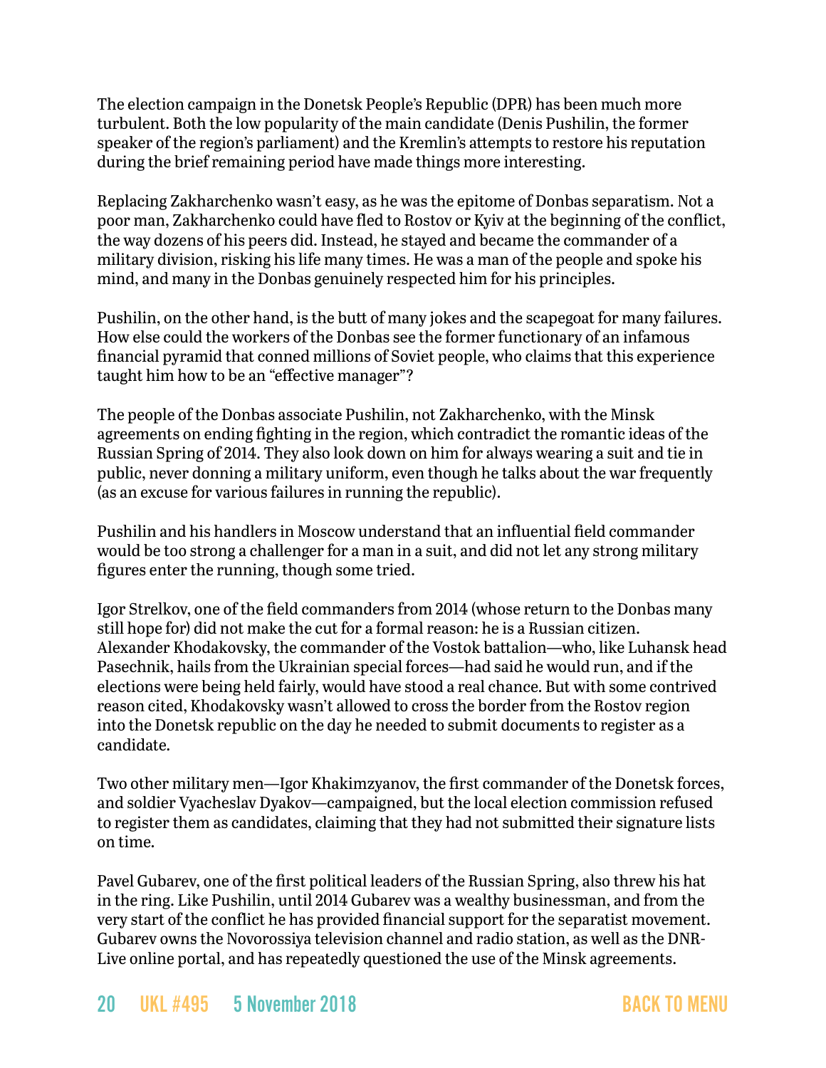The election campaign in the Donetsk People's Republic (DPR) has been much more turbulent. Both the low popularity of the main candidate (Denis Pushilin, the former speaker of the region's parliament) and the Kremlin's attempts to restore his reputation during the brief remaining period have made things more interesting.

Replacing Zakharchenko wasn't easy, as he was the epitome of Donbas separatism. Not a poor man, Zakharchenko could have fled to Rostov or Kyiv at the beginning of the conflict, the way dozens of his peers did. Instead, he stayed and became the commander of a military division, risking his life many times. He was a man of the people and spoke his mind, and many in the Donbas genuinely respected him for his principles.

Pushilin, on the other hand, is the butt of many jokes and the scapegoat for many failures. How else could the workers of the Donbas see the former functionary of an infamous financial pyramid that conned millions of Soviet people, who claims that this experience taught him how to be an "effective manager"?

The people of the Donbas associate Pushilin, not Zakharchenko, with the Minsk agreements on ending fighting in the region, which contradict the romantic ideas of the Russian Spring of 2014. They also look down on him for always wearing a suit and tie in public, never donning a military uniform, even though he talks about the war frequently (as an excuse for various failures in running the republic).

Pushilin and his handlers in Moscow understand that an influential field commander would be too strong a challenger for a man in a suit, and did not let any strong military figures enter the running, though some tried.

Igor Strelkov, one of the field commanders from 2014 (whose return to the Donbas many still hope for) did not make the cut for a formal reason: he is a Russian citizen. Alexander Khodakovsky, the commander of the Vostok battalion—who, like Luhansk head Pasechnik, hails from the Ukrainian special forces—had said he would run, and if the elections were being held fairly, would have stood a real chance. But with some contrived reason cited, Khodakovsky wasn't allowed to cross the border from the Rostov region into the Donetsk republic on the day he needed to submit documents to register as a candidate.

Two other military men—Igor Khakimzyanov, the first commander of the Donetsk forces, and soldier Vyacheslav Dyakov—campaigned, but the local election commission refused to register them as candidates, claiming that they had not submitted their signature lists on time.

Pavel Gubarev, one of the first political leaders of the Russian Spring, also threw his hat in the ring. Like Pushilin, until 2014 Gubarev was a wealthy businessman, and from the very start of the conflict he has provided financial support for the separatist movement. Gubarev owns the Novorossiya television channel and radio station, as well as the DNR-Live online portal, and has repeatedly questioned the use of the Minsk agreements.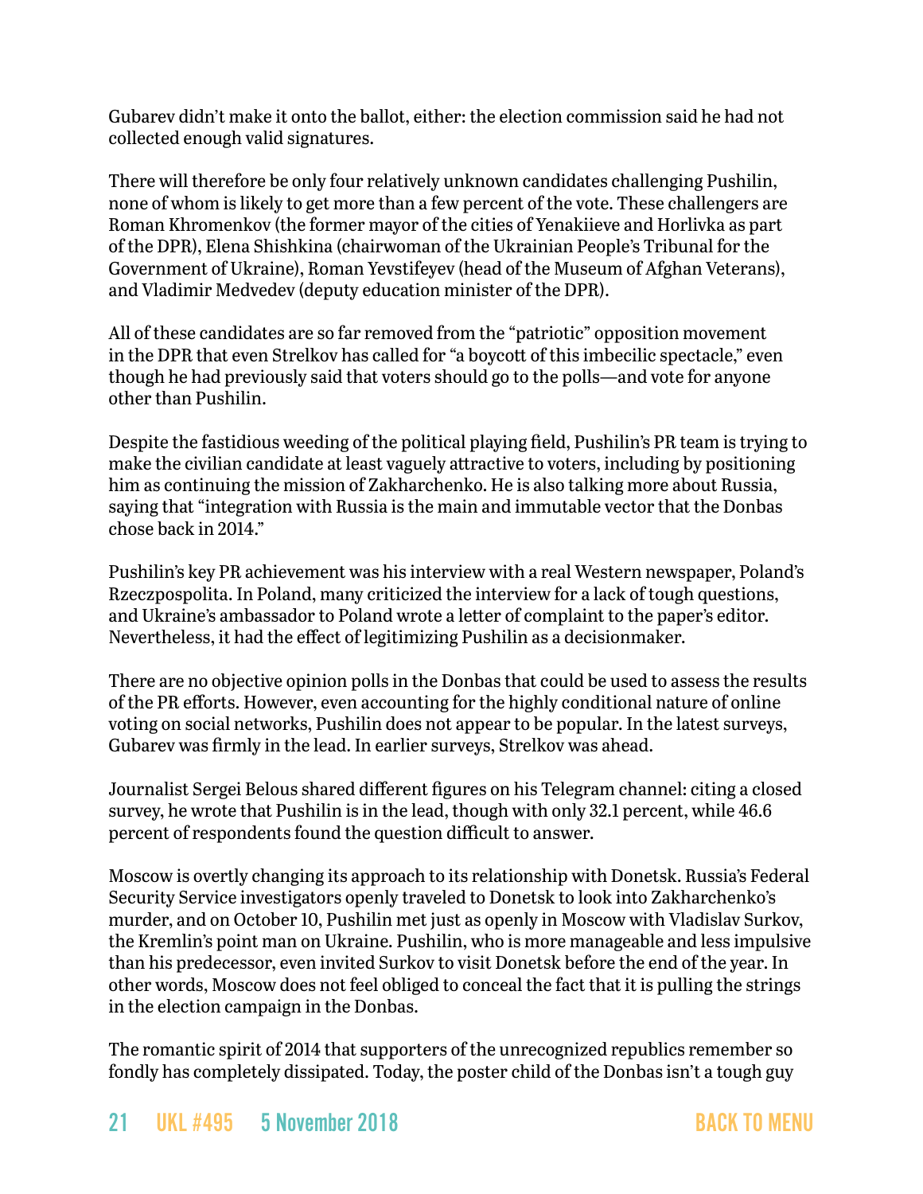Gubarev didn't make it onto the ballot, either: the election commission said he had not collected enough valid signatures.

There will therefore be only four relatively unknown candidates challenging Pushilin, none of whom is likely to get more than a few percent of the vote. These challengers are Roman Khromenkov (the former mayor of the cities of Yenakiieve and Horlivka as part of the DPR), Elena Shishkina (chairwoman of the Ukrainian People's Tribunal for the Government of Ukraine), Roman Yevstifeyev (head of the Museum of Afghan Veterans), and Vladimir Medvedev (deputy education minister of the DPR).

All of these candidates are so far removed from the "patriotic" opposition movement in the DPR that even Strelkov has called for "a boycott of this imbecilic spectacle," even though he had previously said that voters should go to the polls—and vote for anyone other than Pushilin.

Despite the fastidious weeding of the political playing field, Pushilin's PR team is trying to make the civilian candidate at least vaguely attractive to voters, including by positioning him as continuing the mission of Zakharchenko. He is also talking more about Russia, saying that "integration with Russia is the main and immutable vector that the Donbas chose back in 2014."

Pushilin's key PR achievement was his interview with a real Western newspaper, Poland's Rzeczpospolita. In Poland, many criticized the interview for a lack of tough questions, and Ukraine's ambassador to Poland wrote a letter of complaint to the paper's editor. Nevertheless, it had the effect of legitimizing Pushilin as a decisionmaker.

There are no objective opinion polls in the Donbas that could be used to assess the results of the PR efforts. However, even accounting for the highly conditional nature of online voting on social networks, Pushilin does not appear to be popular. In the latest surveys, Gubarev was firmly in the lead. In earlier surveys, Strelkov was ahead.

Journalist Sergei Belous shared different figures on his Telegram channel: citing a closed survey, he wrote that Pushilin is in the lead, though with only 32.1 percent, while 46.6 percent of respondents found the question difficult to answer.

Moscow is overtly changing its approach to its relationship with Donetsk. Russia's Federal Security Service investigators openly traveled to Donetsk to look into Zakharchenko's murder, and on October 10, Pushilin met just as openly in Moscow with Vladislav Surkov, the Kremlin's point man on Ukraine. Pushilin, who is more manageable and less impulsive than his predecessor, even invited Surkov to visit Donetsk before the end of the year. In other words, Moscow does not feel obliged to conceal the fact that it is pulling the strings in the election campaign in the Donbas.

The romantic spirit of 2014 that supporters of the unrecognized republics remember so fondly has completely dissipated. Today, the poster child of the Donbas isn't a tough guy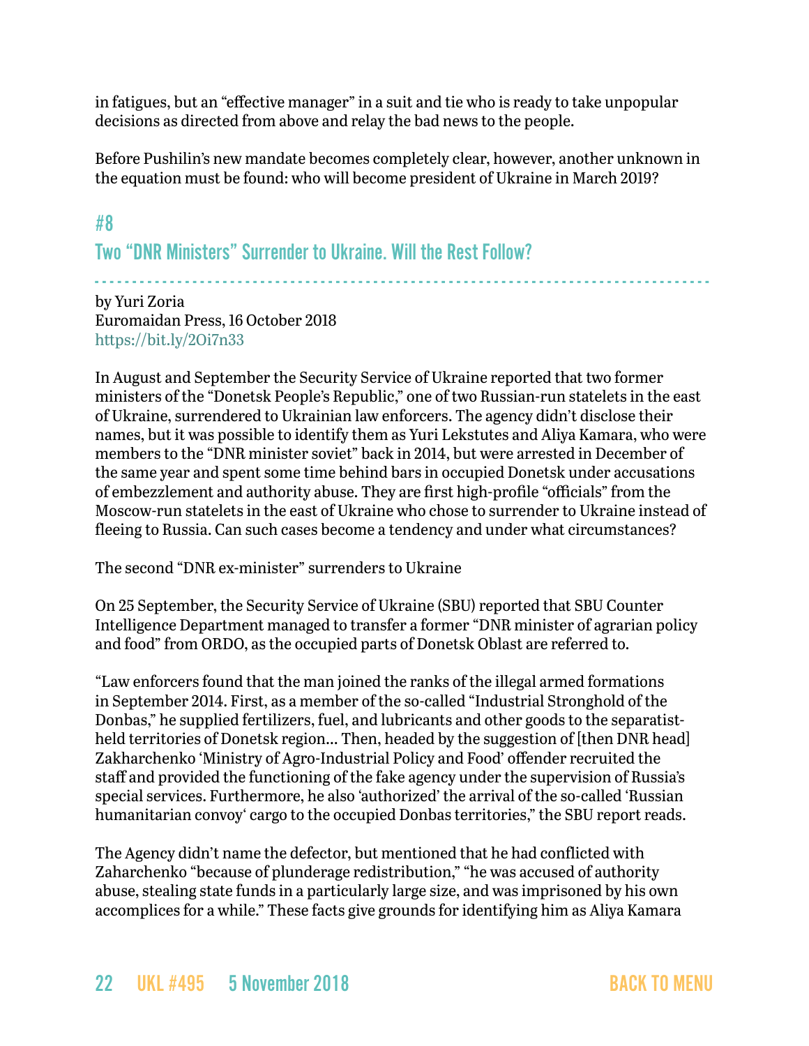in fatigues, but an "effective manager" in a suit and tie who is ready to take unpopular decisions as directed from above and relay the bad news to the people.

Before Pushilin's new mandate becomes completely clear, however, another unknown in the equation must be found: who will become president of Ukraine in March 2019?

## #8

## Two "DNR Ministers" Surrender to Ukraine. Will the Rest Follow?

by Yuri Zoria
Euromaidan Press, 16 October 2018
https://bit.ly/2Oi7n33

In August and September the Security Service of Ukraine reported that two former ministers of the "Donetsk People's Republic," one of two Russian-run statelets in the east of Ukraine, surrendered to Ukrainian law enforcers. The agency didn't disclose their names, but it was possible to identify them as Yuri Lekstutes and Aliya Kamara, who were members to the "DNR minister soviet" back in 2014, but were arrested in December of the same year and spent some time behind bars in occupied Donetsk under accusations of embezzlement and authority abuse. They are first high-profile "officials" from the Moscow-run statelets in the east of Ukraine who chose to surrender to Ukraine instead of fleeing to Russia. Can such cases become a tendency and under what circumstances?

The second "DNR ex-minister" surrenders to Ukraine

On 25 September, the Security Service of Ukraine (SBU) reported that SBU Counter Intelligence Department managed to transfer a former "DNR minister of agrarian policy and food" from ORDO, as the occupied parts of Donetsk Oblast are referred to.

"Law enforcers found that the man joined the ranks of the illegal armed formations in September 2014. First, as a member of the so-called "Industrial Stronghold of the Donbas," he supplied fertilizers, fuel, and lubricants and other goods to the separatist-held territories of Donetsk region... Then, headed by the suggestion of [then DNR head] Zakharchenko 'Ministry of Agro-Industrial Policy and Food' offender recruited the staff and provided the functioning of the fake agency under the supervision of Russia's special services. Furthermore, he also 'authorized' the arrival of the so-called 'Russian humanitarian convoy' cargo to the occupied Donbas territories," the SBU report reads.

The Agency didn't name the defector, but mentioned that he had conflicted with Zaharchenko "because of plunderage redistribution," "he was accused of authority abuse, stealing state funds in a particularly large size, and was imprisoned by his own accomplices for a while." These facts give grounds for identifying him as Aliya Kamara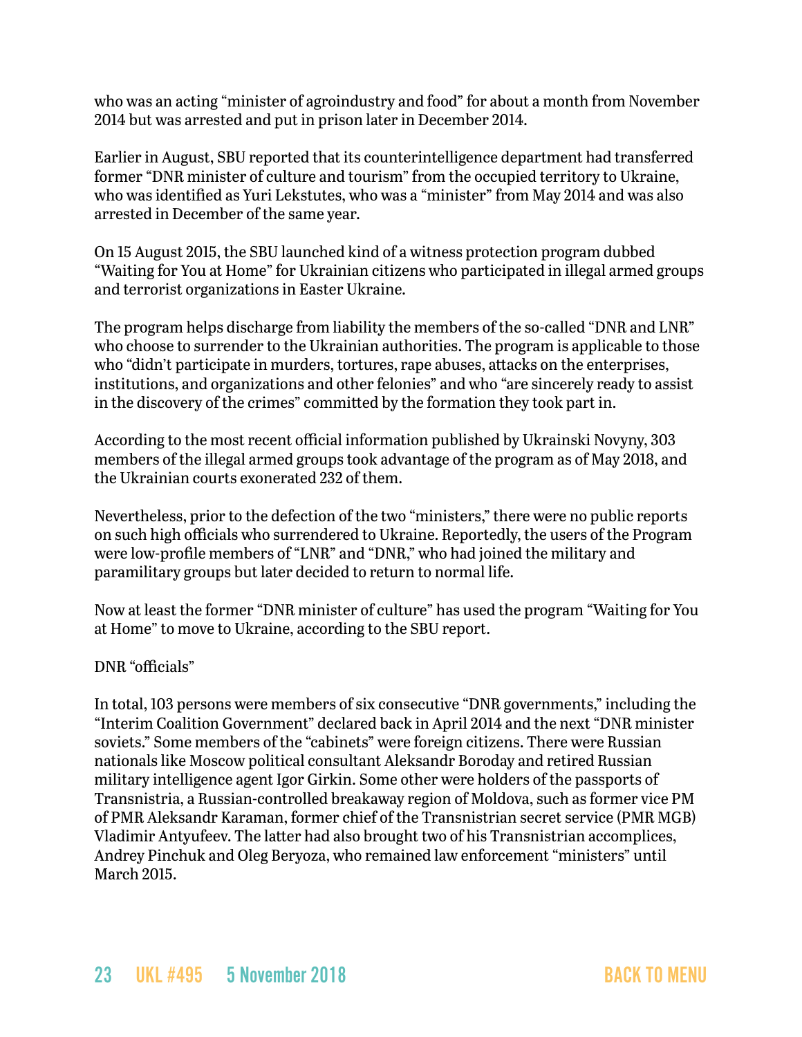who was an acting "minister of agroindustry and food" for about a month from November 2014 but was arrested and put in prison later in December 2014.

Earlier in August, SBU reported that its counterintelligence department had transferred former "DNR minister of culture and tourism" from the occupied territory to Ukraine, who was identified as Yuri Lekstutes, who was a "minister" from May 2014 and was also arrested in December of the same year.

On 15 August 2015, the SBU launched kind of a witness protection program dubbed "Waiting for You at Home" for Ukrainian citizens who participated in illegal armed groups and terrorist organizations in Easter Ukraine.

The program helps discharge from liability the members of the so-called "DNR and LNR" who choose to surrender to the Ukrainian authorities. The program is applicable to those who "didn't participate in murders, tortures, rape abuses, attacks on the enterprises, institutions, and organizations and other felonies" and who "are sincerely ready to assist in the discovery of the crimes" committed by the formation they took part in.

According to the most recent official information published by Ukrainski Novyny, 303 members of the illegal armed groups took advantage of the program as of May 2018, and the Ukrainian courts exonerated 232 of them.

Nevertheless, prior to the defection of the two "ministers," there were no public reports on such high officials who surrendered to Ukraine. Reportedly, the users of the Program were low-profile members of "LNR" and "DNR," who had joined the military and paramilitary groups but later decided to return to normal life.

Now at least the former "DNR minister of culture" has used the program "Waiting for You at Home" to move to Ukraine, according to the SBU report.

## DNR "officials"

In total, 103 persons were members of six consecutive "DNR governments," including the "Interim Coalition Government" declared back in April 2014 and the next "DNR minister soviets." Some members of the "cabinets" were foreign citizens. There were Russian nationals like Moscow political consultant Aleksandr Boroday and retired Russian military intelligence agent Igor Girkin. Some other were holders of the passports of Transnistria, a Russian-controlled breakaway region of Moldova, such as former vice PM of PMR Aleksandr Karaman, former chief of the Transnistrian secret service (PMR MGB) Vladimir Antyufeev. The latter had also brought two of his Transnistrian accomplices, Andrey Pinchuk and Oleg Beryoza, who remained law enforcement "ministers" until March 2015.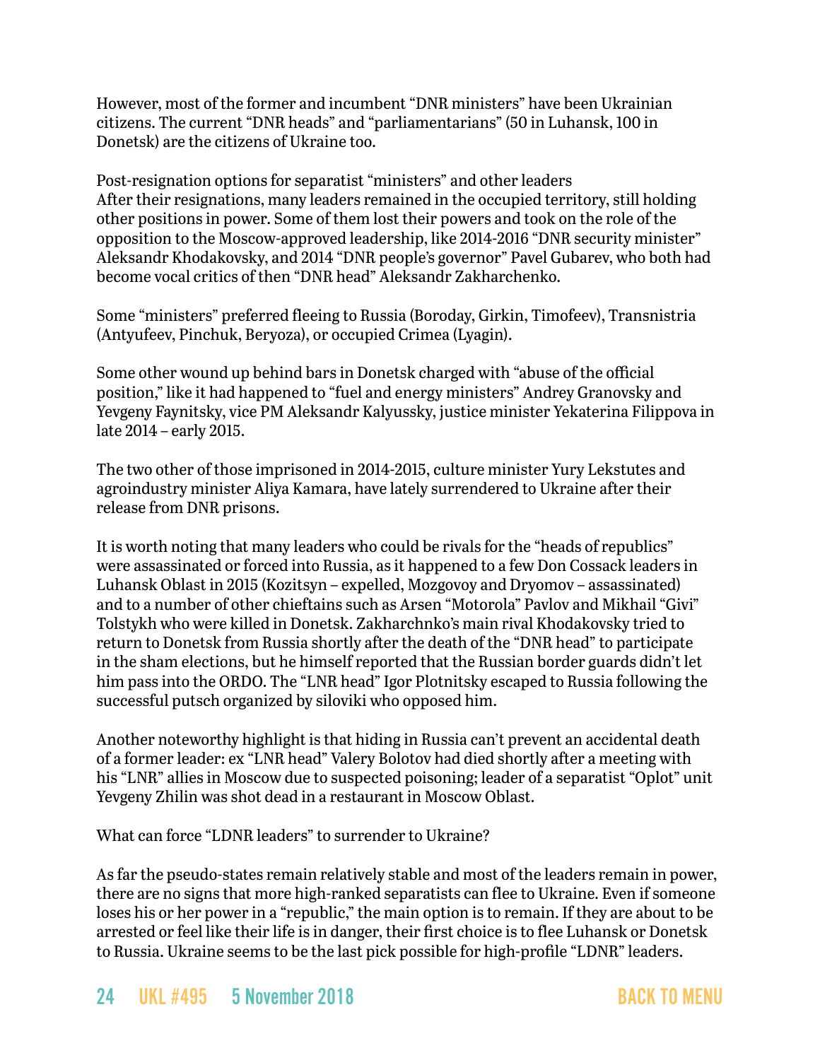However, most of the former and incumbent "DNR ministers" have been Ukrainian citizens. The current "DNR heads" and "parliamentarians" (50 in Luhansk, 100 in Donetsk) are the citizens of Ukraine too.

### Post-resignation options for separatist "ministers" and other leaders

After their resignations, many leaders remained in the occupied territory, still holding other positions in power. Some of them lost their powers and took on the role of the opposition to the Moscow-approved leadership, like 2014-2016 "DNR security minister" Aleksandr Khodakovsky, and 2014 "DNR people's governor" Pavel Gubarev, who both had become vocal critics of then "DNR head" Aleksandr Zakharchenko.

Some "ministers" preferred fleeing to Russia (Boroday, Girkin, Timofeev), Transnistria (Antyufeev, Pinchuk, Beryoza), or occupied Crimea (Lyagin).

Some other wound up behind bars in Donetsk charged with "abuse of the official position," like it had happened to "fuel and energy ministers" Andrey Granovsky and Yevgeny Faynitsky, vice PM Aleksandr Kalyussky, justice minister Yekaterina Filippova in late 2014 – early 2015.

The two other of those imprisoned in 2014-2015, culture minister Yury Lekstutes and agroindustry minister Aliya Kamara, have lately surrendered to Ukraine after their release from DNR prisons.

It is worth noting that many leaders who could be rivals for the "heads of republics" were assassinated or forced into Russia, as it happened to a few Don Cossack leaders in Luhansk Oblast in 2015 (Kozitsyn – expelled, Mozgovoy and Dryomov – assassinated) and to a number of other chieftains such as Arsen "Motorola" Pavlov and Mikhail "Givi" Tolstykh who were killed in Donetsk. Zakharchnko's main rival Khodakovsky tried to return to Donetsk from Russia shortly after the death of the "DNR head" to participate in the sham elections, but he himself reported that the Russian border guards didn't let him pass into the ORDO. The "LNR head" Igor Plotnitsky escaped to Russia following the successful putsch organized by siloviki who opposed him.

Another noteworthy highlight is that hiding in Russia can't prevent an accidental death of a former leader: ex "LNR head" Valery Bolotov had died shortly after a meeting with his "LNR" allies in Moscow due to suspected poisoning; leader of a separatist "Oplot" unit Yevgeny Zhilin was shot dead in a restaurant in Moscow Oblast.

### What can force "LDNR leaders" to surrender to Ukraine?

As far the pseudo-states remain relatively stable and most of the leaders remain in power, there are no signs that more high-ranked separatists can flee to Ukraine. Even if someone loses his or her power in a "republic," the main option is to remain. If they are about to be arrested or feel like their life is in danger, their first choice is to flee Luhansk or Donetsk to Russia. Ukraine seems to be the last pick possible for high-profile "LDNR" leaders.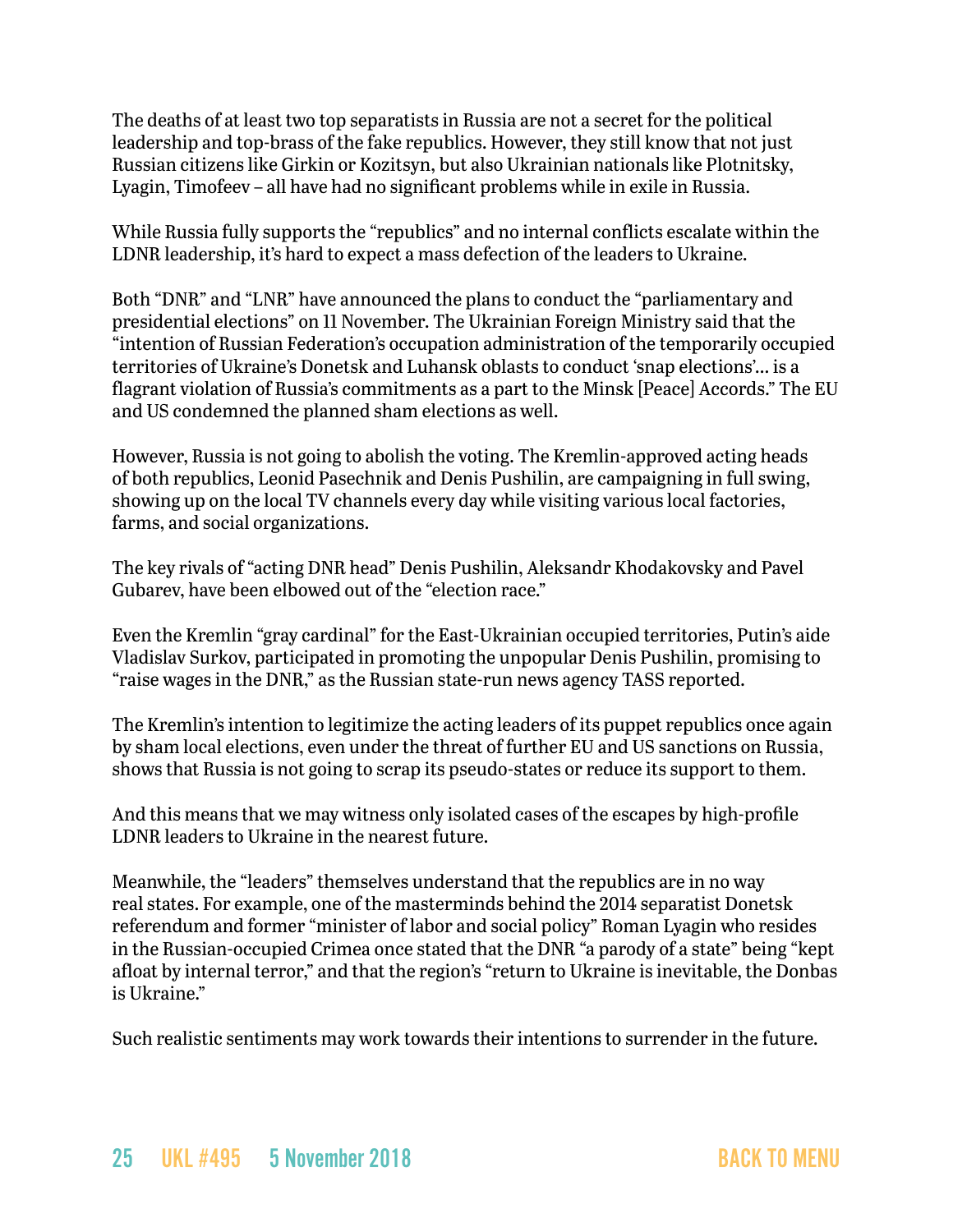The deaths of at least two top separatists in Russia are not a secret for the political leadership and top-brass of the fake republics. However, they still know that not just Russian citizens like Girkin or Kozitsyn, but also Ukrainian nationals like Plotnitsky, Lyagin, Timofeev – all have had no significant problems while in exile in Russia.

While Russia fully supports the "republics" and no internal conflicts escalate within the LDNR leadership, it's hard to expect a mass defection of the leaders to Ukraine.

Both "DNR" and "LNR" have announced the plans to conduct the "parliamentary and presidential elections" on 11 November. The Ukrainian Foreign Ministry said that the "intention of Russian Federation's occupation administration of the temporarily occupied territories of Ukraine's Donetsk and Luhansk oblasts to conduct 'snap elections'… is a flagrant violation of Russia's commitments as a part to the Minsk [Peace] Accords." The EU and US condemned the planned sham elections as well.

However, Russia is not going to abolish the voting. The Kremlin-approved acting heads of both republics, Leonid Pasechnik and Denis Pushilin, are campaigning in full swing, showing up on the local TV channels every day while visiting various local factories, farms, and social organizations.

The key rivals of "acting DNR head" Denis Pushilin, Aleksandr Khodakovsky and Pavel Gubarev, have been elbowed out of the "election race."

Even the Kremlin "gray cardinal" for the East-Ukrainian occupied territories, Putin's aide Vladislav Surkov, participated in promoting the unpopular Denis Pushilin, promising to "raise wages in the DNR," as the Russian state-run news agency TASS reported.

The Kremlin's intention to legitimize the acting leaders of its puppet republics once again by sham local elections, even under the threat of further EU and US sanctions on Russia, shows that Russia is not going to scrap its pseudo-states or reduce its support to them.

And this means that we may witness only isolated cases of the escapes by high-profile LDNR leaders to Ukraine in the nearest future.

Meanwhile, the "leaders" themselves understand that the republics are in no way real states. For example, one of the masterminds behind the 2014 separatist Donetsk referendum and former "minister of labor and social policy" Roman Lyagin who resides in the Russian-occupied Crimea once stated that the DNR "a parody of a state" being "kept afloat by internal terror," and that the region's "return to Ukraine is inevitable, the Donbas is Ukraine."

Such realistic sentiments may work towards their intentions to surrender in the future.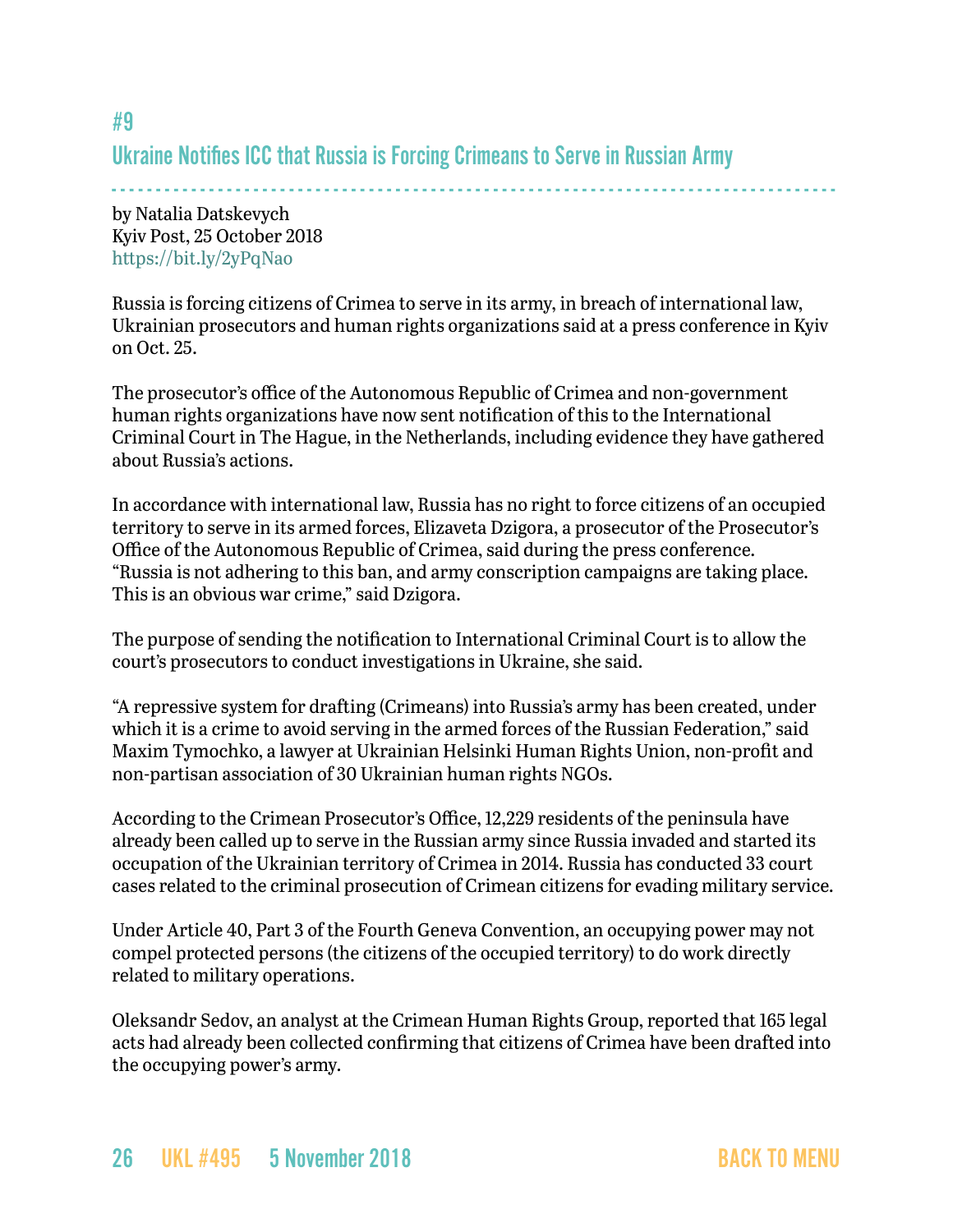## #9

## Ukraine Notifies ICC that Russia is Forcing Crimeans to Serve in Russian Army

by Natalia Datskevych
Kyiv Post, 25 October 2018
https://bit.ly/2yPqNao

Russia is forcing citizens of Crimea to serve in its army, in breach of international law, Ukrainian prosecutors and human rights organizations said at a press conference in Kyiv on Oct. 25.

The prosecutor's office of the Autonomous Republic of Crimea and non-government human rights organizations have now sent notification of this to the International Criminal Court in The Hague, in the Netherlands, including evidence they have gathered about Russia's actions.

In accordance with international law, Russia has no right to force citizens of an occupied territory to serve in its armed forces, Elizaveta Dzigora, a prosecutor of the Prosecutor's Office of the Autonomous Republic of Crimea, said during the press conference. "Russia is not adhering to this ban, and army conscription campaigns are taking place. This is an obvious war crime," said Dzigora.

The purpose of sending the notification to International Criminal Court is to allow the court's prosecutors to conduct investigations in Ukraine, she said.

"A repressive system for drafting (Crimeans) into Russia's army has been created, under which it is a crime to avoid serving in the armed forces of the Russian Federation," said Maxim Tymochko, a lawyer at Ukrainian Helsinki Human Rights Union, non-profit and non-partisan association of 30 Ukrainian human rights NGOs.

According to the Crimean Prosecutor's Office, 12,229 residents of the peninsula have already been called up to serve in the Russian army since Russia invaded and started its occupation of the Ukrainian territory of Crimea in 2014. Russia has conducted 33 court cases related to the criminal prosecution of Crimean citizens for evading military service.

Under Article 40, Part 3 of the Fourth Geneva Convention, an occupying power may not compel protected persons (the citizens of the occupied territory) to do work directly related to military operations.

Oleksandr Sedov, an analyst at the Crimean Human Rights Group, reported that 165 legal acts had already been collected confirming that citizens of Crimea have been drafted into the occupying power's army.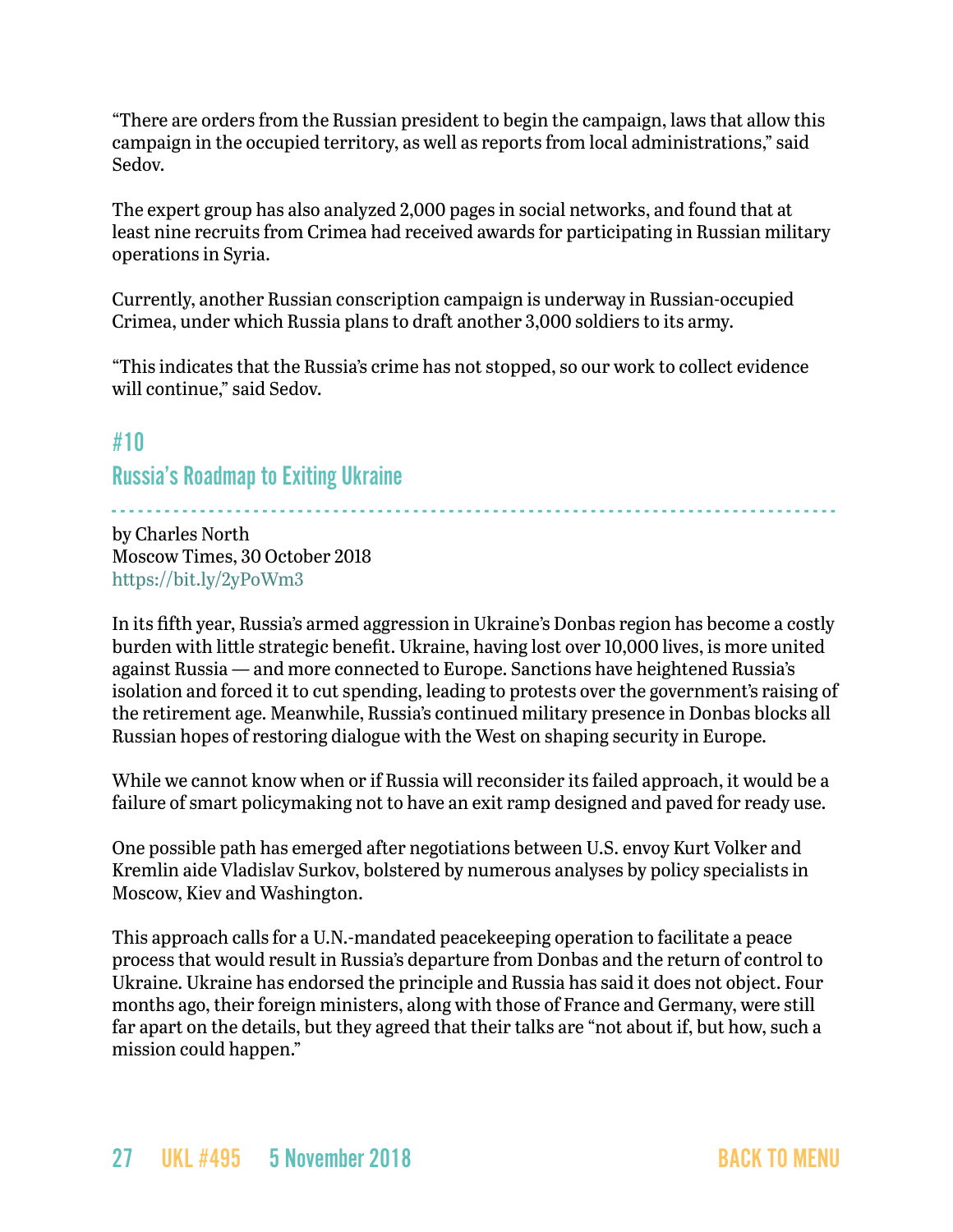"There are orders from the Russian president to begin the campaign, laws that allow this campaign in the occupied territory, as well as reports from local administrations," said Sedov.

The expert group has also analyzed 2,000 pages in social networks, and found that at least nine recruits from Crimea had received awards for participating in Russian military operations in Syria.

Currently, another Russian conscription campaign is underway in Russian-occupied Crimea, under which Russia plans to draft another 3,000 soldiers to its army.

"This indicates that the Russia's crime has not stopped, so our work to collect evidence will continue," said Sedov.

## #10
## Russia's Roadmap to Exiting Ukraine

by Charles North
Moscow Times, 30 October 2018
https://bit.ly/2yPoWm3

In its fifth year, Russia's armed aggression in Ukraine's Donbas region has become a costly burden with little strategic benefit. Ukraine, having lost over 10,000 lives, is more united against Russia — and more connected to Europe. Sanctions have heightened Russia's isolation and forced it to cut spending, leading to protests over the government's raising of the retirement age. Meanwhile, Russia's continued military presence in Donbas blocks all Russian hopes of restoring dialogue with the West on shaping security in Europe.

While we cannot know when or if Russia will reconsider its failed approach, it would be a failure of smart policymaking not to have an exit ramp designed and paved for ready use.

One possible path has emerged after negotiations between U.S. envoy Kurt Volker and Kremlin aide Vladislav Surkov, bolstered by numerous analyses by policy specialists in Moscow, Kiev and Washington.

This approach calls for a U.N.-mandated peacekeeping operation to facilitate a peace process that would result in Russia's departure from Donbas and the return of control to Ukraine. Ukraine has endorsed the principle and Russia has said it does not object. Four months ago, their foreign ministers, along with those of France and Germany, were still far apart on the details, but they agreed that their talks are "not about if, but how, such a mission could happen."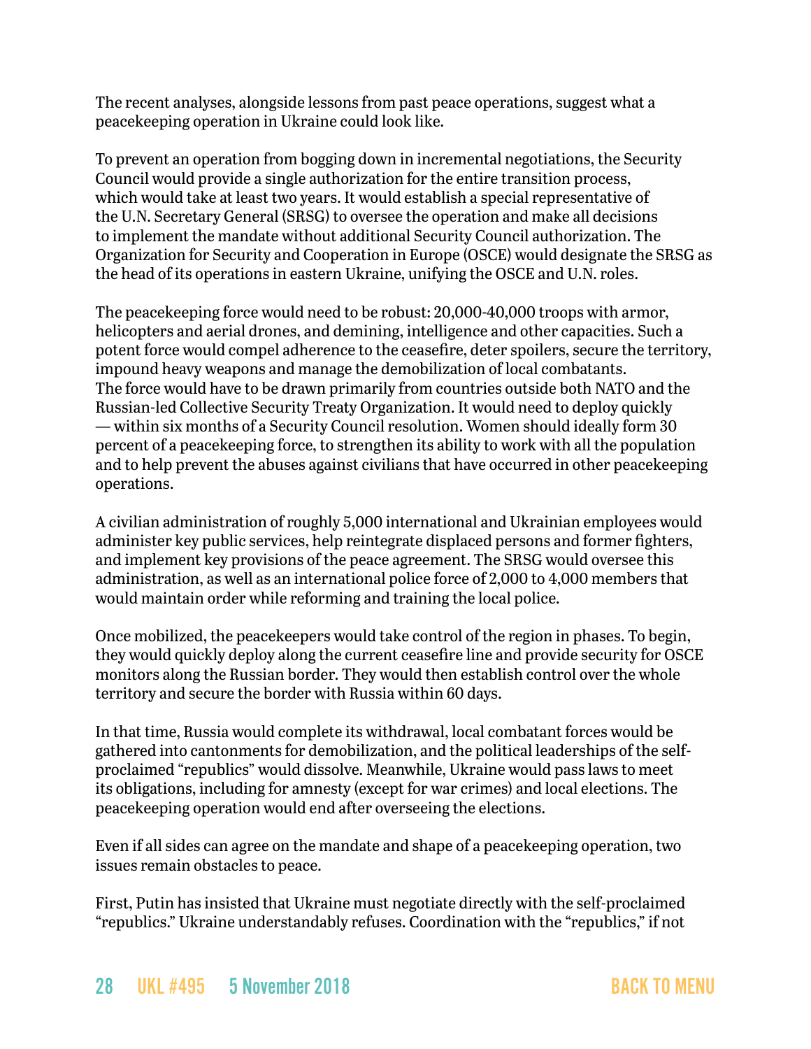The recent analyses, alongside lessons from past peace operations, suggest what a peacekeeping operation in Ukraine could look like.

To prevent an operation from bogging down in incremental negotiations, the Security Council would provide a single authorization for the entire transition process, which would take at least two years. It would establish a special representative of the U.N. Secretary General (SRSG) to oversee the operation and make all decisions to implement the mandate without additional Security Council authorization. The Organization for Security and Cooperation in Europe (OSCE) would designate the SRSG as the head of its operations in eastern Ukraine, unifying the OSCE and U.N. roles.

The peacekeeping force would need to be robust: 20,000-40,000 troops with armor, helicopters and aerial drones, and demining, intelligence and other capacities. Such a potent force would compel adherence to the ceasefire, deter spoilers, secure the territory, impound heavy weapons and manage the demobilization of local combatants. The force would have to be drawn primarily from countries outside both NATO and the Russian-led Collective Security Treaty Organization. It would need to deploy quickly — within six months of a Security Council resolution. Women should ideally form 30 percent of a peacekeeping force, to strengthen its ability to work with all the population and to help prevent the abuses against civilians that have occurred in other peacekeeping operations.

A civilian administration of roughly 5,000 international and Ukrainian employees would administer key public services, help reintegrate displaced persons and former fighters, and implement key provisions of the peace agreement. The SRSG would oversee this administration, as well as an international police force of 2,000 to 4,000 members that would maintain order while reforming and training the local police.

Once mobilized, the peacekeepers would take control of the region in phases. To begin, they would quickly deploy along the current ceasefire line and provide security for OSCE monitors along the Russian border. They would then establish control over the whole territory and secure the border with Russia within 60 days.

In that time, Russia would complete its withdrawal, local combatant forces would be gathered into cantonments for demobilization, and the political leaderships of the self-proclaimed "republics" would dissolve. Meanwhile, Ukraine would pass laws to meet its obligations, including for amnesty (except for war crimes) and local elections. The peacekeeping operation would end after overseeing the elections.

Even if all sides can agree on the mandate and shape of a peacekeeping operation, two issues remain obstacles to peace.

First, Putin has insisted that Ukraine must negotiate directly with the self-proclaimed "republics." Ukraine understandably refuses. Coordination with the "republics," if not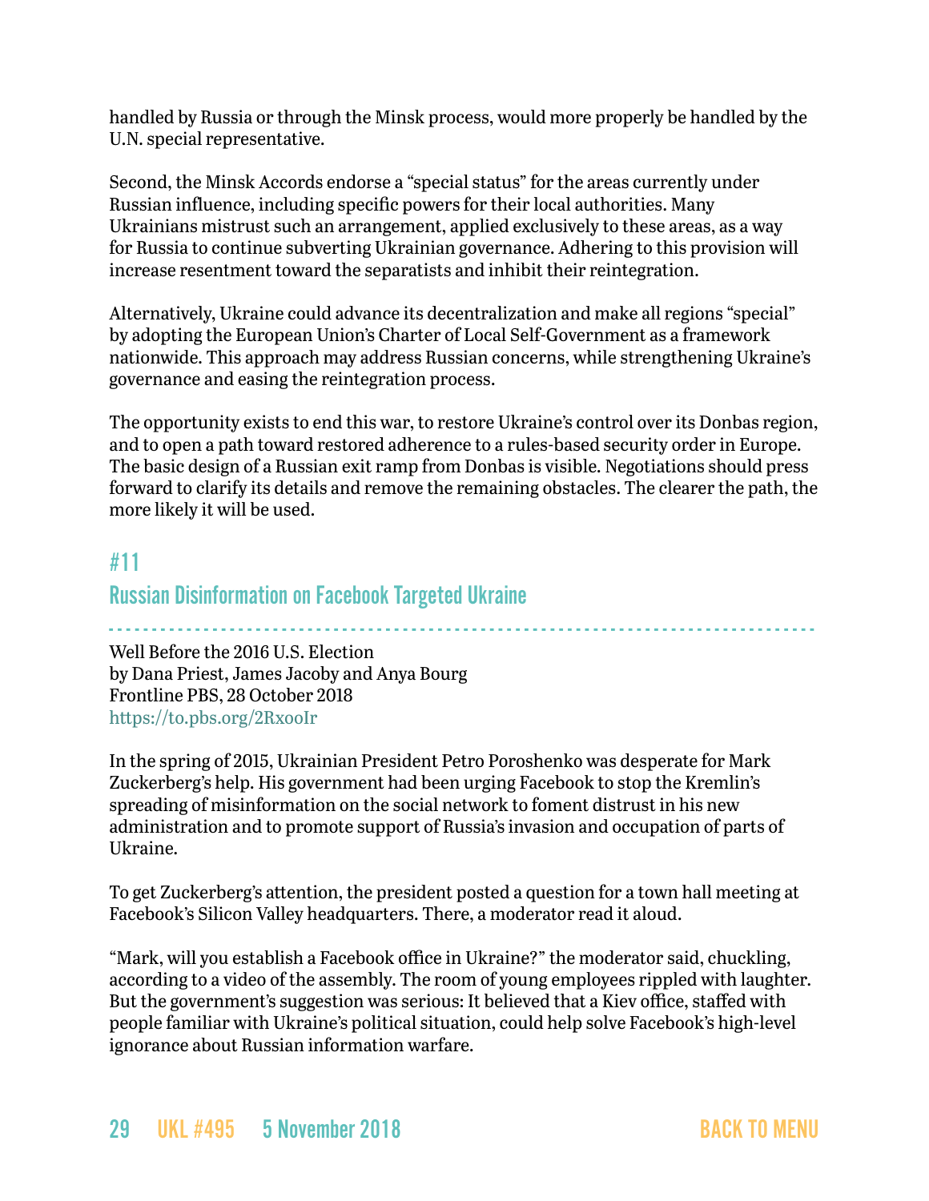handled by Russia or through the Minsk process, would more properly be handled by the U.N. special representative.

Second, the Minsk Accords endorse a “special status” for the areas currently under Russian influence, including specific powers for their local authorities. Many Ukrainians mistrust such an arrangement, applied exclusively to these areas, as a way for Russia to continue subverting Ukrainian governance. Adhering to this provision will increase resentment toward the separatists and inhibit their reintegration.

Alternatively, Ukraine could advance its decentralization and make all regions “special” by adopting the European Union’s Charter of Local Self-Government as a framework nationwide. This approach may address Russian concerns, while strengthening Ukraine’s governance and easing the reintegration process.

The opportunity exists to end this war, to restore Ukraine’s control over its Donbas region, and to open a path toward restored adherence to a rules-based security order in Europe. The basic design of a Russian exit ramp from Donbas is visible. Negotiations should press forward to clarify its details and remove the remaining obstacles. The clearer the path, the more likely it will be used.

## #11

## Russian Disinformation on Facebook Targeted Ukraine

Well Before the 2016 U.S. Election
by Dana Priest, James Jacoby and Anya Bourg
Frontline PBS, 28 October 2018
https://to.pbs.org/2RxooIr

In the spring of 2015, Ukrainian President Petro Poroshenko was desperate for Mark Zuckerberg’s help. His government had been urging Facebook to stop the Kremlin’s spreading of misinformation on the social network to foment distrust in his new administration and to promote support of Russia’s invasion and occupation of parts of Ukraine.

To get Zuckerberg’s attention, the president posted a question for a town hall meeting at Facebook’s Silicon Valley headquarters. There, a moderator read it aloud.

“Mark, will you establish a Facebook office in Ukraine?” the moderator said, chuckling, according to a video of the assembly. The room of young employees rippled with laughter. But the government’s suggestion was serious: It believed that a Kiev office, staffed with people familiar with Ukraine’s political situation, could help solve Facebook’s high-level ignorance about Russian information warfare.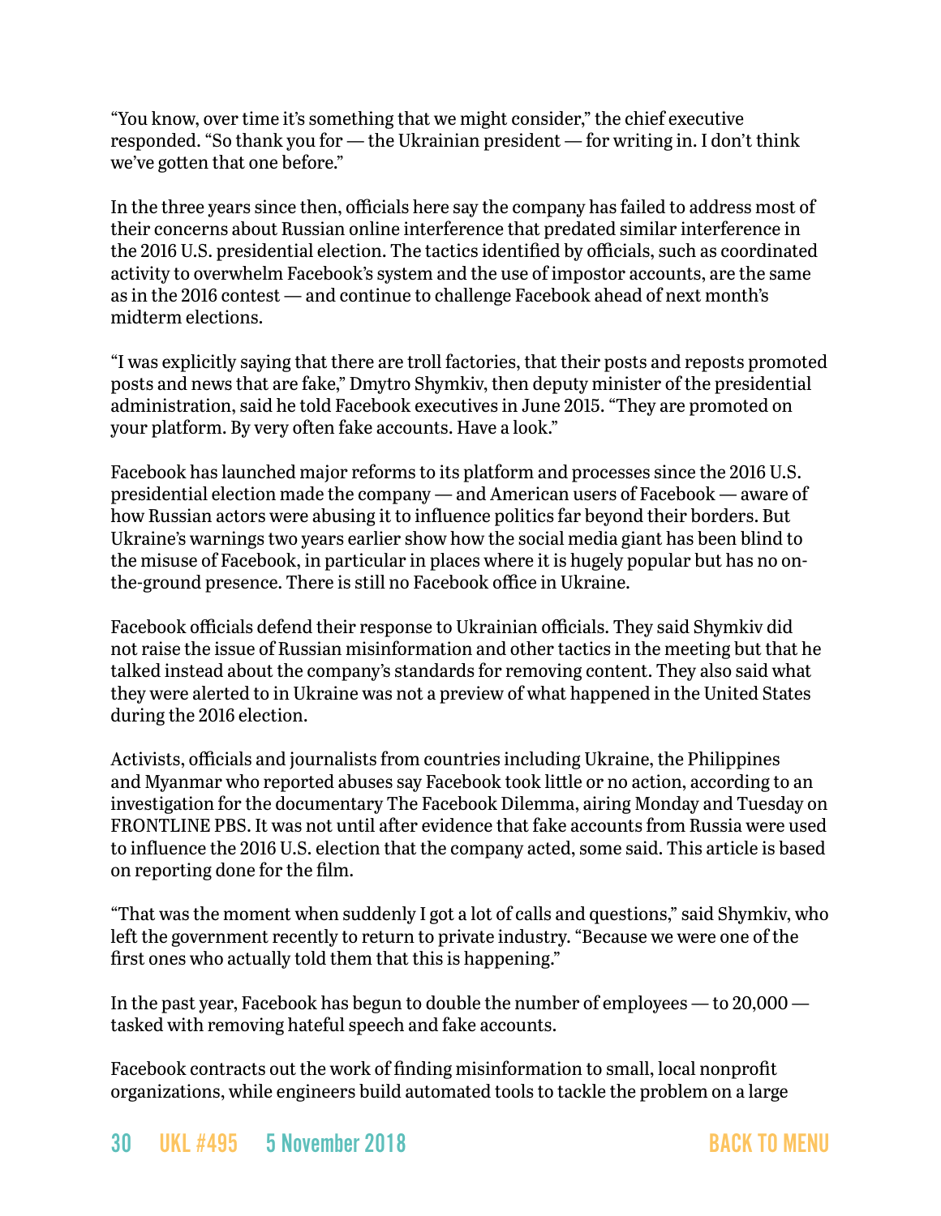"You know, over time it's something that we might consider," the chief executive responded. "So thank you for — the Ukrainian president — for writing in. I don't think we've gotten that one before."

In the three years since then, officials here say the company has failed to address most of their concerns about Russian online interference that predated similar interference in the 2016 U.S. presidential election. The tactics identified by officials, such as coordinated activity to overwhelm Facebook's system and the use of impostor accounts, are the same as in the 2016 contest — and continue to challenge Facebook ahead of next month's midterm elections.

"I was explicitly saying that there are troll factories, that their posts and reposts promoted posts and news that are fake," Dmytro Shymkiv, then deputy minister of the presidential administration, said he told Facebook executives in June 2015. "They are promoted on your platform. By very often fake accounts. Have a look."

Facebook has launched major reforms to its platform and processes since the 2016 U.S. presidential election made the company — and American users of Facebook — aware of how Russian actors were abusing it to influence politics far beyond their borders. But Ukraine's warnings two years earlier show how the social media giant has been blind to the misuse of Facebook, in particular in places where it is hugely popular but has no on-the-ground presence. There is still no Facebook office in Ukraine.

Facebook officials defend their response to Ukrainian officials. They said Shymkiv did not raise the issue of Russian misinformation and other tactics in the meeting but that he talked instead about the company's standards for removing content. They also said what they were alerted to in Ukraine was not a preview of what happened in the United States during the 2016 election.

Activists, officials and journalists from countries including Ukraine, the Philippines and Myanmar who reported abuses say Facebook took little or no action, according to an investigation for the documentary The Facebook Dilemma, airing Monday and Tuesday on FRONTLINE PBS. It was not until after evidence that fake accounts from Russia were used to influence the 2016 U.S. election that the company acted, some said. This article is based on reporting done for the film.

"That was the moment when suddenly I got a lot of calls and questions," said Shymkiv, who left the government recently to return to private industry. "Because we were one of the first ones who actually told them that this is happening."

In the past year, Facebook has begun to double the number of employees — to 20,000 — tasked with removing hateful speech and fake accounts.

Facebook contracts out the work of finding misinformation to small, local nonprofit organizations, while engineers build automated tools to tackle the problem on a large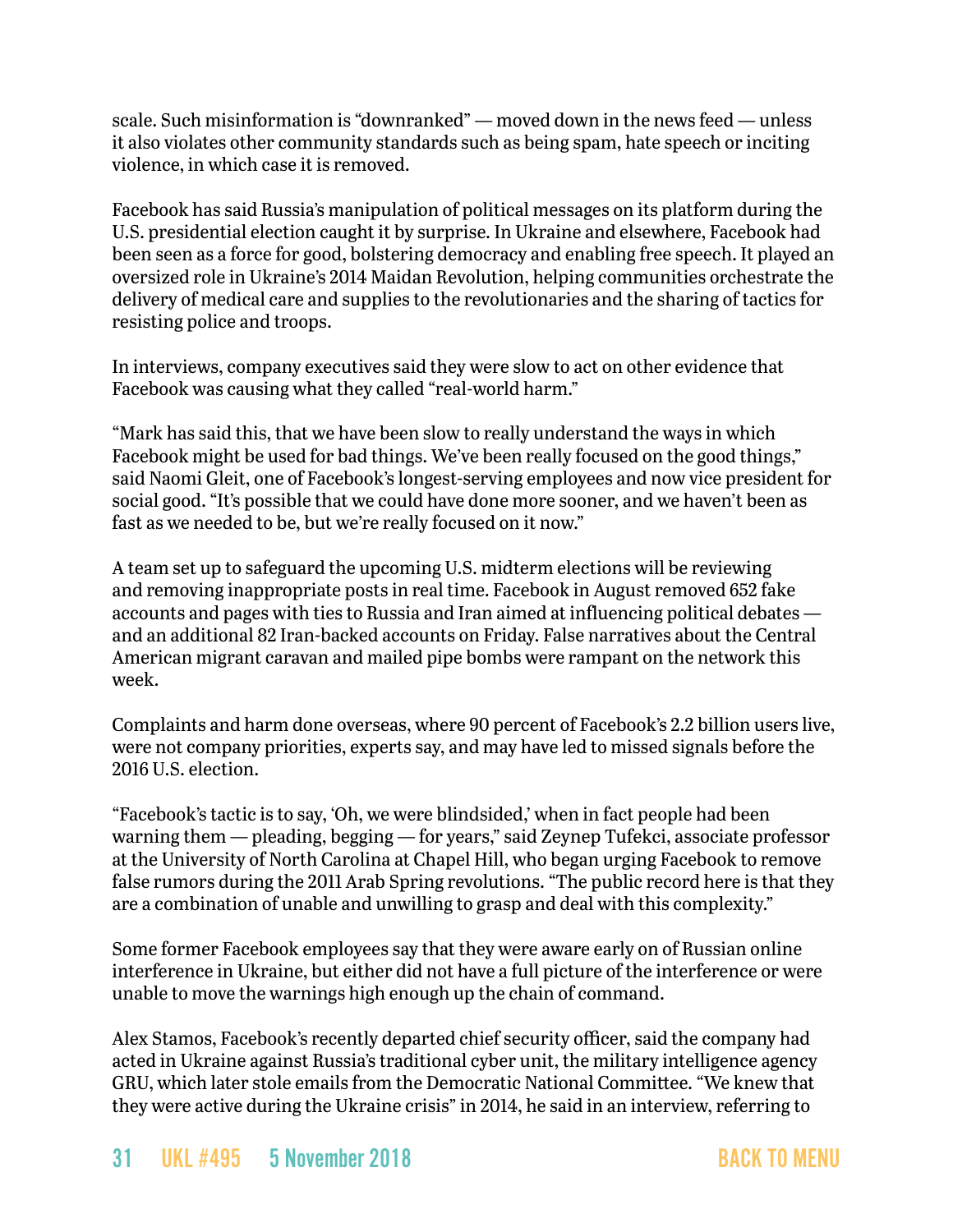scale. Such misinformation is "downranked" — moved down in the news feed — unless it also violates other community standards such as being spam, hate speech or inciting violence, in which case it is removed.

Facebook has said Russia's manipulation of political messages on its platform during the U.S. presidential election caught it by surprise. In Ukraine and elsewhere, Facebook had been seen as a force for good, bolstering democracy and enabling free speech. It played an oversized role in Ukraine's 2014 Maidan Revolution, helping communities orchestrate the delivery of medical care and supplies to the revolutionaries and the sharing of tactics for resisting police and troops.

In interviews, company executives said they were slow to act on other evidence that Facebook was causing what they called "real-world harm."

"Mark has said this, that we have been slow to really understand the ways in which Facebook might be used for bad things. We've been really focused on the good things," said Naomi Gleit, one of Facebook's longest-serving employees and now vice president for social good. "It's possible that we could have done more sooner, and we haven't been as fast as we needed to be, but we're really focused on it now."

A team set up to safeguard the upcoming U.S. midterm elections will be reviewing and removing inappropriate posts in real time. Facebook in August removed 652 fake accounts and pages with ties to Russia and Iran aimed at influencing political debates — and an additional 82 Iran-backed accounts on Friday. False narratives about the Central American migrant caravan and mailed pipe bombs were rampant on the network this week.

Complaints and harm done overseas, where 90 percent of Facebook's 2.2 billion users live, were not company priorities, experts say, and may have led to missed signals before the 2016 U.S. election.

"Facebook's tactic is to say, 'Oh, we were blindsided,' when in fact people had been warning them — pleading, begging — for years," said Zeynep Tufekci, associate professor at the University of North Carolina at Chapel Hill, who began urging Facebook to remove false rumors during the 2011 Arab Spring revolutions. "The public record here is that they are a combination of unable and unwilling to grasp and deal with this complexity."

Some former Facebook employees say that they were aware early on of Russian online interference in Ukraine, but either did not have a full picture of the interference or were unable to move the warnings high enough up the chain of command.

Alex Stamos, Facebook's recently departed chief security officer, said the company had acted in Ukraine against Russia's traditional cyber unit, the military intelligence agency GRU, which later stole emails from the Democratic National Committee. "We knew that they were active during the Ukraine crisis" in 2014, he said in an interview, referring to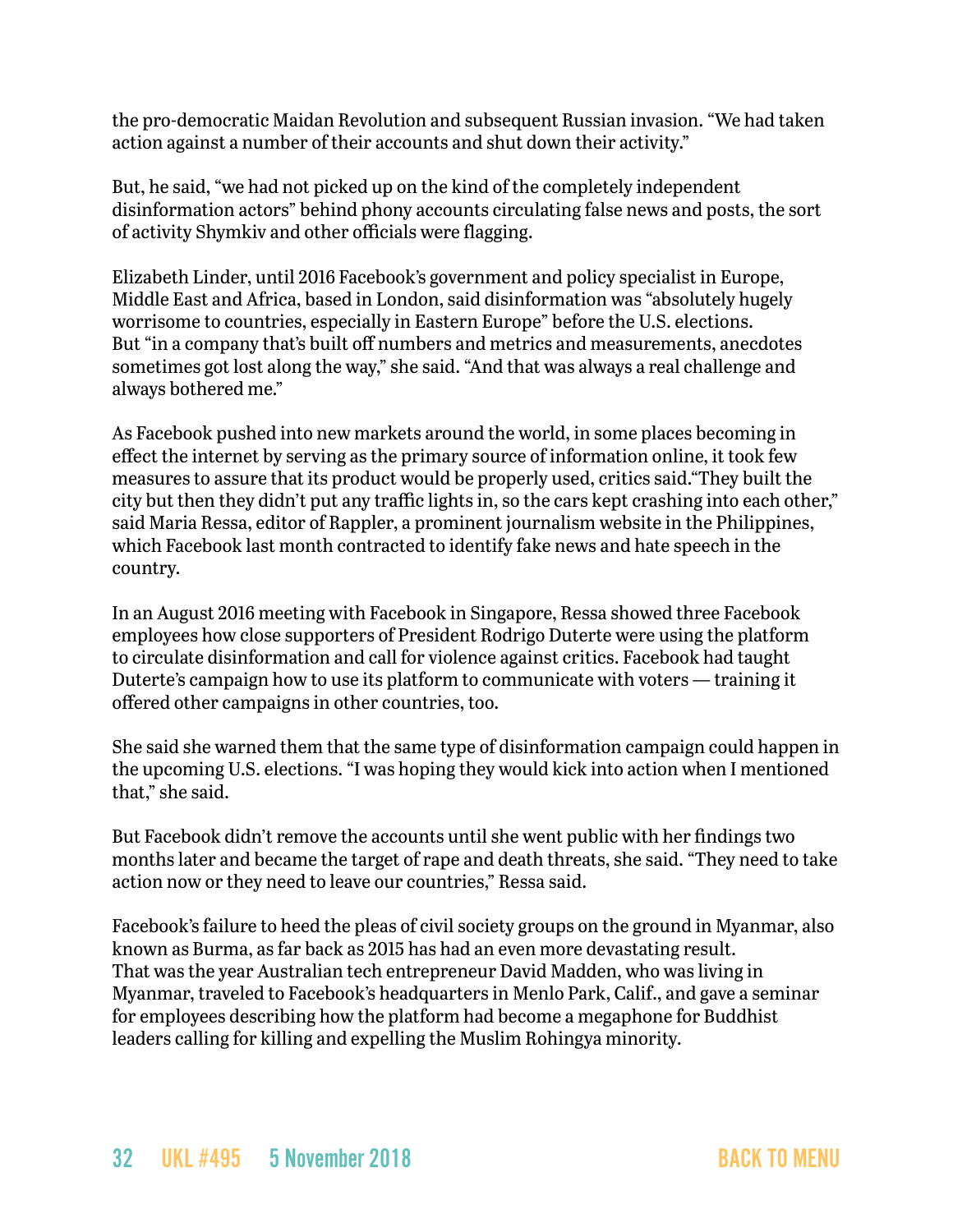the pro-democratic Maidan Revolution and subsequent Russian invasion. "We had taken action against a number of their accounts and shut down their activity."

But, he said, "we had not picked up on the kind of the completely independent disinformation actors" behind phony accounts circulating false news and posts, the sort of activity Shymkiv and other officials were flagging.

Elizabeth Linder, until 2016 Facebook's government and policy specialist in Europe, Middle East and Africa, based in London, said disinformation was "absolutely hugely worrisome to countries, especially in Eastern Europe" before the U.S. elections. But "in a company that's built off numbers and metrics and measurements, anecdotes sometimes got lost along the way," she said. "And that was always a real challenge and always bothered me."

As Facebook pushed into new markets around the world, in some places becoming in effect the internet by serving as the primary source of information online, it took few measures to assure that its product would be properly used, critics said."They built the city but then they didn't put any traffic lights in, so the cars kept crashing into each other," said Maria Ressa, editor of Rappler, a prominent journalism website in the Philippines, which Facebook last month contracted to identify fake news and hate speech in the country.

In an August 2016 meeting with Facebook in Singapore, Ressa showed three Facebook employees how close supporters of President Rodrigo Duterte were using the platform to circulate disinformation and call for violence against critics. Facebook had taught Duterte's campaign how to use its platform to communicate with voters — training it offered other campaigns in other countries, too.

She said she warned them that the same type of disinformation campaign could happen in the upcoming U.S. elections. "I was hoping they would kick into action when I mentioned that," she said.

But Facebook didn't remove the accounts until she went public with her findings two months later and became the target of rape and death threats, she said. "They need to take action now or they need to leave our countries," Ressa said.

Facebook's failure to heed the pleas of civil society groups on the ground in Myanmar, also known as Burma, as far back as 2015 has had an even more devastating result. That was the year Australian tech entrepreneur David Madden, who was living in Myanmar, traveled to Facebook's headquarters in Menlo Park, Calif., and gave a seminar for employees describing how the platform had become a megaphone for Buddhist leaders calling for killing and expelling the Muslim Rohingya minority.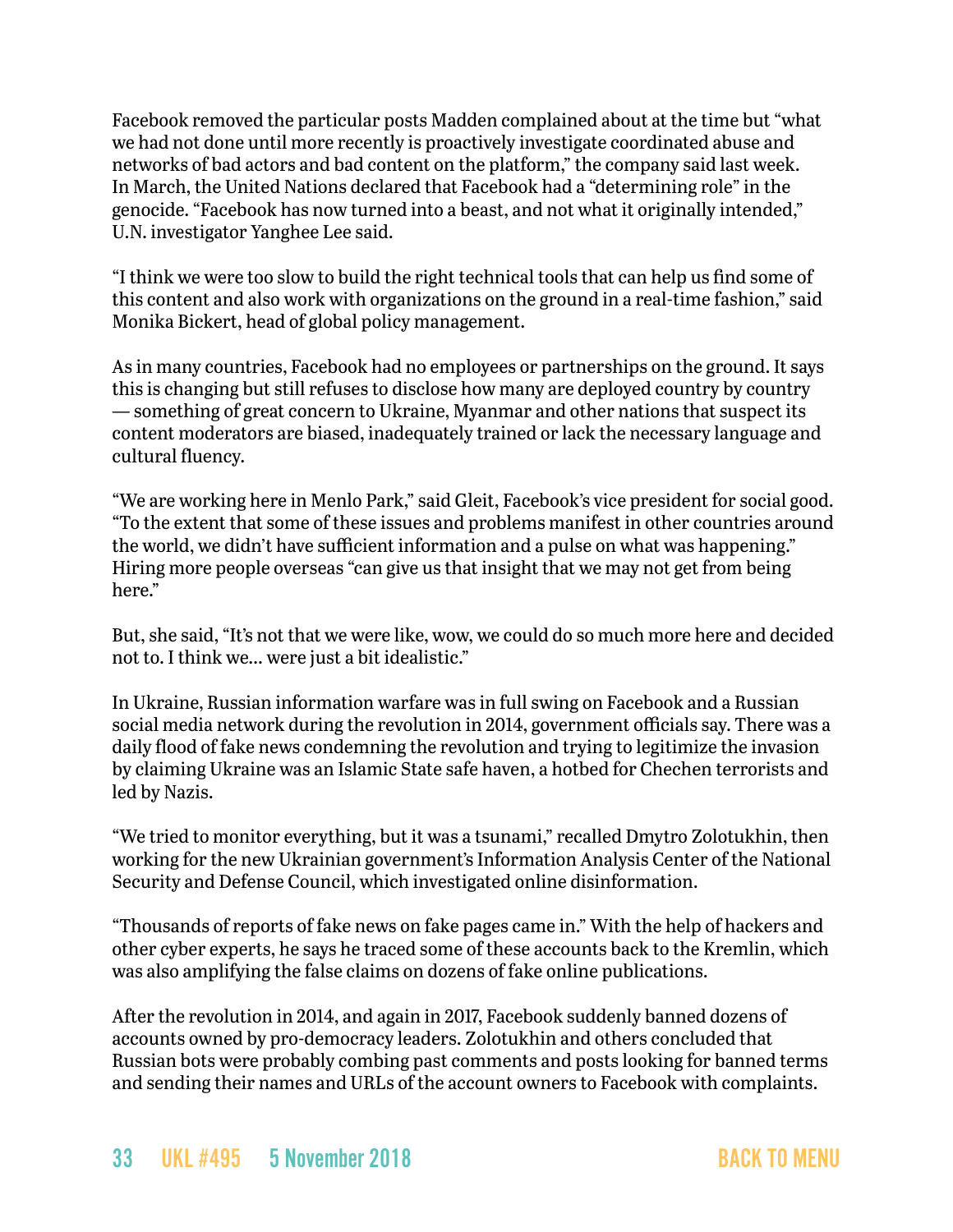Facebook removed the particular posts Madden complained about at the time but "what we had not done until more recently is proactively investigate coordinated abuse and networks of bad actors and bad content on the platform," the company said last week. In March, the United Nations declared that Facebook had a "determining role" in the genocide. "Facebook has now turned into a beast, and not what it originally intended," U.N. investigator Yanghee Lee said.

"I think we were too slow to build the right technical tools that can help us find some of this content and also work with organizations on the ground in a real-time fashion," said Monika Bickert, head of global policy management.

As in many countries, Facebook had no employees or partnerships on the ground. It says this is changing but still refuses to disclose how many are deployed country by country — something of great concern to Ukraine, Myanmar and other nations that suspect its content moderators are biased, inadequately trained or lack the necessary language and cultural fluency.

"We are working here in Menlo Park," said Gleit, Facebook's vice president for social good. "To the extent that some of these issues and problems manifest in other countries around the world, we didn't have sufficient information and a pulse on what was happening." Hiring more people overseas "can give us that insight that we may not get from being here."

But, she said, "It's not that we were like, wow, we could do so much more here and decided not to. I think we... were just a bit idealistic."

In Ukraine, Russian information warfare was in full swing on Facebook and a Russian social media network during the revolution in 2014, government officials say. There was a daily flood of fake news condemning the revolution and trying to legitimize the invasion by claiming Ukraine was an Islamic State safe haven, a hotbed for Chechen terrorists and led by Nazis.

"We tried to monitor everything, but it was a tsunami," recalled Dmytro Zolotukhin, then working for the new Ukrainian government's Information Analysis Center of the National Security and Defense Council, which investigated online disinformation.

"Thousands of reports of fake news on fake pages came in." With the help of hackers and other cyber experts, he says he traced some of these accounts back to the Kremlin, which was also amplifying the false claims on dozens of fake online publications.

After the revolution in 2014, and again in 2017, Facebook suddenly banned dozens of accounts owned by pro-democracy leaders. Zolotukhin and others concluded that Russian bots were probably combing past comments and posts looking for banned terms and sending their names and URLs of the account owners to Facebook with complaints.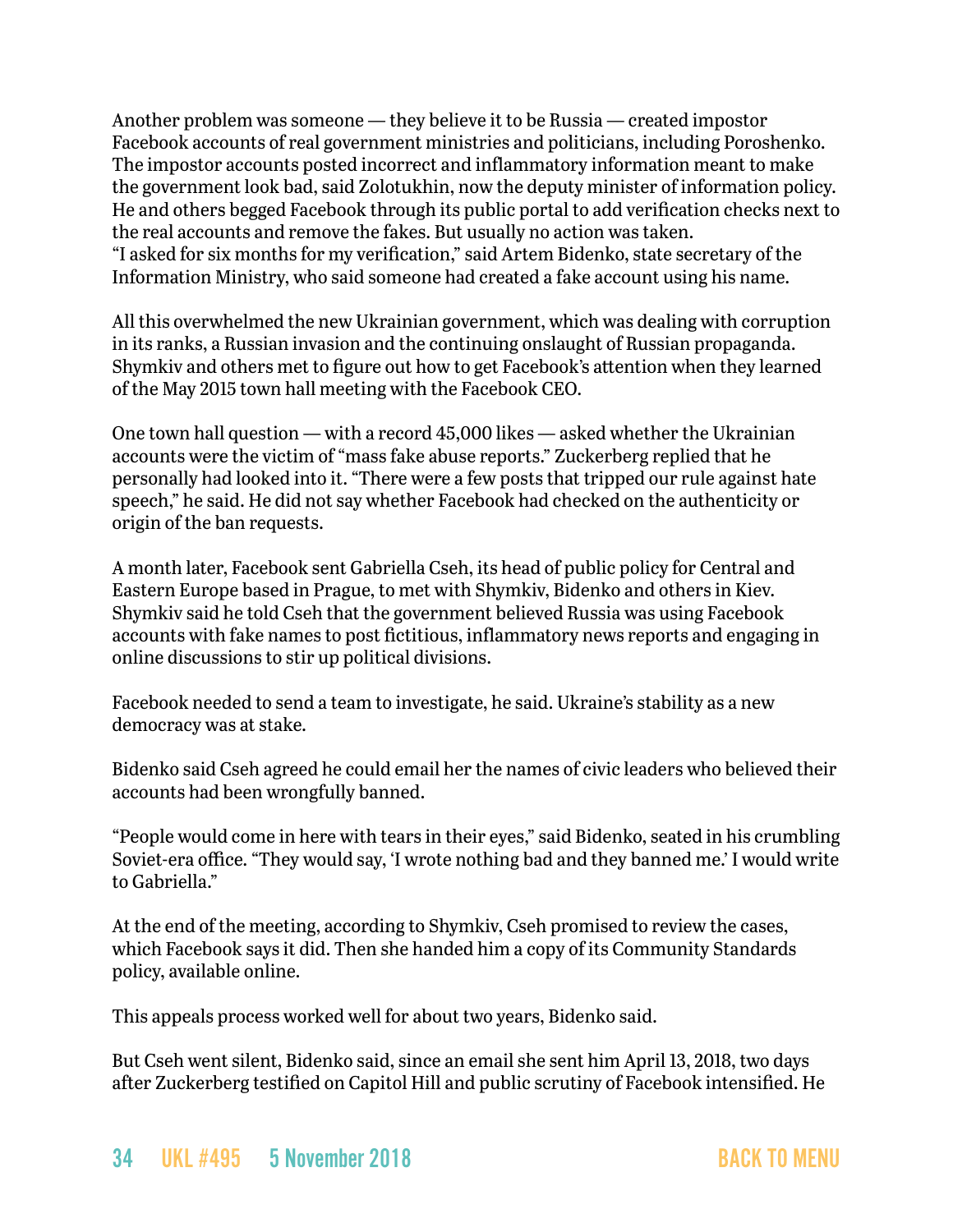Another problem was someone — they believe it to be Russia — created impostor Facebook accounts of real government ministries and politicians, including Poroshenko. The impostor accounts posted incorrect and inflammatory information meant to make the government look bad, said Zolotukhin, now the deputy minister of information policy. He and others begged Facebook through its public portal to add verification checks next to the real accounts and remove the fakes. But usually no action was taken.
"I asked for six months for my verification," said Artem Bidenko, state secretary of the Information Ministry, who said someone had created a fake account using his name.

All this overwhelmed the new Ukrainian government, which was dealing with corruption in its ranks, a Russian invasion and the continuing onslaught of Russian propaganda. Shymkiv and others met to figure out how to get Facebook's attention when they learned of the May 2015 town hall meeting with the Facebook CEO.

One town hall question — with a record 45,000 likes — asked whether the Ukrainian accounts were the victim of "mass fake abuse reports." Zuckerberg replied that he personally had looked into it. "There were a few posts that tripped our rule against hate speech," he said. He did not say whether Facebook had checked on the authenticity or origin of the ban requests.

A month later, Facebook sent Gabriella Cseh, its head of public policy for Central and Eastern Europe based in Prague, to met with Shymkiv, Bidenko and others in Kiev. Shymkiv said he told Cseh that the government believed Russia was using Facebook accounts with fake names to post fictitious, inflammatory news reports and engaging in online discussions to stir up political divisions.

Facebook needed to send a team to investigate, he said. Ukraine's stability as a new democracy was at stake.

Bidenko said Cseh agreed he could email her the names of civic leaders who believed their accounts had been wrongfully banned.

"People would come in here with tears in their eyes," said Bidenko, seated in his crumbling Soviet-era office. "They would say, 'I wrote nothing bad and they banned me.' I would write to Gabriella."

At the end of the meeting, according to Shymkiv, Cseh promised to review the cases, which Facebook says it did. Then she handed him a copy of its Community Standards policy, available online.

This appeals process worked well for about two years, Bidenko said.

But Cseh went silent, Bidenko said, since an email she sent him April 13, 2018, two days after Zuckerberg testified on Capitol Hill and public scrutiny of Facebook intensified. He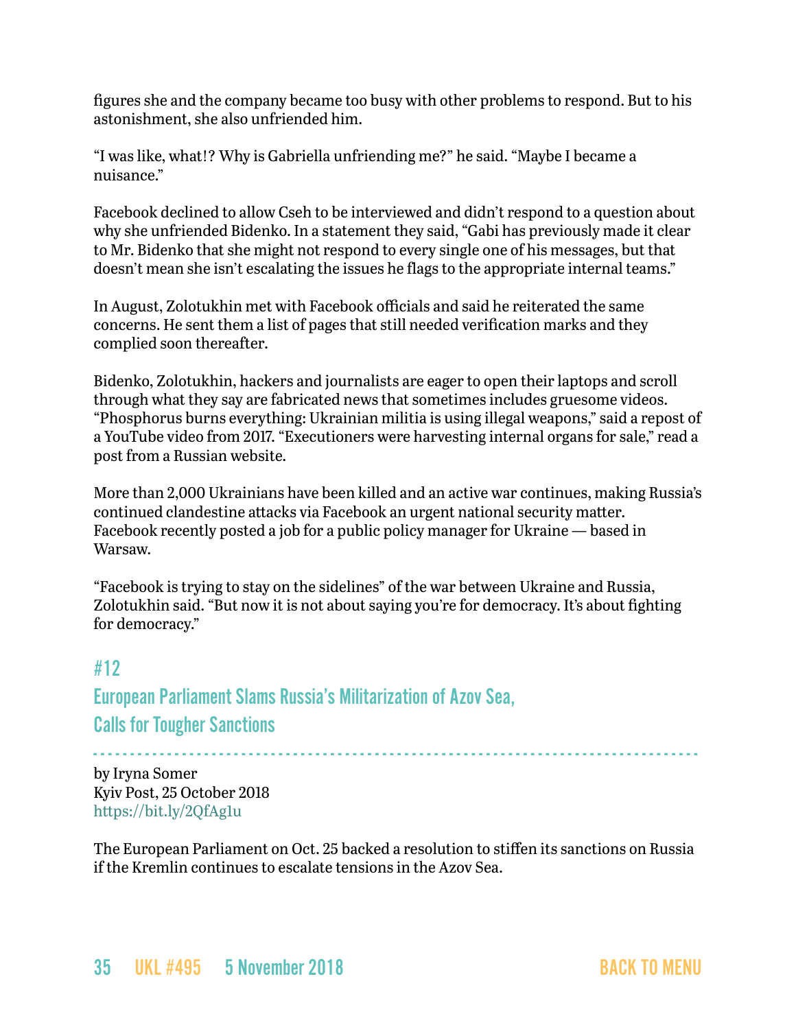figures she and the company became too busy with other problems to respond. But to his astonishment, she also unfriended him.

"I was like, what!? Why is Gabriella unfriending me?" he said. "Maybe I became a nuisance."

Facebook declined to allow Cseh to be interviewed and didn't respond to a question about why she unfriended Bidenko. In a statement they said, "Gabi has previously made it clear to Mr. Bidenko that she might not respond to every single one of his messages, but that doesn't mean she isn't escalating the issues he flags to the appropriate internal teams."

In August, Zolotukhin met with Facebook officials and said he reiterated the same concerns. He sent them a list of pages that still needed verification marks and they complied soon thereafter.

Bidenko, Zolotukhin, hackers and journalists are eager to open their laptops and scroll through what they say are fabricated news that sometimes includes gruesome videos. "Phosphorus burns everything: Ukrainian militia is using illegal weapons," said a repost of a YouTube video from 2017. "Executioners were harvesting internal organs for sale," read a post from a Russian website.

More than 2,000 Ukrainians have been killed and an active war continues, making Russia's continued clandestine attacks via Facebook an urgent national security matter. Facebook recently posted a job for a public policy manager for Ukraine — based in Warsaw.

"Facebook is trying to stay on the sidelines" of the war between Ukraine and Russia, Zolotukhin said. "But now it is not about saying you're for democracy. It's about fighting for democracy."

## #12
## European Parliament Slams Russia's Militarization of Azov Sea, Calls for Tougher Sanctions

by Iryna Somer
Kyiv Post, 25 October 2018
https://bit.ly/2QfAg1u

The European Parliament on Oct. 25 backed a resolution to stiffen its sanctions on Russia if the Kremlin continues to escalate tensions in the Azov Sea.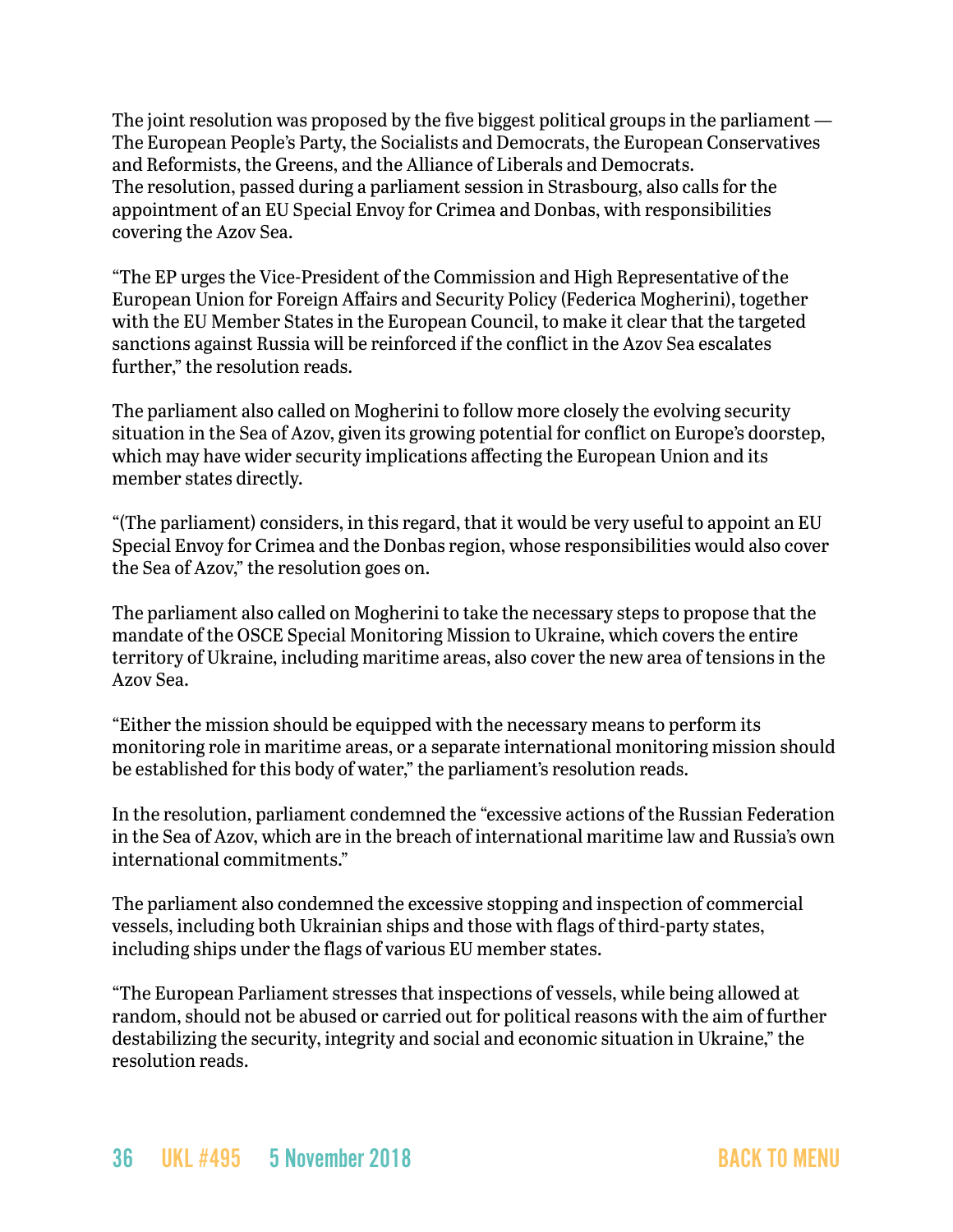The joint resolution was proposed by the five biggest political groups in the parliament — The European People's Party, the Socialists and Democrats, the European Conservatives and Reformists, the Greens, and the Alliance of Liberals and Democrats.
The resolution, passed during a parliament session in Strasbourg, also calls for the appointment of an EU Special Envoy for Crimea and Donbas, with responsibilities covering the Azov Sea.

"The EP urges the Vice-President of the Commission and High Representative of the European Union for Foreign Affairs and Security Policy (Federica Mogherini), together with the EU Member States in the European Council, to make it clear that the targeted sanctions against Russia will be reinforced if the conflict in the Azov Sea escalates further," the resolution reads.

The parliament also called on Mogherini to follow more closely the evolving security situation in the Sea of Azov, given its growing potential for conflict on Europe's doorstep, which may have wider security implications affecting the European Union and its member states directly.

"(The parliament) considers, in this regard, that it would be very useful to appoint an EU Special Envoy for Crimea and the Donbas region, whose responsibilities would also cover the Sea of Azov," the resolution goes on.

The parliament also called on Mogherini to take the necessary steps to propose that the mandate of the OSCE Special Monitoring Mission to Ukraine, which covers the entire territory of Ukraine, including maritime areas, also cover the new area of tensions in the Azov Sea.

"Either the mission should be equipped with the necessary means to perform its monitoring role in maritime areas, or a separate international monitoring mission should be established for this body of water," the parliament's resolution reads.

In the resolution, parliament condemned the "excessive actions of the Russian Federation in the Sea of Azov, which are in the breach of international maritime law and Russia's own international commitments."

The parliament also condemned the excessive stopping and inspection of commercial vessels, including both Ukrainian ships and those with flags of third-party states, including ships under the flags of various EU member states.

"The European Parliament stresses that inspections of vessels, while being allowed at random, should not be abused or carried out for political reasons with the aim of further destabilizing the security, integrity and social and economic situation in Ukraine," the resolution reads.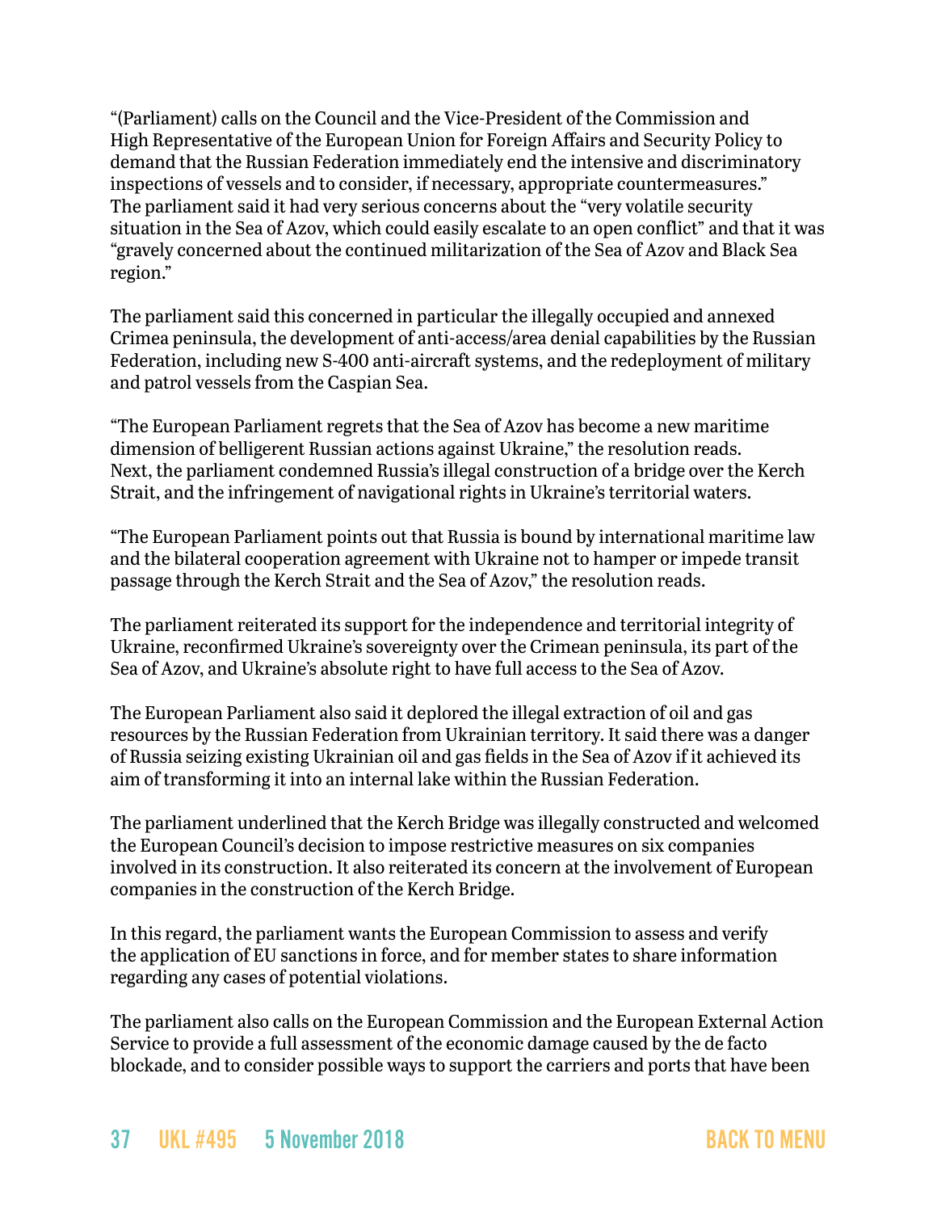"(Parliament) calls on the Council and the Vice-President of the Commission and High Representative of the European Union for Foreign Affairs and Security Policy to demand that the Russian Federation immediately end the intensive and discriminatory inspections of vessels and to consider, if necessary, appropriate countermeasures." The parliament said it had very serious concerns about the "very volatile security situation in the Sea of Azov, which could easily escalate to an open conflict" and that it was "gravely concerned about the continued militarization of the Sea of Azov and Black Sea region."

The parliament said this concerned in particular the illegally occupied and annexed Crimea peninsula, the development of anti-access/area denial capabilities by the Russian Federation, including new S-400 anti-aircraft systems, and the redeployment of military and patrol vessels from the Caspian Sea.

"The European Parliament regrets that the Sea of Azov has become a new maritime dimension of belligerent Russian actions against Ukraine," the resolution reads. Next, the parliament condemned Russia's illegal construction of a bridge over the Kerch Strait, and the infringement of navigational rights in Ukraine's territorial waters.

"The European Parliament points out that Russia is bound by international maritime law and the bilateral cooperation agreement with Ukraine not to hamper or impede transit passage through the Kerch Strait and the Sea of Azov," the resolution reads.

The parliament reiterated its support for the independence and territorial integrity of Ukraine, reconfirmed Ukraine's sovereignty over the Crimean peninsula, its part of the Sea of Azov, and Ukraine's absolute right to have full access to the Sea of Azov.

The European Parliament also said it deplored the illegal extraction of oil and gas resources by the Russian Federation from Ukrainian territory. It said there was a danger of Russia seizing existing Ukrainian oil and gas fields in the Sea of Azov if it achieved its aim of transforming it into an internal lake within the Russian Federation.

The parliament underlined that the Kerch Bridge was illegally constructed and welcomed the European Council's decision to impose restrictive measures on six companies involved in its construction. It also reiterated its concern at the involvement of European companies in the construction of the Kerch Bridge.

In this regard, the parliament wants the European Commission to assess and verify the application of EU sanctions in force, and for member states to share information regarding any cases of potential violations.

The parliament also calls on the European Commission and the European External Action Service to provide a full assessment of the economic damage caused by the de facto blockade, and to consider possible ways to support the carriers and ports that have been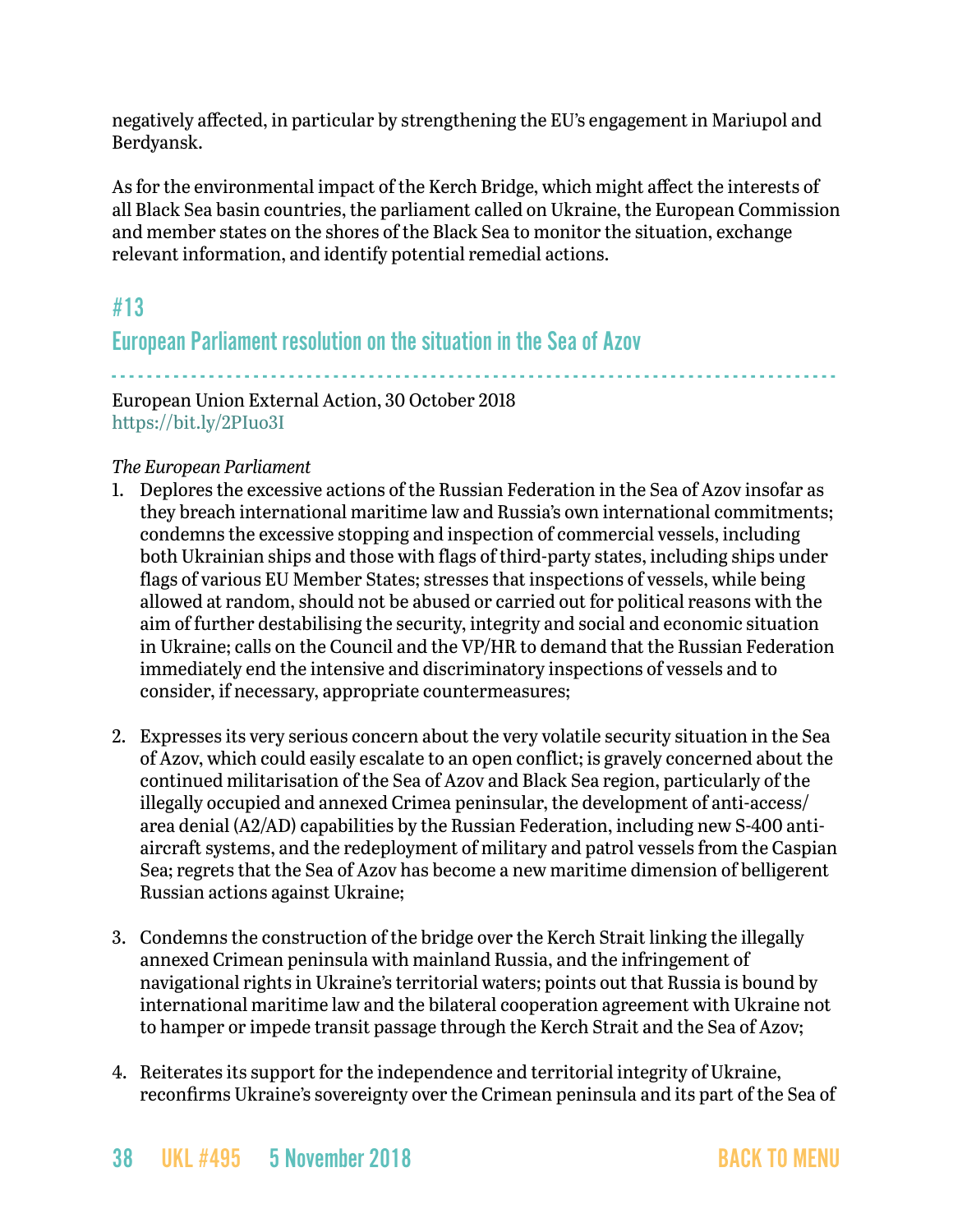negatively affected, in particular by strengthening the EU's engagement in Mariupol and Berdyansk.

As for the environmental impact of the Kerch Bridge, which might affect the interests of all Black Sea basin countries, the parliament called on Ukraine, the European Commission and member states on the shores of the Black Sea to monitor the situation, exchange relevant information, and identify potential remedial actions.

## #13

## European Parliament resolution on the situation in the Sea of Azov

European Union External Action, 30 October 2018
https://bit.ly/2PIuo3I

*The European Parliament*

1. Deplores the excessive actions of the Russian Federation in the Sea of Azov insofar as they breach international maritime law and Russia's own international commitments; condemns the excessive stopping and inspection of commercial vessels, including both Ukrainian ships and those with flags of third-party states, including ships under flags of various EU Member States; stresses that inspections of vessels, while being allowed at random, should not be abused or carried out for political reasons with the aim of further destabilising the security, integrity and social and economic situation in Ukraine; calls on the Council and the VP/HR to demand that the Russian Federation immediately end the intensive and discriminatory inspections of vessels and to consider, if necessary, appropriate countermeasures;

2. Expresses its very serious concern about the very volatile security situation in the Sea of Azov, which could easily escalate to an open conflict; is gravely concerned about the continued militarisation of the Sea of Azov and Black Sea region, particularly of the illegally occupied and annexed Crimea peninsular, the development of anti-access/area denial (A2/AD) capabilities by the Russian Federation, including new S-400 anti-aircraft systems, and the redeployment of military and patrol vessels from the Caspian Sea; regrets that the Sea of Azov has become a new maritime dimension of belligerent Russian actions against Ukraine;

3. Condemns the construction of the bridge over the Kerch Strait linking the illegally annexed Crimean peninsula with mainland Russia, and the infringement of navigational rights in Ukraine's territorial waters; points out that Russia is bound by international maritime law and the bilateral cooperation agreement with Ukraine not to hamper or impede transit passage through the Kerch Strait and the Sea of Azov;

4. Reiterates its support for the independence and territorial integrity of Ukraine, reconfirms Ukraine's sovereignty over the Crimean peninsula and its part of the Sea of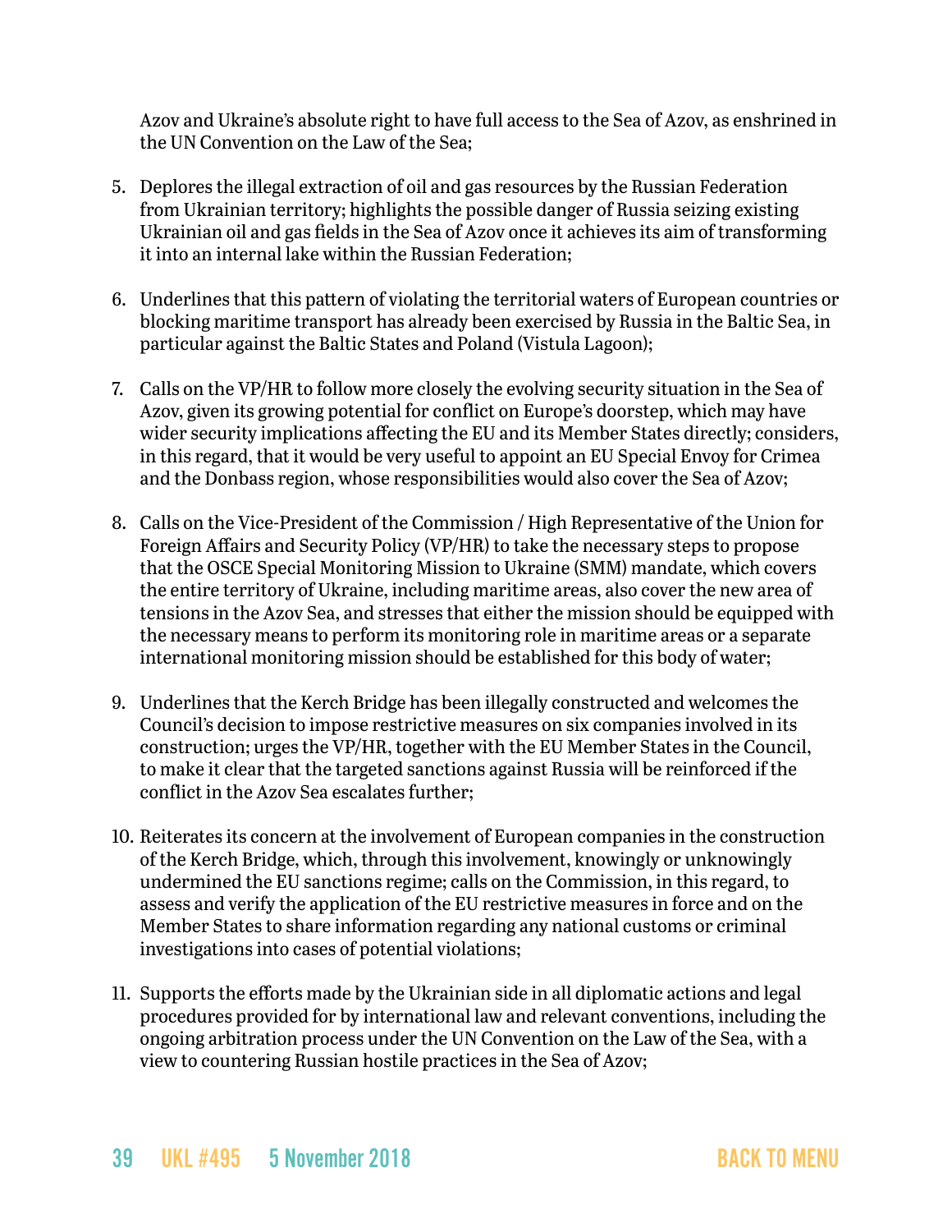Azov and Ukraine's absolute right to have full access to the Sea of Azov, as enshrined in the UN Convention on the Law of the Sea;

5. Deplores the illegal extraction of oil and gas resources by the Russian Federation from Ukrainian territory; highlights the possible danger of Russia seizing existing Ukrainian oil and gas fields in the Sea of Azov once it achieves its aim of transforming it into an internal lake within the Russian Federation;

6. Underlines that this pattern of violating the territorial waters of European countries or blocking maritime transport has already been exercised by Russia in the Baltic Sea, in particular against the Baltic States and Poland (Vistula Lagoon);

7. Calls on the VP/HR to follow more closely the evolving security situation in the Sea of Azov, given its growing potential for conflict on Europe's doorstep, which may have wider security implications affecting the EU and its Member States directly; considers, in this regard, that it would be very useful to appoint an EU Special Envoy for Crimea and the Donbass region, whose responsibilities would also cover the Sea of Azov;

8. Calls on the Vice-President of the Commission / High Representative of the Union for Foreign Affairs and Security Policy (VP/HR) to take the necessary steps to propose that the OSCE Special Monitoring Mission to Ukraine (SMM) mandate, which covers the entire territory of Ukraine, including maritime areas, also cover the new area of tensions in the Azov Sea, and stresses that either the mission should be equipped with the necessary means to perform its monitoring role in maritime areas or a separate international monitoring mission should be established for this body of water;

9. Underlines that the Kerch Bridge has been illegally constructed and welcomes the Council's decision to impose restrictive measures on six companies involved in its construction; urges the VP/HR, together with the EU Member States in the Council, to make it clear that the targeted sanctions against Russia will be reinforced if the conflict in the Azov Sea escalates further;

10. Reiterates its concern at the involvement of European companies in the construction of the Kerch Bridge, which, through this involvement, knowingly or unknowingly undermined the EU sanctions regime; calls on the Commission, in this regard, to assess and verify the application of the EU restrictive measures in force and on the Member States to share information regarding any national customs or criminal investigations into cases of potential violations;

11. Supports the efforts made by the Ukrainian side in all diplomatic actions and legal procedures provided for by international law and relevant conventions, including the ongoing arbitration process under the UN Convention on the Law of the Sea, with a view to countering Russian hostile practices in the Sea of Azov;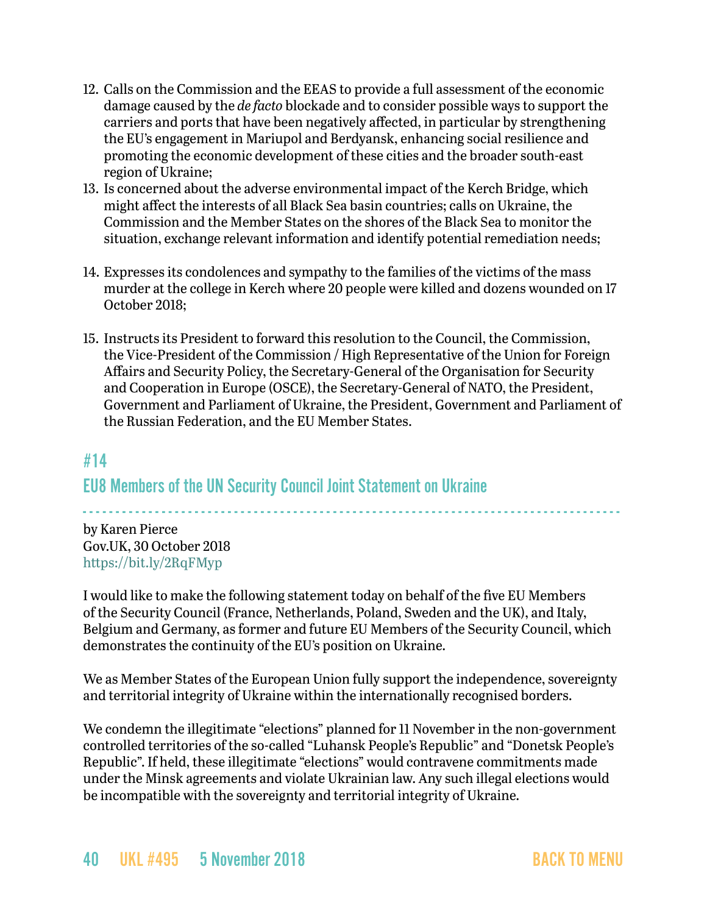12. Calls on the Commission and the EEAS to provide a full assessment of the economic damage caused by the *de facto* blockade and to consider possible ways to support the carriers and ports that have been negatively affected, in particular by strengthening the EU's engagement in Mariupol and Berdyansk, enhancing social resilience and promoting the economic development of these cities and the broader south-east region of Ukraine;
13. Is concerned about the adverse environmental impact of the Kerch Bridge, which might affect the interests of all Black Sea basin countries; calls on Ukraine, the Commission and the Member States on the shores of the Black Sea to monitor the situation, exchange relevant information and identify potential remediation needs;
14. Expresses its condolences and sympathy to the families of the victims of the mass murder at the college in Kerch where 20 people were killed and dozens wounded on 17 October 2018;
15. Instructs its President to forward this resolution to the Council, the Commission, the Vice-President of the Commission / High Representative of the Union for Foreign Affairs and Security Policy, the Secretary-General of the Organisation for Security and Cooperation in Europe (OSCE), the Secretary-General of NATO, the President, Government and Parliament of Ukraine, the President, Government and Parliament of the Russian Federation, and the EU Member States.

## #14
## EU8 Members of the UN Security Council Joint Statement on Ukraine

by Karen Pierce
Gov.UK, 30 October 2018
https://bit.ly/2RqFMyp

I would like to make the following statement today on behalf of the five EU Members of the Security Council (France, Netherlands, Poland, Sweden and the UK), and Italy, Belgium and Germany, as former and future EU Members of the Security Council, which demonstrates the continuity of the EU's position on Ukraine.

We as Member States of the European Union fully support the independence, sovereignty and territorial integrity of Ukraine within the internationally recognised borders.

We condemn the illegitimate "elections" planned for 11 November in the non-government controlled territories of the so-called "Luhansk People's Republic" and "Donetsk People's Republic". If held, these illegitimate "elections" would contravene commitments made under the Minsk agreements and violate Ukrainian law. Any such illegal elections would be incompatible with the sovereignty and territorial integrity of Ukraine.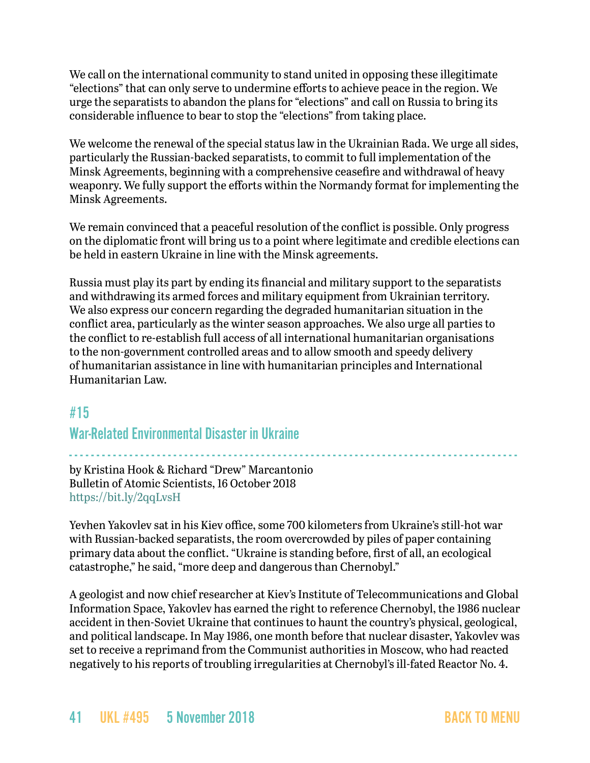We call on the international community to stand united in opposing these illegitimate "elections" that can only serve to undermine efforts to achieve peace in the region. We urge the separatists to abandon the plans for "elections" and call on Russia to bring its considerable influence to bear to stop the "elections" from taking place.

We welcome the renewal of the special status law in the Ukrainian Rada. We urge all sides, particularly the Russian-backed separatists, to commit to full implementation of the Minsk Agreements, beginning with a comprehensive ceasefire and withdrawal of heavy weaponry. We fully support the efforts within the Normandy format for implementing the Minsk Agreements.

We remain convinced that a peaceful resolution of the conflict is possible. Only progress on the diplomatic front will bring us to a point where legitimate and credible elections can be held in eastern Ukraine in line with the Minsk agreements.

Russia must play its part by ending its financial and military support to the separatists and withdrawing its armed forces and military equipment from Ukrainian territory. We also express our concern regarding the degraded humanitarian situation in the conflict area, particularly as the winter season approaches. We also urge all parties to the conflict to re-establish full access of all international humanitarian organisations to the non-government controlled areas and to allow smooth and speedy delivery of humanitarian assistance in line with humanitarian principles and International Humanitarian Law.

## #15

## War-Related Environmental Disaster in Ukraine

by Kristina Hook & Richard "Drew" Marcantonio
Bulletin of Atomic Scientists, 16 October 2018
https://bit.ly/2qqLvsH

Yevhen Yakovlev sat in his Kiev office, some 700 kilometers from Ukraine's still-hot war with Russian-backed separatists, the room overcrowded by piles of paper containing primary data about the conflict. "Ukraine is standing before, first of all, an ecological catastrophe," he said, "more deep and dangerous than Chernobyl."

A geologist and now chief researcher at Kiev's Institute of Telecommunications and Global Information Space, Yakovlev has earned the right to reference Chernobyl, the 1986 nuclear accident in then-Soviet Ukraine that continues to haunt the country's physical, geological, and political landscape. In May 1986, one month before that nuclear disaster, Yakovlev was set to receive a reprimand from the Communist authorities in Moscow, who had reacted negatively to his reports of troubling irregularities at Chernobyl's ill-fated Reactor No. 4.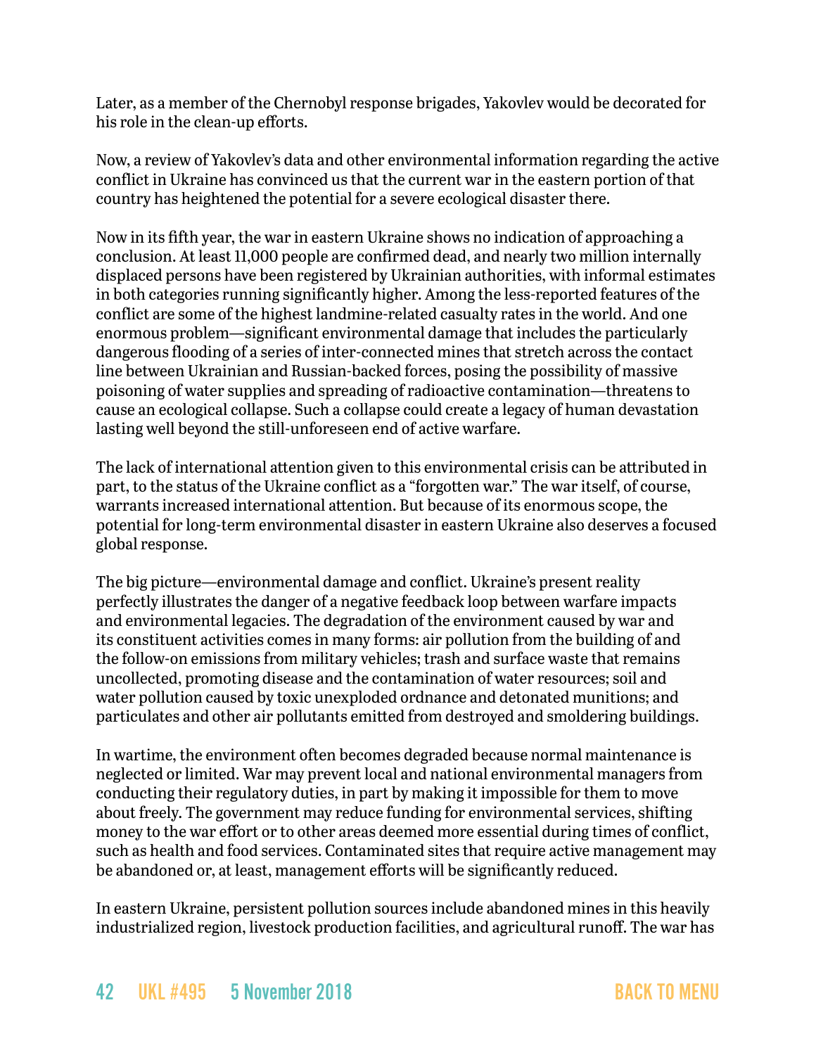Later, as a member of the Chernobyl response brigades, Yakovlev would be decorated for his role in the clean-up efforts.

Now, a review of Yakovlev's data and other environmental information regarding the active conflict in Ukraine has convinced us that the current war in the eastern portion of that country has heightened the potential for a severe ecological disaster there.

Now in its fifth year, the war in eastern Ukraine shows no indication of approaching a conclusion. At least 11,000 people are confirmed dead, and nearly two million internally displaced persons have been registered by Ukrainian authorities, with informal estimates in both categories running significantly higher. Among the less-reported features of the conflict are some of the highest landmine-related casualty rates in the world. And one enormous problem—significant environmental damage that includes the particularly dangerous flooding of a series of inter-connected mines that stretch across the contact line between Ukrainian and Russian-backed forces, posing the possibility of massive poisoning of water supplies and spreading of radioactive contamination—threatens to cause an ecological collapse. Such a collapse could create a legacy of human devastation lasting well beyond the still-unforeseen end of active warfare.

The lack of international attention given to this environmental crisis can be attributed in part, to the status of the Ukraine conflict as a "forgotten war." The war itself, of course, warrants increased international attention. But because of its enormous scope, the potential for long-term environmental disaster in eastern Ukraine also deserves a focused global response.

The big picture—environmental damage and conflict. Ukraine's present reality perfectly illustrates the danger of a negative feedback loop between warfare impacts and environmental legacies. The degradation of the environment caused by war and its constituent activities comes in many forms: air pollution from the building of and the follow-on emissions from military vehicles; trash and surface waste that remains uncollected, promoting disease and the contamination of water resources; soil and water pollution caused by toxic unexploded ordnance and detonated munitions; and particulates and other air pollutants emitted from destroyed and smoldering buildings.

In wartime, the environment often becomes degraded because normal maintenance is neglected or limited. War may prevent local and national environmental managers from conducting their regulatory duties, in part by making it impossible for them to move about freely. The government may reduce funding for environmental services, shifting money to the war effort or to other areas deemed more essential during times of conflict, such as health and food services. Contaminated sites that require active management may be abandoned or, at least, management efforts will be significantly reduced.

In eastern Ukraine, persistent pollution sources include abandoned mines in this heavily industrialized region, livestock production facilities, and agricultural runoff. The war has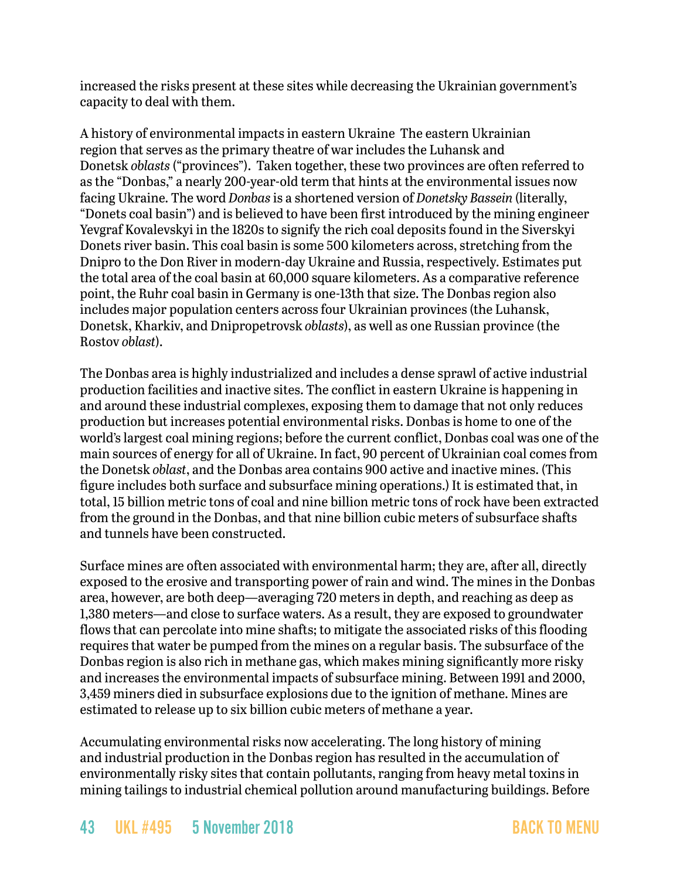increased the risks present at these sites while decreasing the Ukrainian government's capacity to deal with them.

**A history of environmental impacts in eastern Ukraine** The eastern Ukrainian region that serves as the primary theatre of war includes the Luhansk and Donetsk *oblasts* ("provinces"). Taken together, these two provinces are often referred to as the "Donbas," a nearly 200-year-old term that hints at the environmental issues now facing Ukraine. The word *Donbas* is a shortened version of *Donetsky Bassein* (literally, "Donets coal basin") and is believed to have been first introduced by the mining engineer Yevgraf Kovalevskyi in the 1820s to signify the rich coal deposits found in the Siverskyi Donets river basin. This coal basin is some 500 kilometers across, stretching from the Dnipro to the Don River in modern-day Ukraine and Russia, respectively. Estimates put the total area of the coal basin at 60,000 square kilometers. As a comparative reference point, the Ruhr coal basin in Germany is one-13th that size. The Donbas region also includes major population centers across four Ukrainian provinces (the Luhansk, Donetsk, Kharkiv, and Dnipropetrovsk *oblasts*), as well as one Russian province (the Rostov *oblast*).

The Donbas area is highly industrialized and includes a dense sprawl of active industrial production facilities and inactive sites. The conflict in eastern Ukraine is happening in and around these industrial complexes, exposing them to damage that not only reduces production but increases potential environmental risks. Donbas is home to one of the world's largest coal mining regions; before the current conflict, Donbas coal was one of the main sources of energy for all of Ukraine. In fact, 90 percent of Ukrainian coal comes from the Donetsk *oblast*, and the Donbas area contains 900 active and inactive mines. (This figure includes both surface and subsurface mining operations.) It is estimated that, in total, 15 billion metric tons of coal and nine billion metric tons of rock have been extracted from the ground in the Donbas, and that nine billion cubic meters of subsurface shafts and tunnels have been constructed.

Surface mines are often associated with environmental harm; they are, after all, directly exposed to the erosive and transporting power of rain and wind. The mines in the Donbas area, however, are both deep—averaging 720 meters in depth, and reaching as deep as 1,380 meters—and close to surface waters. As a result, they are exposed to groundwater flows that can percolate into mine shafts; to mitigate the associated risks of this flooding requires that water be pumped from the mines on a regular basis. The subsurface of the Donbas region is also rich in methane gas, which makes mining significantly more risky and increases the environmental impacts of subsurface mining. Between 1991 and 2000, 3,459 miners died in subsurface explosions due to the ignition of methane. Mines are estimated to release up to six billion cubic meters of methane a year.

**Accumulating environmental risks now accelerating.** The long history of mining and industrial production in the Donbas region has resulted in the accumulation of environmentally risky sites that contain pollutants, ranging from heavy metal toxins in mining tailings to industrial chemical pollution around manufacturing buildings. Before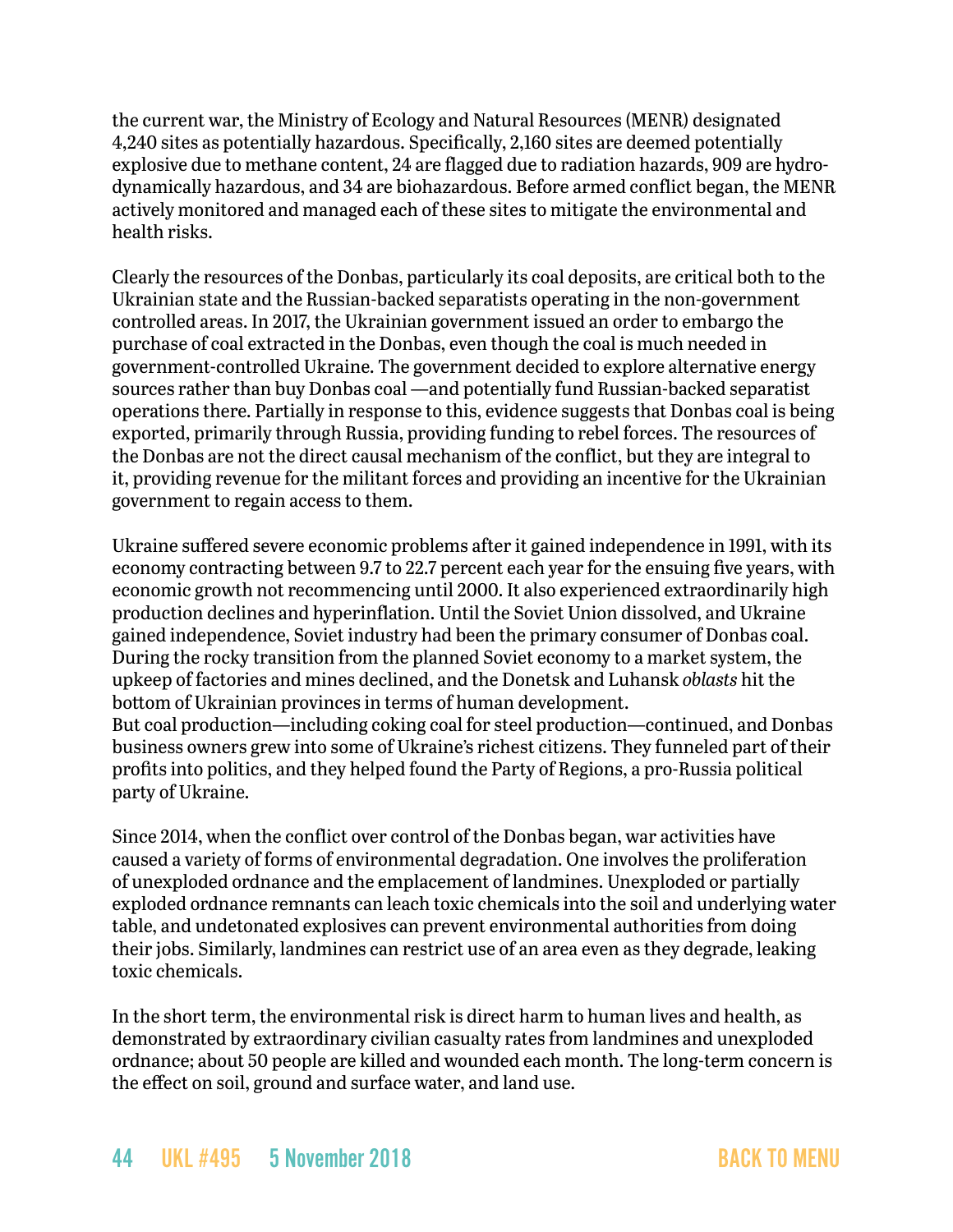the current war, the Ministry of Ecology and Natural Resources (MENR) designated 4,240 sites as potentially hazardous. Specifically, 2,160 sites are deemed potentially explosive due to methane content, 24 are flagged due to radiation hazards, 909 are hydrodynamically hazardous, and 34 are biohazardous. Before armed conflict began, the MENR actively monitored and managed each of these sites to mitigate the environmental and health risks.

Clearly the resources of the Donbas, particularly its coal deposits, are critical both to the Ukrainian state and the Russian-backed separatists operating in the non-government controlled areas. In 2017, the Ukrainian government issued an order to embargo the purchase of coal extracted in the Donbas, even though the coal is much needed in government-controlled Ukraine. The government decided to explore alternative energy sources rather than buy Donbas coal —and potentially fund Russian-backed separatist operations there. Partially in response to this, evidence suggests that Donbas coal is being exported, primarily through Russia, providing funding to rebel forces. The resources of the Donbas are not the direct causal mechanism of the conflict, but they are integral to it, providing revenue for the militant forces and providing an incentive for the Ukrainian government to regain access to them.

Ukraine suffered severe economic problems after it gained independence in 1991, with its economy contracting between 9.7 to 22.7 percent each year for the ensuing five years, with economic growth not recommencing until 2000. It also experienced extraordinarily high production declines and hyperinflation. Until the Soviet Union dissolved, and Ukraine gained independence, Soviet industry had been the primary consumer of Donbas coal. During the rocky transition from the planned Soviet economy to a market system, the upkeep of factories and mines declined, and the Donetsk and Luhansk *oblasts* hit the bottom of Ukrainian provinces in terms of human development.
But coal production—including coking coal for steel production—continued, and Donbas business owners grew into some of Ukraine's richest citizens. They funneled part of their profits into politics, and they helped found the Party of Regions, a pro-Russia political party of Ukraine.

Since 2014, when the conflict over control of the Donbas began, war activities have caused a variety of forms of environmental degradation. One involves the proliferation of unexploded ordnance and the emplacement of landmines. Unexploded or partially exploded ordnance remnants can leach toxic chemicals into the soil and underlying water table, and undetonated explosives can prevent environmental authorities from doing their jobs. Similarly, landmines can restrict use of an area even as they degrade, leaking toxic chemicals.

In the short term, the environmental risk is direct harm to human lives and health, as demonstrated by extraordinary civilian casualty rates from landmines and unexploded ordnance; about 50 people are killed and wounded each month. The long-term concern is the effect on soil, ground and surface water, and land use.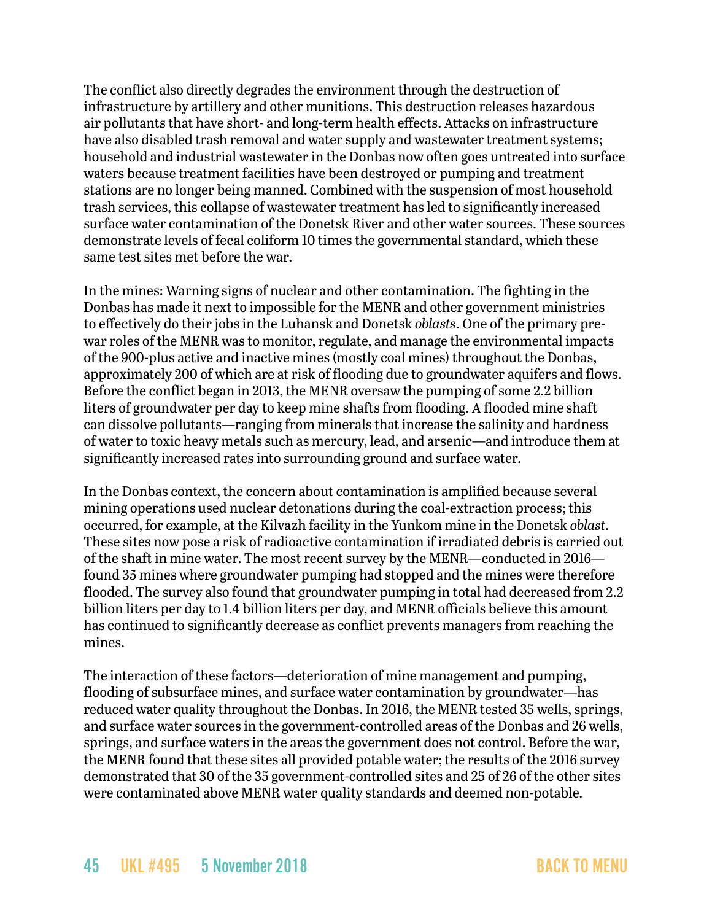The conflict also directly degrades the environment through the destruction of infrastructure by artillery and other munitions. This destruction releases hazardous air pollutants that have short- and long-term health effects. Attacks on infrastructure have also disabled trash removal and water supply and wastewater treatment systems; household and industrial wastewater in the Donbas now often goes untreated into surface waters because treatment facilities have been destroyed or pumping and treatment stations are no longer being manned. Combined with the suspension of most household trash services, this collapse of wastewater treatment has led to significantly increased surface water contamination of the Donetsk River and other water sources. These sources demonstrate levels of fecal coliform 10 times the governmental standard, which these same test sites met before the war.

In the mines: Warning signs of nuclear and other contamination. The fighting in the Donbas has made it next to impossible for the MENR and other government ministries to effectively do their jobs in the Luhansk and Donetsk *oblasts*. One of the primary pre-war roles of the MENR was to monitor, regulate, and manage the environmental impacts of the 900-plus active and inactive mines (mostly coal mines) throughout the Donbas, approximately 200 of which are at risk of flooding due to groundwater aquifers and flows. Before the conflict began in 2013, the MENR oversaw the pumping of some 2.2 billion liters of groundwater per day to keep mine shafts from flooding. A flooded mine shaft can dissolve pollutants—ranging from minerals that increase the salinity and hardness of water to toxic heavy metals such as mercury, lead, and arsenic—and introduce them at significantly increased rates into surrounding ground and surface water.

In the Donbas context, the concern about contamination is amplified because several mining operations used nuclear detonations during the coal-extraction process; this occurred, for example, at the Kilvazh facility in the Yunkom mine in the Donetsk *oblast*. These sites now pose a risk of radioactive contamination if irradiated debris is carried out of the shaft in mine water. The most recent survey by the MENR—conducted in 2016—found 35 mines where groundwater pumping had stopped and the mines were therefore flooded. The survey also found that groundwater pumping in total had decreased from 2.2 billion liters per day to 1.4 billion liters per day, and MENR officials believe this amount has continued to significantly decrease as conflict prevents managers from reaching the mines.

The interaction of these factors—deterioration of mine management and pumping, flooding of subsurface mines, and surface water contamination by groundwater—has reduced water quality throughout the Donbas. In 2016, the MENR tested 35 wells, springs, and surface water sources in the government-controlled areas of the Donbas and 26 wells, springs, and surface waters in the areas the government does not control. Before the war, the MENR found that these sites all provided potable water; the results of the 2016 survey demonstrated that 30 of the 35 government-controlled sites and 25 of 26 of the other sites were contaminated above MENR water quality standards and deemed non-potable.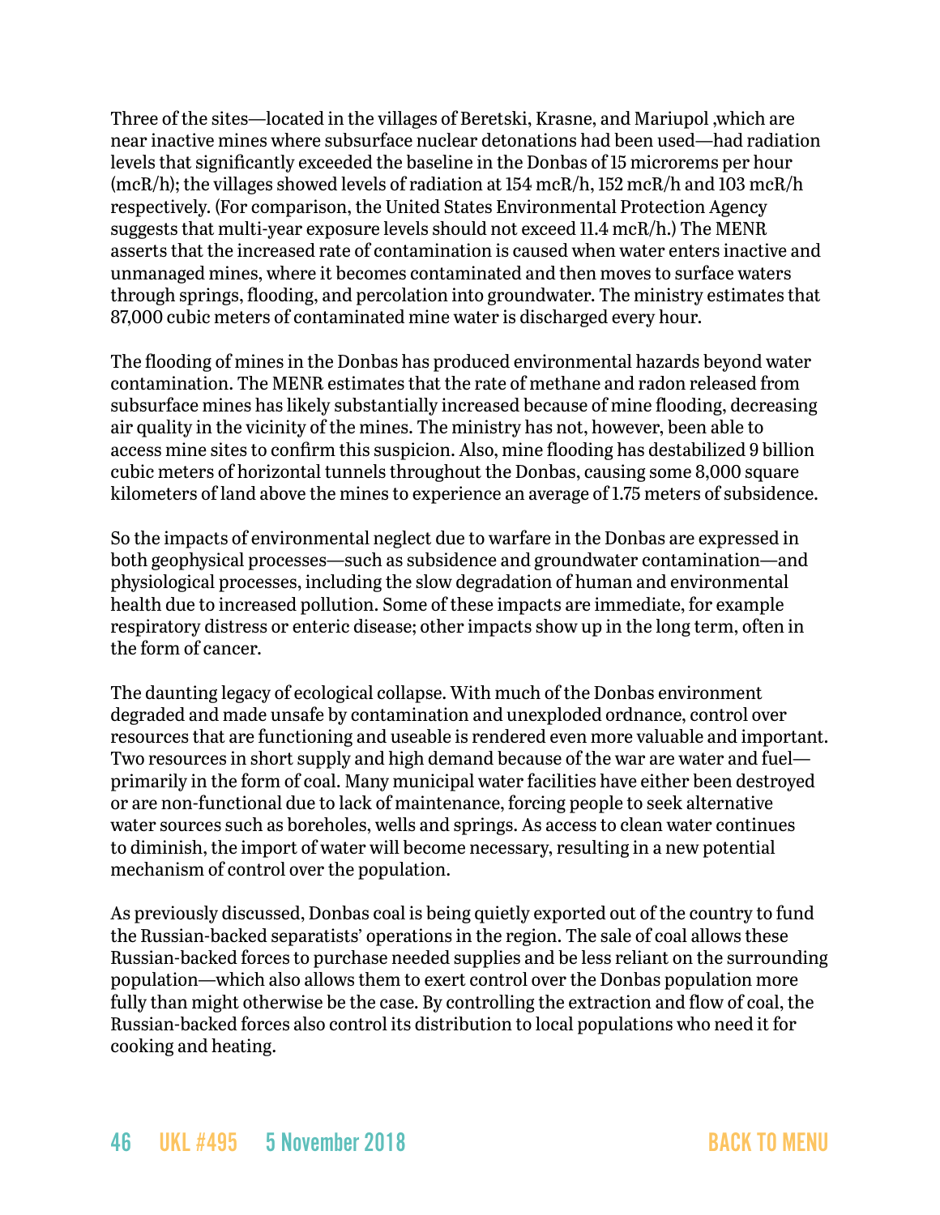Three of the sites—located in the villages of Beretski, Krasne, and Mariupol ,which are near inactive mines where subsurface nuclear detonations had been used—had radiation levels that significantly exceeded the baseline in the Donbas of 15 microrems per hour (mcR/h); the villages showed levels of radiation at 154 mcR/h, 152 mcR/h and 103 mcR/h respectively. (For comparison, the United States Environmental Protection Agency suggests that multi-year exposure levels should not exceed 11.4 mcR/h.) The MENR asserts that the increased rate of contamination is caused when water enters inactive and unmanaged mines, where it becomes contaminated and then moves to surface waters through springs, flooding, and percolation into groundwater. The ministry estimates that 87,000 cubic meters of contaminated mine water is discharged every hour.

The flooding of mines in the Donbas has produced environmental hazards beyond water contamination. The MENR estimates that the rate of methane and radon released from subsurface mines has likely substantially increased because of mine flooding, decreasing air quality in the vicinity of the mines. The ministry has not, however, been able to access mine sites to confirm this suspicion. Also, mine flooding has destabilized 9 billion cubic meters of horizontal tunnels throughout the Donbas, causing some 8,000 square kilometers of land above the mines to experience an average of 1.75 meters of subsidence.

So the impacts of environmental neglect due to warfare in the Donbas are expressed in both geophysical processes—such as subsidence and groundwater contamination—and physiological processes, including the slow degradation of human and environmental health due to increased pollution. Some of these impacts are immediate, for example respiratory distress or enteric disease; other impacts show up in the long term, often in the form of cancer.

The daunting legacy of ecological collapse. With much of the Donbas environment degraded and made unsafe by contamination and unexploded ordnance, control over resources that are functioning and useable is rendered even more valuable and important. Two resources in short supply and high demand because of the war are water and fuel—primarily in the form of coal. Many municipal water facilities have either been destroyed or are non-functional due to lack of maintenance, forcing people to seek alternative water sources such as boreholes, wells and springs. As access to clean water continues to diminish, the import of water will become necessary, resulting in a new potential mechanism of control over the population.

As previously discussed, Donbas coal is being quietly exported out of the country to fund the Russian-backed separatists' operations in the region. The sale of coal allows these Russian-backed forces to purchase needed supplies and be less reliant on the surrounding population—which also allows them to exert control over the Donbas population more fully than might otherwise be the case. By controlling the extraction and flow of coal, the Russian-backed forces also control its distribution to local populations who need it for cooking and heating.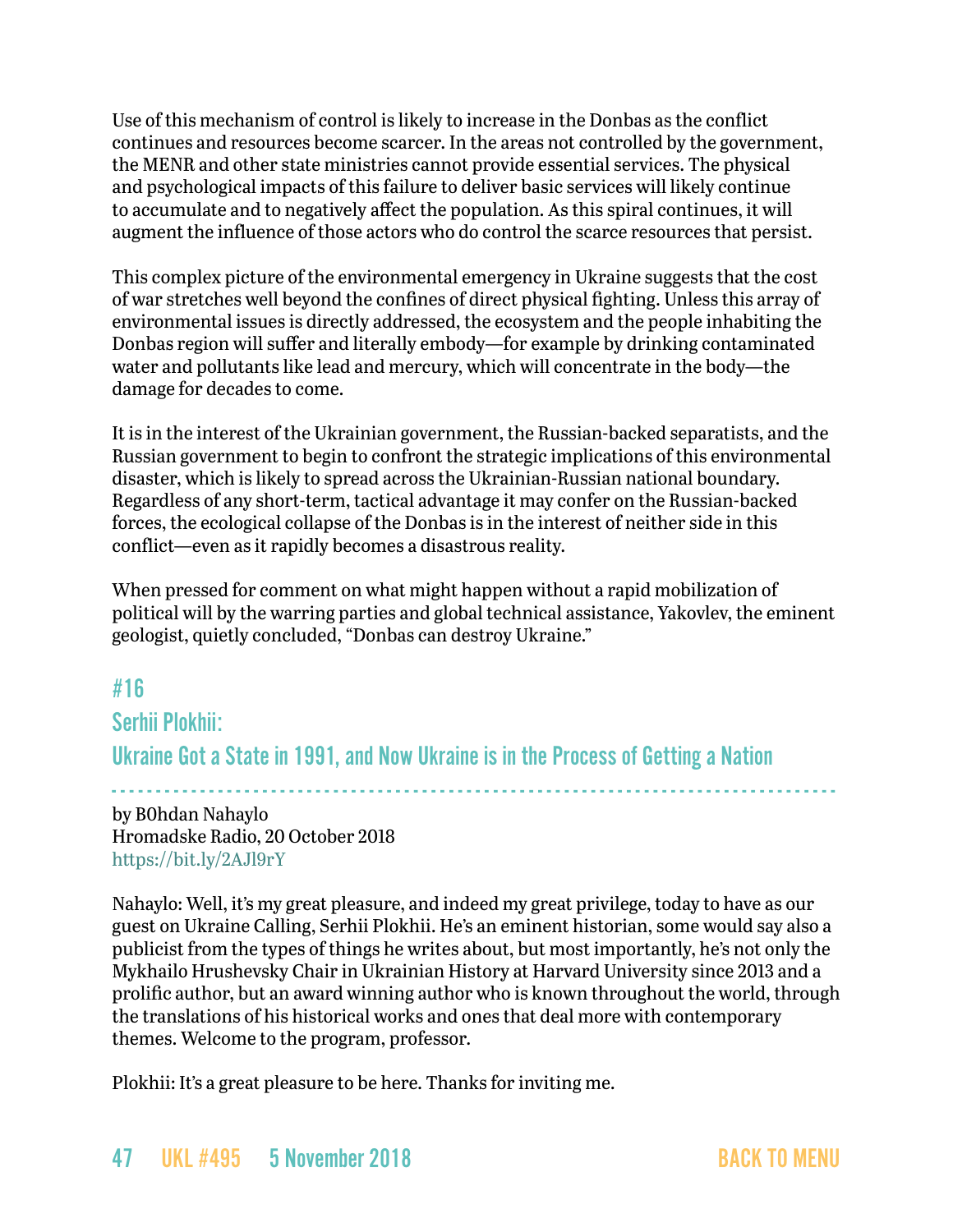Use of this mechanism of control is likely to increase in the Donbas as the conflict continues and resources become scarcer. In the areas not controlled by the government, the MENR and other state ministries cannot provide essential services. The physical and psychological impacts of this failure to deliver basic services will likely continue to accumulate and to negatively affect the population. As this spiral continues, it will augment the influence of those actors who do control the scarce resources that persist.

This complex picture of the environmental emergency in Ukraine suggests that the cost of war stretches well beyond the confines of direct physical fighting. Unless this array of environmental issues is directly addressed, the ecosystem and the people inhabiting the Donbas region will suffer and literally embody—for example by drinking contaminated water and pollutants like lead and mercury, which will concentrate in the body—the damage for decades to come.

It is in the interest of the Ukrainian government, the Russian-backed separatists, and the Russian government to begin to confront the strategic implications of this environmental disaster, which is likely to spread across the Ukrainian-Russian national boundary. Regardless of any short-term, tactical advantage it may confer on the Russian-backed forces, the ecological collapse of the Donbas is in the interest of neither side in this conflict—even as it rapidly becomes a disastrous reality.

When pressed for comment on what might happen without a rapid mobilization of political will by the warring parties and global technical assistance, Yakovlev, the eminent geologist, quietly concluded, "Donbas can destroy Ukraine."

## #16
## Serhii Plokhii:
## Ukraine Got a State in 1991, and Now Ukraine is in the Process of Getting a Nation

by B0hdan Nahaylo
Hromadske Radio, 20 October 2018
https://bit.ly/2AJl9rY

Nahaylo: Well, it's my great pleasure, and indeed my great privilege, today to have as our guest on Ukraine Calling, Serhii Plokhii. He's an eminent historian, some would say also a publicist from the types of things he writes about, but most importantly, he's not only the Mykhailo Hrushevsky Chair in Ukrainian History at Harvard University since 2013 and a prolific author, but an award winning author who is known throughout the world, through the translations of his historical works and ones that deal more with contemporary themes. Welcome to the program, professor.

Plokhii: It's a great pleasure to be here. Thanks for inviting me.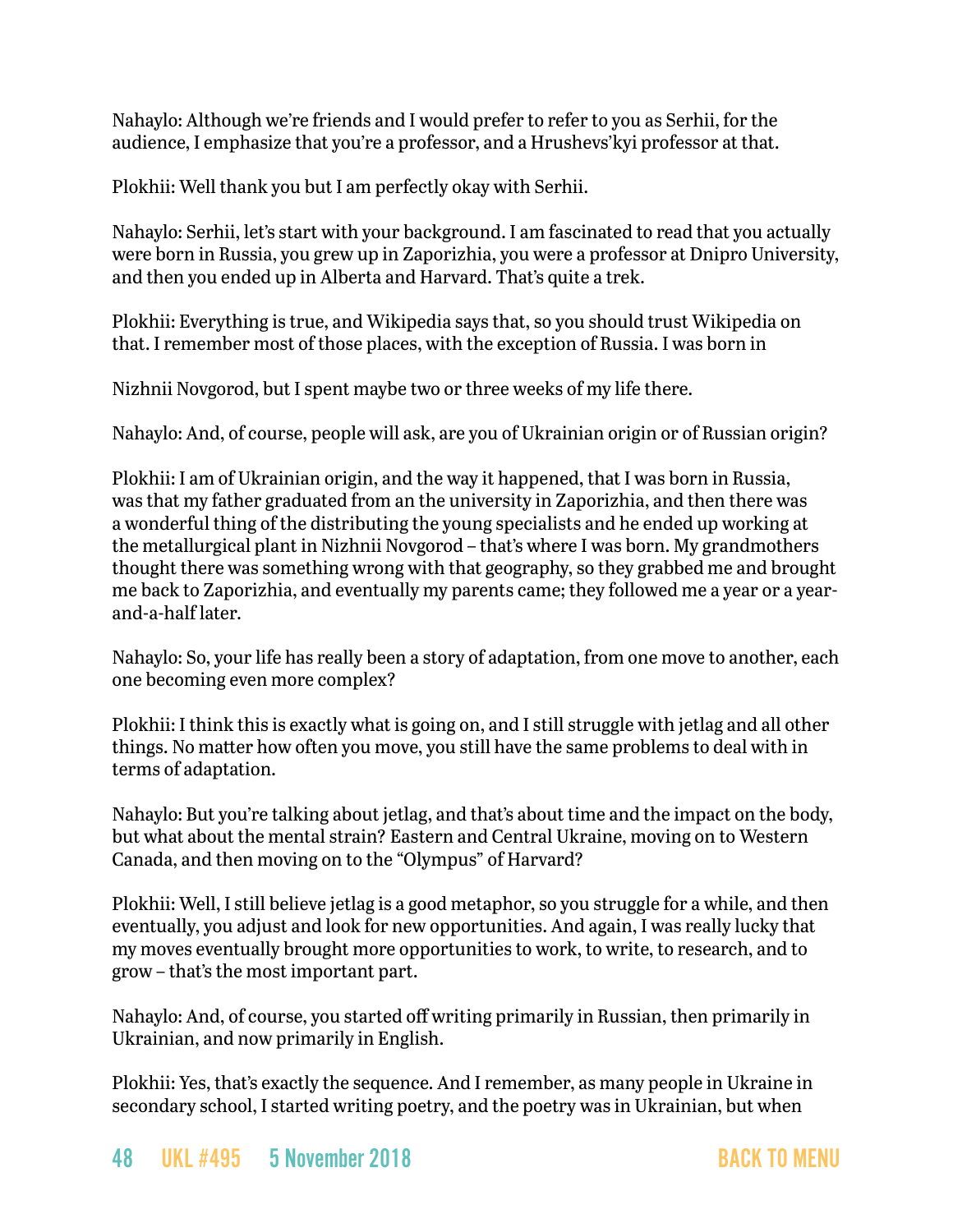Nahaylo: Although we're friends and I would prefer to refer to you as Serhii, for the audience, I emphasize that you're a professor, and a Hrushevs'kyi professor at that.

Plokhii: Well thank you but I am perfectly okay with Serhii.

Nahaylo: Serhii, let's start with your background. I am fascinated to read that you actually were born in Russia, you grew up in Zaporizhia, you were a professor at Dnipro University, and then you ended up in Alberta and Harvard. That's quite a trek.

Plokhii: Everything is true, and Wikipedia says that, so you should trust Wikipedia on that. I remember most of those places, with the exception of Russia. I was born in Nizhnii Novgorod, but I spent maybe two or three weeks of my life there.

Nahaylo: And, of course, people will ask, are you of Ukrainian origin or of Russian origin?

Plokhii: I am of Ukrainian origin, and the way it happened, that I was born in Russia, was that my father graduated from an the university in Zaporizhia, and then there was a wonderful thing of the distributing the young specialists and he ended up working at the metallurgical plant in Nizhnii Novgorod – that's where I was born. My grandmothers thought there was something wrong with that geography, so they grabbed me and brought me back to Zaporizhia, and eventually my parents came; they followed me a year or a year-and-a-half later.

Nahaylo: So, your life has really been a story of adaptation, from one move to another, each one becoming even more complex?

Plokhii: I think this is exactly what is going on, and I still struggle with jetlag and all other things. No matter how often you move, you still have the same problems to deal with in terms of adaptation.

Nahaylo: But you're talking about jetlag, and that's about time and the impact on the body, but what about the mental strain? Eastern and Central Ukraine, moving on to Western Canada, and then moving on to the "Olympus" of Harvard?

Plokhii: Well, I still believe jetlag is a good metaphor, so you struggle for a while, and then eventually, you adjust and look for new opportunities. And again, I was really lucky that my moves eventually brought more opportunities to work, to write, to research, and to grow – that's the most important part.

Nahaylo: And, of course, you started off writing primarily in Russian, then primarily in Ukrainian, and now primarily in English.

Plokhii: Yes, that's exactly the sequence. And I remember, as many people in Ukraine in secondary school, I started writing poetry, and the poetry was in Ukrainian, but when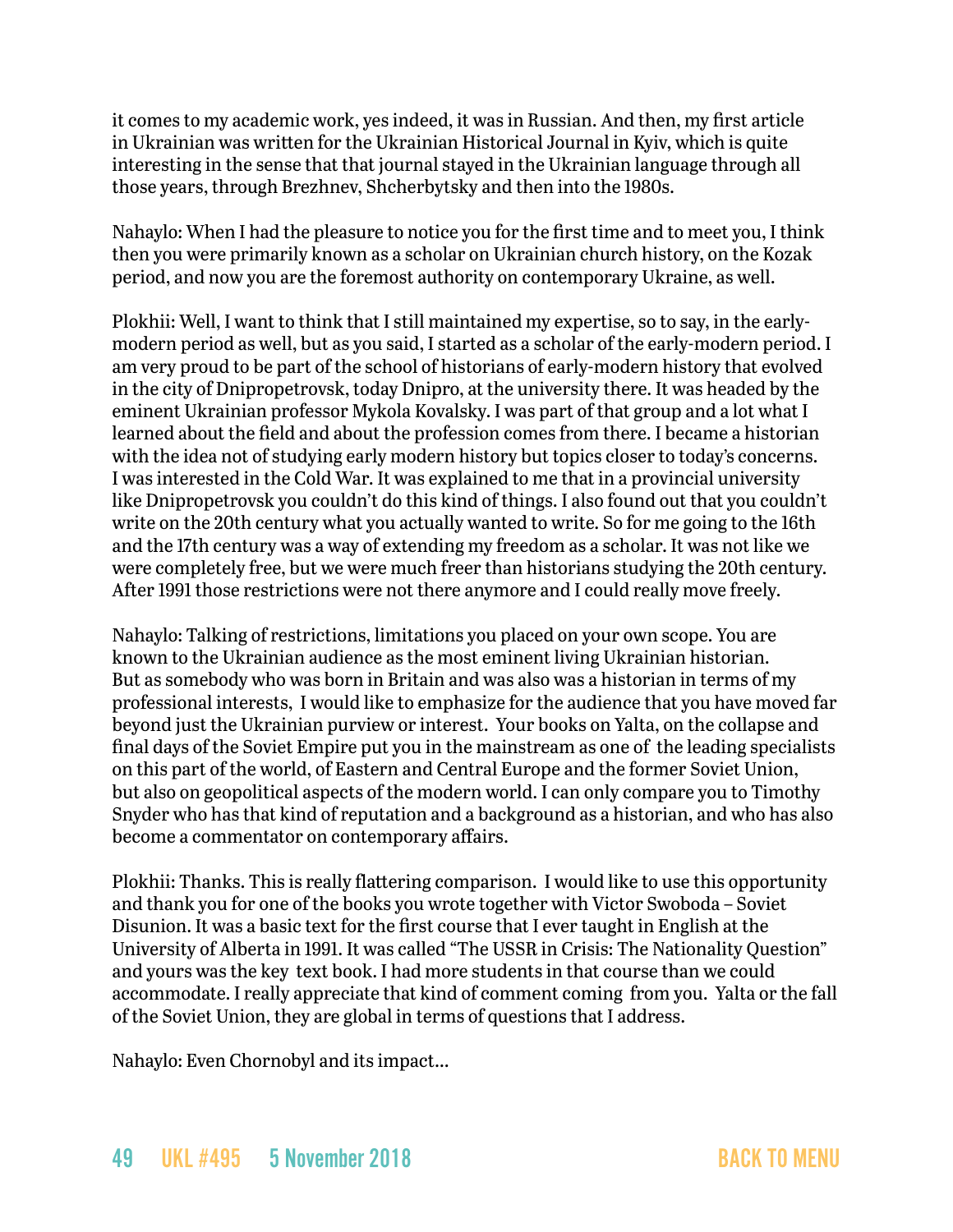it comes to my academic work, yes indeed, it was in Russian. And then, my first article in Ukrainian was written for the Ukrainian Historical Journal in Kyiv, which is quite interesting in the sense that that journal stayed in the Ukrainian language through all those years, through Brezhnev, Shcherbytsky and then into the 1980s.

Nahaylo: When I had the pleasure to notice you for the first time and to meet you, I think then you were primarily known as a scholar on Ukrainian church history, on the Kozak period, and now you are the foremost authority on contemporary Ukraine, as well.

Plokhii: Well, I want to think that I still maintained my expertise, so to say, in the early-modern period as well, but as you said, I started as a scholar of the early-modern period. I am very proud to be part of the school of historians of early-modern history that evolved in the city of Dnipropetrovsk, today Dnipro, at the university there. It was headed by the eminent Ukrainian professor Mykola Kovalsky. I was part of that group and a lot what I learned about the field and about the profession comes from there. I became a historian with the idea not of studying early modern history but topics closer to today's concerns. I was interested in the Cold War. It was explained to me that in a provincial university like Dnipropetrovsk you couldn't do this kind of things. I also found out that you couldn't write on the 20th century what you actually wanted to write. So for me going to the 16th and the 17th century was a way of extending my freedom as a scholar. It was not like we were completely free, but we were much freer than historians studying the 20th century. After 1991 those restrictions were not there anymore and I could really move freely.

Nahaylo: Talking of restrictions, limitations you placed on your own scope. You are known to the Ukrainian audience as the most eminent living Ukrainian historian. But as somebody who was born in Britain and was also was a historian in terms of my professional interests, I would like to emphasize for the audience that you have moved far beyond just the Ukrainian purview or interest. Your books on Yalta, on the collapse and final days of the Soviet Empire put you in the mainstream as one of the leading specialists on this part of the world, of Eastern and Central Europe and the former Soviet Union, but also on geopolitical aspects of the modern world. I can only compare you to Timothy Snyder who has that kind of reputation and a background as a historian, and who has also become a commentator on contemporary affairs.

Plokhii: Thanks. This is really flattering comparison. I would like to use this opportunity and thank you for one of the books you wrote together with Victor Swoboda – Soviet Disunion. It was a basic text for the first course that I ever taught in English at the University of Alberta in 1991. It was called "The USSR in Crisis: The Nationality Question" and yours was the key text book. I had more students in that course than we could accommodate. I really appreciate that kind of comment coming from you. Yalta or the fall of the Soviet Union, they are global in terms of questions that I address.

Nahaylo: Even Chornobyl and its impact…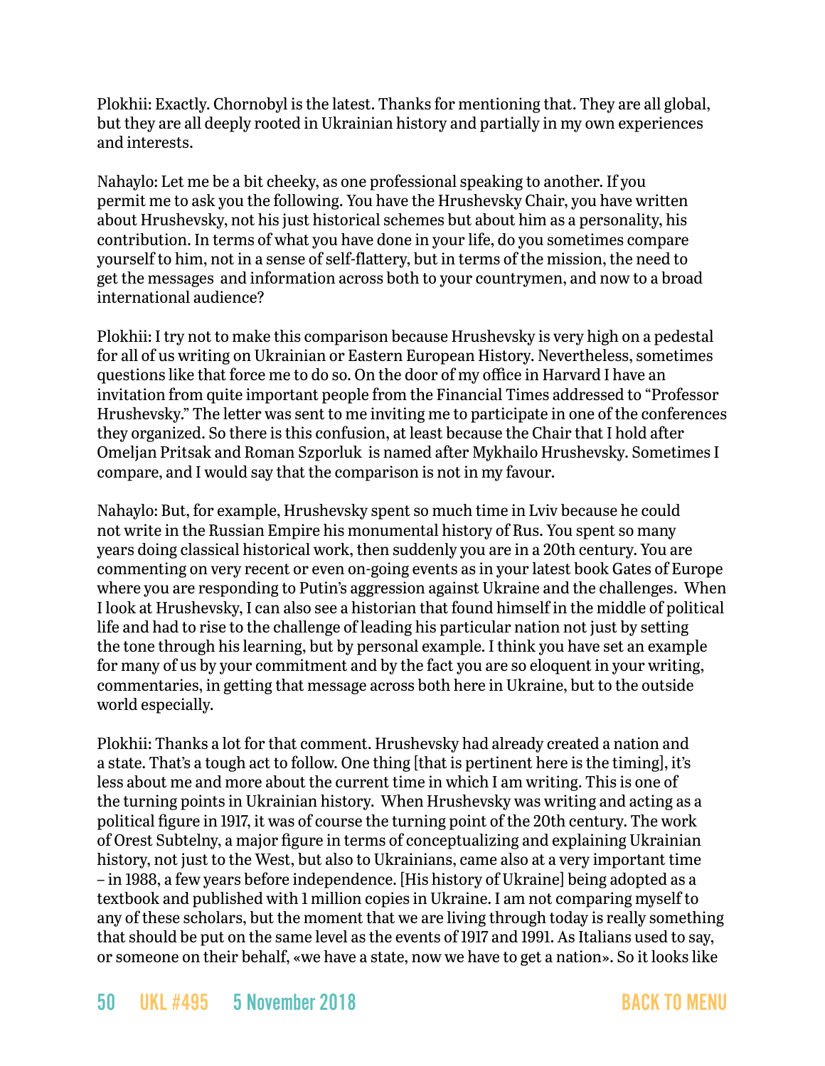Plokhii: Exactly. Chornobyl is the latest. Thanks for mentioning that. They are all global, but they are all deeply rooted in Ukrainian history and partially in my own experiences and interests.

Nahaylo: Let me be a bit cheeky, as one professional speaking to another. If you permit me to ask you the following. You have the Hrushevsky Chair, you have written about Hrushevsky, not his just historical schemes but about him as a personality, his contribution. In terms of what you have done in your life, do you sometimes compare yourself to him, not in a sense of self-flattery, but in terms of the mission, the need to get the messages and information across both to your countrymen, and now to a broad international audience?

Plokhii: I try not to make this comparison because Hrushevsky is very high on a pedestal for all of us writing on Ukrainian or Eastern European History. Nevertheless, sometimes questions like that force me to do so. On the door of my office in Harvard I have an invitation from quite important people from the Financial Times addressed to "Professor Hrushevsky." The letter was sent to me inviting me to participate in one of the conferences they organized. So there is this confusion, at least because the Chair that I hold after Omeljan Pritsak and Roman Szporluk is named after Mykhailo Hrushevsky. Sometimes I compare, and I would say that the comparison is not in my favour.

Nahaylo: But, for example, Hrushevsky spent so much time in Lviv because he could not write in the Russian Empire his monumental history of Rus. You spent so many years doing classical historical work, then suddenly you are in a 20th century. You are commenting on very recent or even on-going events as in your latest book Gates of Europe where you are responding to Putin's aggression against Ukraine and the challenges. When I look at Hrushevsky, I can also see a historian that found himself in the middle of political life and had to rise to the challenge of leading his particular nation not just by setting the tone through his learning, but by personal example. I think you have set an example for many of us by your commitment and by the fact you are so eloquent in your writing, commentaries, in getting that message across both here in Ukraine, but to the outside world especially.

Plokhii: Thanks a lot for that comment. Hrushevsky had already created a nation and a state. That's a tough act to follow. One thing [that is pertinent here is the timing], it's less about me and more about the current time in which I am writing. This is one of the turning points in Ukrainian history. When Hrushevsky was writing and acting as a political figure in 1917, it was of course the turning point of the 20th century. The work of Orest Subtelny, a major figure in terms of conceptualizing and explaining Ukrainian history, not just to the West, but also to Ukrainians, came also at a very important time – in 1988, a few years before independence. [His history of Ukraine] being adopted as a textbook and published with 1 million copies in Ukraine. I am not comparing myself to any of these scholars, but the moment that we are living through today is really something that should be put on the same level as the events of 1917 and 1991. As Italians used to say, or someone on their behalf, «we have a state, now we have to get a nation». So it looks like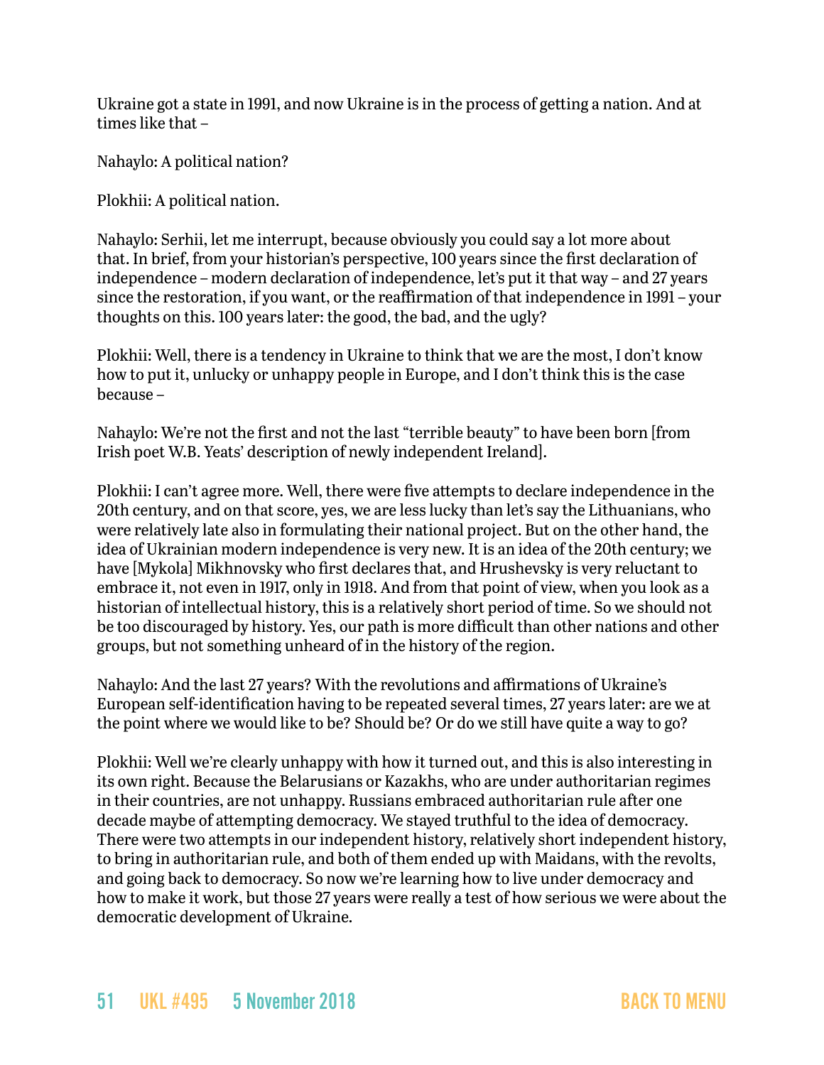Ukraine got a state in 1991, and now Ukraine is in the process of getting a nation. And at times like that –

Nahaylo: A political nation?

Plokhii: A political nation.

Nahaylo: Serhii, let me interrupt, because obviously you could say a lot more about that. In brief, from your historian's perspective, 100 years since the first declaration of independence – modern declaration of independence, let's put it that way – and 27 years since the restoration, if you want, or the reaffirmation of that independence in 1991 – your thoughts on this. 100 years later: the good, the bad, and the ugly?

Plokhii: Well, there is a tendency in Ukraine to think that we are the most, I don't know how to put it, unlucky or unhappy people in Europe, and I don't think this is the case because –

Nahaylo: We're not the first and not the last "terrible beauty" to have been born [from Irish poet W.B. Yeats' description of newly independent Ireland].

Plokhii: I can't agree more. Well, there were five attempts to declare independence in the 20th century, and on that score, yes, we are less lucky than let's say the Lithuanians, who were relatively late also in formulating their national project. But on the other hand, the idea of Ukrainian modern independence is very new. It is an idea of the 20th century; we have [Mykola] Mikhnovsky who first declares that, and Hrushevsky is very reluctant to embrace it, not even in 1917, only in 1918. And from that point of view, when you look as a historian of intellectual history, this is a relatively short period of time. So we should not be too discouraged by history. Yes, our path is more difficult than other nations and other groups, but not something unheard of in the history of the region.

Nahaylo: And the last 27 years? With the revolutions and affirmations of Ukraine's European self-identification having to be repeated several times, 27 years later: are we at the point where we would like to be? Should be? Or do we still have quite a way to go?

Plokhii: Well we're clearly unhappy with how it turned out, and this is also interesting in its own right. Because the Belarusians or Kazakhs, who are under authoritarian regimes in their countries, are not unhappy. Russians embraced authoritarian rule after one decade maybe of attempting democracy. We stayed truthful to the idea of democracy. There were two attempts in our independent history, relatively short independent history, to bring in authoritarian rule, and both of them ended up with Maidans, with the revolts, and going back to democracy. So now we're learning how to live under democracy and how to make it work, but those 27 years were really a test of how serious we were about the democratic development of Ukraine.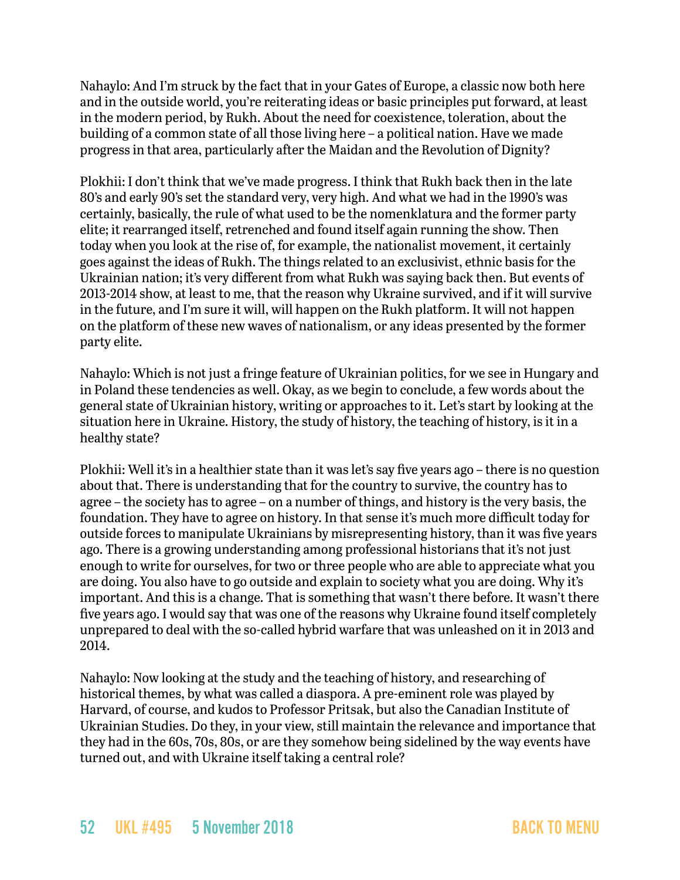Nahaylo: And I'm struck by the fact that in your Gates of Europe, a classic now both here and in the outside world, you're reiterating ideas or basic principles put forward, at least in the modern period, by Rukh. About the need for coexistence, toleration, about the building of a common state of all those living here – a political nation. Have we made progress in that area, particularly after the Maidan and the Revolution of Dignity?

Plokhii: I don't think that we've made progress. I think that Rukh back then in the late 80's and early 90's set the standard very, very high. And what we had in the 1990's was certainly, basically, the rule of what used to be the nomenklatura and the former party elite; it rearranged itself, retrenched and found itself again running the show. Then today when you look at the rise of, for example, the nationalist movement, it certainly goes against the ideas of Rukh. The things related to an exclusivist, ethnic basis for the Ukrainian nation; it's very different from what Rukh was saying back then. But events of 2013-2014 show, at least to me, that the reason why Ukraine survived, and if it will survive in the future, and I'm sure it will, will happen on the Rukh platform. It will not happen on the platform of these new waves of nationalism, or any ideas presented by the former party elite.

Nahaylo: Which is not just a fringe feature of Ukrainian politics, for we see in Hungary and in Poland these tendencies as well. Okay, as we begin to conclude, a few words about the general state of Ukrainian history, writing or approaches to it. Let's start by looking at the situation here in Ukraine. History, the study of history, the teaching of history, is it in a healthy state?

Plokhii: Well it's in a healthier state than it was let's say five years ago – there is no question about that. There is understanding that for the country to survive, the country has to agree – the society has to agree – on a number of things, and history is the very basis, the foundation. They have to agree on history. In that sense it's much more difficult today for outside forces to manipulate Ukrainians by misrepresenting history, than it was five years ago. There is a growing understanding among professional historians that it's not just enough to write for ourselves, for two or three people who are able to appreciate what you are doing. You also have to go outside and explain to society what you are doing. Why it's important. And this is a change. That is something that wasn't there before. It wasn't there five years ago. I would say that was one of the reasons why Ukraine found itself completely unprepared to deal with the so-called hybrid warfare that was unleashed on it in 2013 and 2014.

Nahaylo: Now looking at the study and the teaching of history, and researching of historical themes, by what was called a diaspora. A pre-eminent role was played by Harvard, of course, and kudos to Professor Pritsak, but also the Canadian Institute of Ukrainian Studies. Do they, in your view, still maintain the relevance and importance that they had in the 60s, 70s, 80s, or are they somehow being sidelined by the way events have turned out, and with Ukraine itself taking a central role?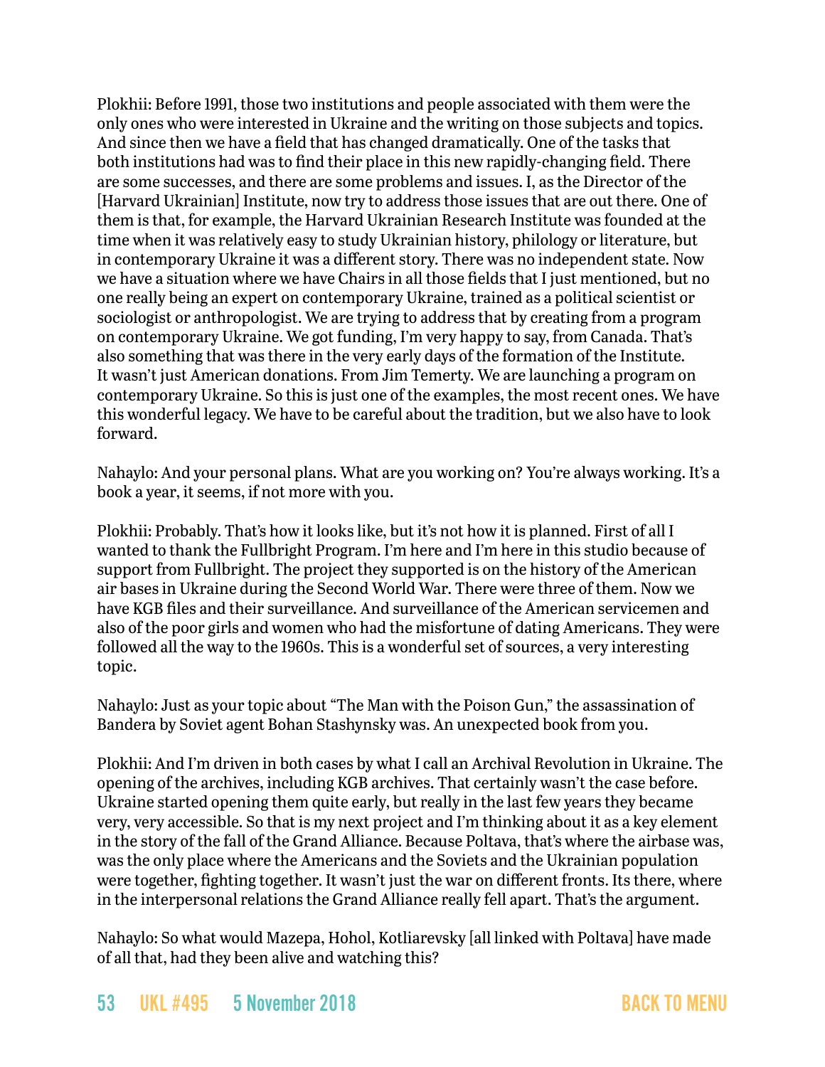Plokhii: Before 1991, those two institutions and people associated with them were the only ones who were interested in Ukraine and the writing on those subjects and topics. And since then we have a field that has changed dramatically. One of the tasks that both institutions had was to find their place in this new rapidly-changing field. There are some successes, and there are some problems and issues. I, as the Director of the [Harvard Ukrainian] Institute, now try to address those issues that are out there. One of them is that, for example, the Harvard Ukrainian Research Institute was founded at the time when it was relatively easy to study Ukrainian history, philology or literature, but in contemporary Ukraine it was a different story. There was no independent state. Now we have a situation where we have Chairs in all those fields that I just mentioned, but no one really being an expert on contemporary Ukraine, trained as a political scientist or sociologist or anthropologist. We are trying to address that by creating from a program on contemporary Ukraine. We got funding, I'm very happy to say, from Canada. That's also something that was there in the very early days of the formation of the Institute. It wasn't just American donations. From Jim Temerty. We are launching a program on contemporary Ukraine. So this is just one of the examples, the most recent ones. We have this wonderful legacy. We have to be careful about the tradition, but we also have to look forward.

Nahaylo: And your personal plans. What are you working on? You're always working. It's a book a year, it seems, if not more with you.

Plokhii: Probably. That's how it looks like, but it's not how it is planned. First of all I wanted to thank the Fullbright Program. I'm here and I'm here in this studio because of support from Fullbright. The project they supported is on the history of the American air bases in Ukraine during the Second World War. There were three of them. Now we have KGB files and their surveillance. And surveillance of the American servicemen and also of the poor girls and women who had the misfortune of dating Americans. They were followed all the way to the 1960s. This is a wonderful set of sources, a very interesting topic.

Nahaylo: Just as your topic about "The Man with the Poison Gun," the assassination of Bandera by Soviet agent Bohan Stashynsky was. An unexpected book from you.

Plokhii: And I'm driven in both cases by what I call an Archival Revolution in Ukraine. The opening of the archives, including KGB archives. That certainly wasn't the case before. Ukraine started opening them quite early, but really in the last few years they became very, very accessible. So that is my next project and I'm thinking about it as a key element in the story of the fall of the Grand Alliance. Because Poltava, that's where the airbase was, was the only place where the Americans and the Soviets and the Ukrainian population were together, fighting together. It wasn't just the war on different fronts. Its there, where in the interpersonal relations the Grand Alliance really fell apart. That's the argument.

Nahaylo: So what would Mazepa, Hohol, Kotliarevsky [all linked with Poltava] have made of all that, had they been alive and watching this?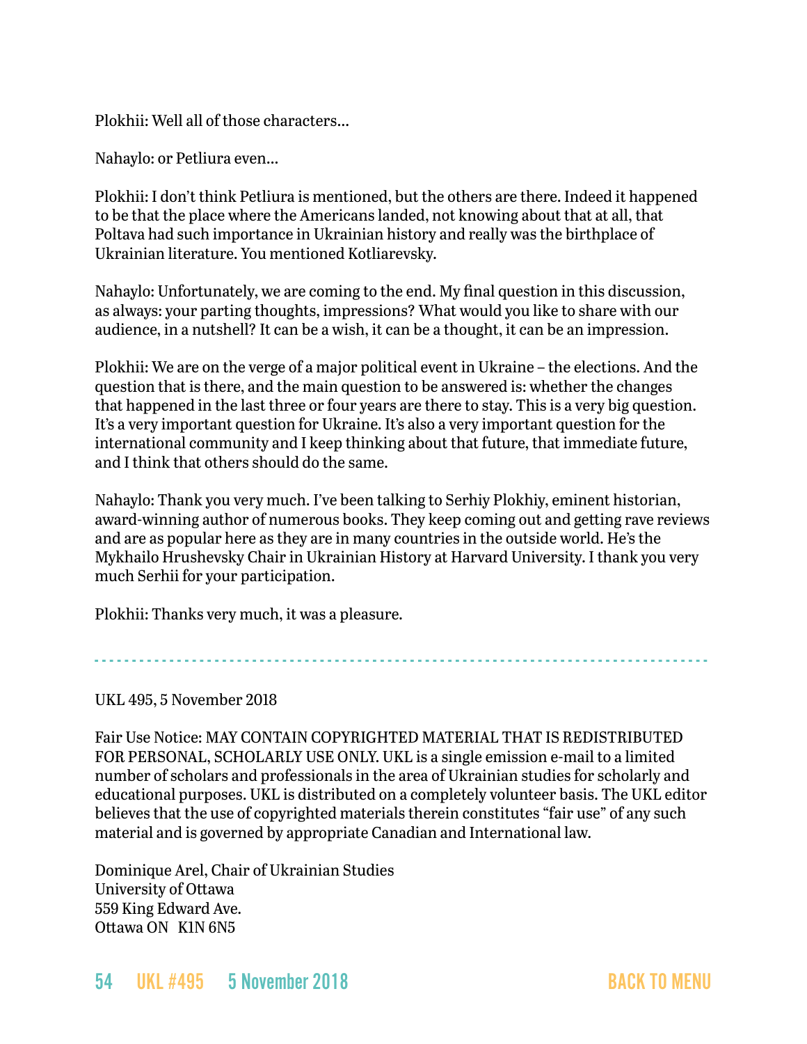Plokhii: Well all of those characters…

Nahaylo: or Petliura even…

Plokhii: I don't think Petliura is mentioned, but the others are there. Indeed it happened to be that the place where the Americans landed, not knowing about that at all, that Poltava had such importance in Ukrainian history and really was the birthplace of Ukrainian literature. You mentioned Kotliarevsky.

Nahaylo: Unfortunately, we are coming to the end. My final question in this discussion, as always: your parting thoughts, impressions? What would you like to share with our audience, in a nutshell? It can be a wish, it can be a thought, it can be an impression.

Plokhii: We are on the verge of a major political event in Ukraine – the elections. And the question that is there, and the main question to be answered is: whether the changes that happened in the last three or four years are there to stay. This is a very big question. It's a very important question for Ukraine. It's also a very important question for the international community and I keep thinking about that future, that immediate future, and I think that others should do the same.

Nahaylo: Thank you very much. I've been talking to Serhiy Plokhiy, eminent historian, award-winning author of numerous books. They keep coming out and getting rave reviews and are as popular here as they are in many countries in the outside world. He's the Mykhailo Hrushevsky Chair in Ukrainian History at Harvard University. I thank you very much Serhii for your participation.

Plokhii: Thanks very much, it was a pleasure.

---

UKL 495, 5 November 2018

Fair Use Notice: MAY CONTAIN COPYRIGHTED MATERIAL THAT IS REDISTRIBUTED FOR PERSONAL, SCHOLARLY USE ONLY. UKL is a single emission e-mail to a limited number of scholars and professionals in the area of Ukrainian studies for scholarly and educational purposes. UKL is distributed on a completely volunteer basis. The UKL editor believes that the use of copyrighted materials therein constitutes "fair use" of any such material and is governed by appropriate Canadian and International law.

Dominique Arel, Chair of Ukrainian Studies
University of Ottawa
559 King Edward Ave.
Ottawa ON K1N 6N5

BACK TO MENU